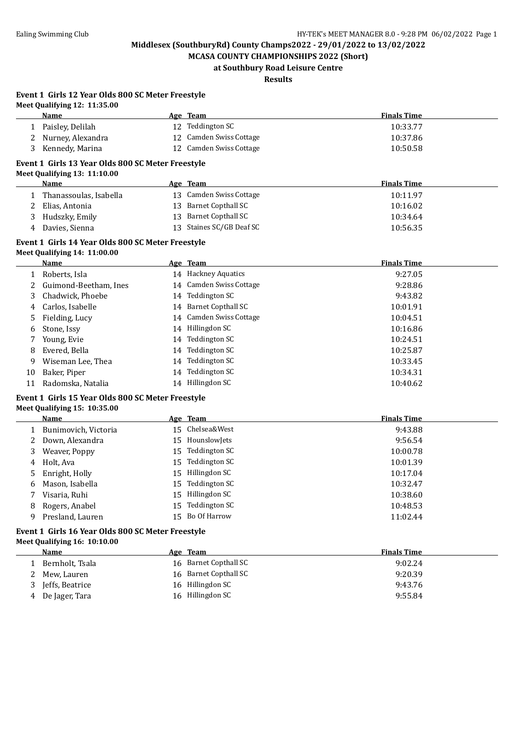**Middlesex (SouthburyRd) County Champs2022 - 29/01/2022 to 13/02/2022**

**MCASA COUNTY CHAMPIONSHIPS 2022 (Short)**

**at Southbury Road Leisure Centre**

**Results**

### Event 1 Girls 12 Year Olds 800 SC Meter Freestyle

**Meet Qualifying 12: 11:35.00**

| | Name | Age | Team | Finals Time |
|---|---|---|---|---|
| 1 | Paisley, Delilah | 12 | Teddington SC | 10:33.77 |
| 2 | Nurney, Alexandra | 12 | Camden Swiss Cottage | 10:37.86 |
| 3 | Kennedy, Marina | 12 | Camden Swiss Cottage | 10:50.58 |

### Event 1 Girls 13 Year Olds 800 SC Meter Freestyle

**Meet Qualifying 13: 11:10.00**

| | Name | Age | Team | Finals Time |
|---|---|---|---|---|
| 1 | Thanassoulas, Isabella | 13 | Camden Swiss Cottage | 10:11.97 |
| 2 | Elias, Antonia | 13 | Barnet Copthall SC | 10:16.02 |
| 3 | Hudszky, Emily | 13 | Barnet Copthall SC | 10:34.64 |
| 4 | Davies, Sienna | 13 | Staines SC/GB Deaf SC | 10:56.35 |

### Event 1 Girls 14 Year Olds 800 SC Meter Freestyle

**Meet Qualifying 14: 11:00.00**

| | Name | Age | Team | Finals Time |
|---|---|---|---|---|
| 1 | Roberts, Isla | 14 | Hackney Aquatics | 9:27.05 |
| 2 | Guimond-Beetham, Ines | 14 | Camden Swiss Cottage | 9:28.86 |
| 3 | Chadwick, Phoebe | 14 | Teddington SC | 9:43.82 |
| 4 | Carlos, Isabelle | 14 | Barnet Copthall SC | 10:01.91 |
| 5 | Fielding, Lucy | 14 | Camden Swiss Cottage | 10:04.51 |
| 6 | Stone, Issy | 14 | Hillingdon SC | 10:16.86 |
| 7 | Young, Evie | 14 | Teddington SC | 10:24.51 |
| 8 | Evered, Bella | 14 | Teddington SC | 10:25.87 |
| 9 | Wiseman Lee, Thea | 14 | Teddington SC | 10:33.45 |
| 10 | Baker, Piper | 14 | Teddington SC | 10:34.31 |
| 11 | Radomska, Natalia | 14 | Hillingdon SC | 10:40.62 |

### Event 1 Girls 15 Year Olds 800 SC Meter Freestyle

**Meet Qualifying 15: 10:35.00**

| | Name | Age | Team | Finals Time |
|---|---|---|---|---|
| 1 | Bunimovich, Victoria | 15 | Chelsea&West | 9:43.88 |
| 2 | Down, Alexandra | 15 | HounslowJets | 9:56.54 |
| 3 | Weaver, Poppy | 15 | Teddington SC | 10:00.78 |
| 4 | Holt, Ava | 15 | Teddington SC | 10:01.39 |
| 5 | Enright, Holly | 15 | Hillingdon SC | 10:17.04 |
| 6 | Mason, Isabella | 15 | Teddington SC | 10:32.47 |
| 7 | Visaria, Ruhi | 15 | Hillingdon SC | 10:38.60 |
| 8 | Rogers, Anabel | 15 | Teddington SC | 10:48.53 |
| 9 | Presland, Lauren | 15 | Bo Of Harrow | 11:02.44 |

### Event 1 Girls 16 Year Olds 800 SC Meter Freestyle

**Meet Qualifying 16: 10:10.00**

| | Name | Age | Team | Finals Time |
|---|---|---|---|---|
| 1 | Bernholt, Tsala | 16 | Barnet Copthall SC | 9:02.24 |
| 2 | Mew, Lauren | 16 | Barnet Copthall SC | 9:20.39 |
| 3 | Jeffs, Beatrice | 16 | Hillingdon SC | 9:43.76 |
| 4 | De Jager, Tara | 16 | Hillingdon SC | 9:55.84 |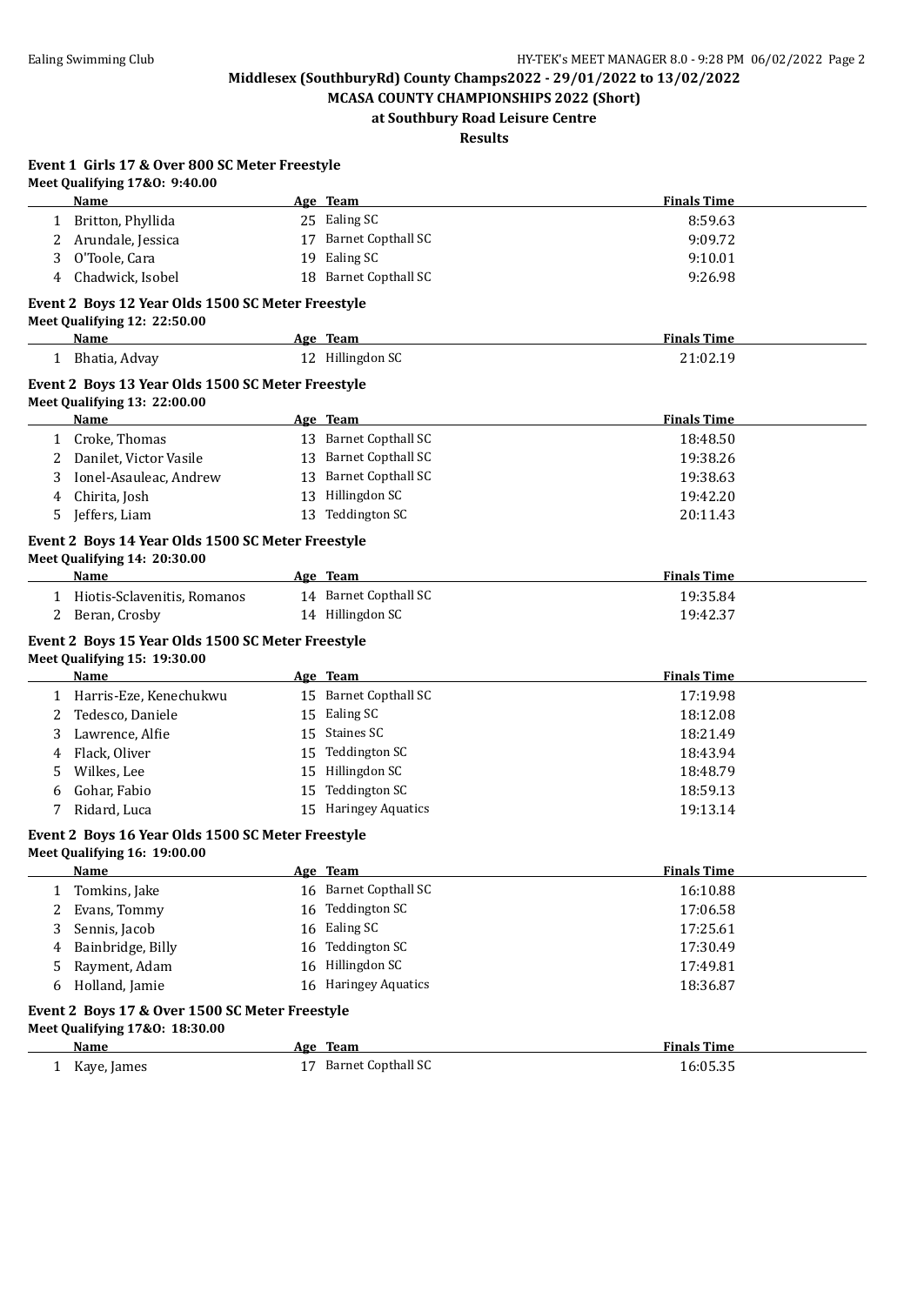Middlesex (SouthburyRd) County Champs2022 - 29/01/2022 to 13/02/2022

MCASA COUNTY CHAMPIONSHIPS 2022 (Short)

at Southbury Road Leisure Centre

Results

### Event 1 Girls 17 & Over 800 SC Meter Freestyle

Meet Qualifying 17&O: 9:40.00

| | Name | Age | Team | Finals Time |
|---|---|---|---|---|
| 1 | Britton, Phyllida | 25 | Ealing SC | 8:59.63 |
| 2 | Arundale, Jessica | 17 | Barnet Copthall SC | 9:09.72 |
| 3 | O'Toole, Cara | 19 | Ealing SC | 9:10.01 |
| 4 | Chadwick, Isobel | 18 | Barnet Copthall SC | 9:26.98 |

### Event 2 Boys 12 Year Olds 1500 SC Meter Freestyle

Meet Qualifying 12: 22:50.00

| | Name | Age | Team | Finals Time |
|---|---|---|---|---|
| 1 | Bhatia, Advay | 12 | Hillingdon SC | 21:02.19 |

### Event 2 Boys 13 Year Olds 1500 SC Meter Freestyle

Meet Qualifying 13: 22:00.00

| | Name | Age | Team | Finals Time |
|---|---|---|---|---|
| 1 | Croke, Thomas | 13 | Barnet Copthall SC | 18:48.50 |
| 2 | Danilet, Victor Vasile | 13 | Barnet Copthall SC | 19:38.26 |
| 3 | Ionel-Asauleac, Andrew | 13 | Barnet Copthall SC | 19:38.63 |
| 4 | Chirita, Josh | 13 | Hillingdon SC | 19:42.20 |
| 5 | Jeffers, Liam | 13 | Teddington SC | 20:11.43 |

### Event 2 Boys 14 Year Olds 1500 SC Meter Freestyle

Meet Qualifying 14: 20:30.00

| | Name | Age | Team | Finals Time |
|---|---|---|---|---|
| 1 | Hiotis-Sclavenitis, Romanos | 14 | Barnet Copthall SC | 19:35.84 |
| 2 | Beran, Crosby | 14 | Hillingdon SC | 19:42.37 |

### Event 2 Boys 15 Year Olds 1500 SC Meter Freestyle

Meet Qualifying 15: 19:30.00

| | Name | Age | Team | Finals Time |
|---|---|---|---|---|
| 1 | Harris-Eze, Kenechukwu | 15 | Barnet Copthall SC | 17:19.98 |
| 2 | Tedesco, Daniele | 15 | Ealing SC | 18:12.08 |
| 3 | Lawrence, Alfie | 15 | Staines SC | 18:21.49 |
| 4 | Flack, Oliver | 15 | Teddington SC | 18:43.94 |
| 5 | Wilkes, Lee | 15 | Hillingdon SC | 18:48.79 |
| 6 | Gohar, Fabio | 15 | Teddington SC | 18:59.13 |
| 7 | Ridard, Luca | 15 | Haringey Aquatics | 19:13.14 |

### Event 2 Boys 16 Year Olds 1500 SC Meter Freestyle

Meet Qualifying 16: 19:00.00

| | Name | Age | Team | Finals Time |
|---|---|---|---|---|
| 1 | Tomkins, Jake | 16 | Barnet Copthall SC | 16:10.88 |
| 2 | Evans, Tommy | 16 | Teddington SC | 17:06.58 |
| 3 | Sennis, Jacob | 16 | Ealing SC | 17:25.61 |
| 4 | Bainbridge, Billy | 16 | Teddington SC | 17:30.49 |
| 5 | Rayment, Adam | 16 | Hillingdon SC | 17:49.81 |
| 6 | Holland, Jamie | 16 | Haringey Aquatics | 18:36.87 |

### Event 2 Boys 17 & Over 1500 SC Meter Freestyle

Meet Qualifying 17&O: 18:30.00

| | Name | Age | Team | Finals Time |
|---|---|---|---|---|
| 1 | Kaye, James | 17 | Barnet Copthall SC | 16:05.35 |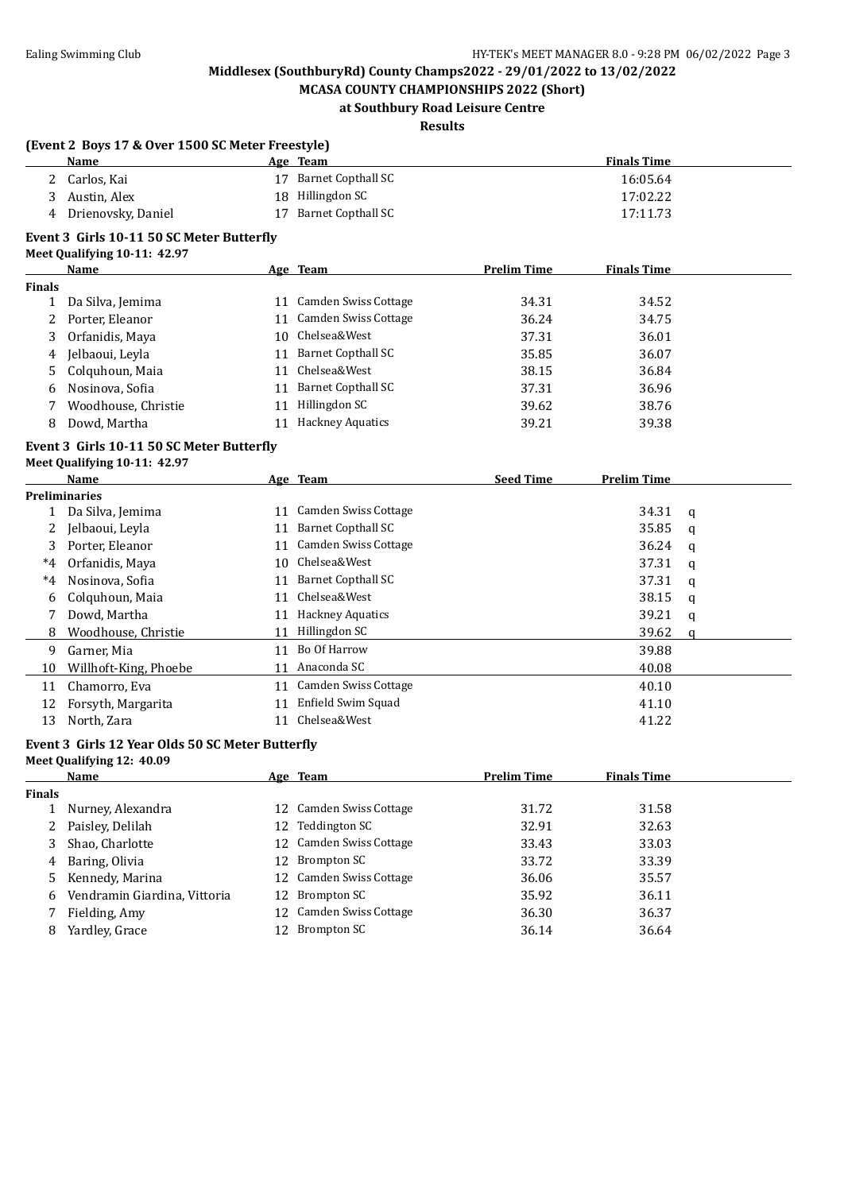**Middlesex (SouthburyRd) County Champs2022 - 29/01/2022 to 13/02/2022**

**MCASA COUNTY CHAMPIONSHIPS 2022 (Short)**

**at Southbury Road Leisure Centre**

**Results**

### (Event 2 Boys 17 & Over 1500 SC Meter Freestyle)

| | Name | Age | Team | Finals Time |
|---|---|---|---|---|
| 2 | Carlos, Kai | 17 | Barnet Copthall SC | 16:05.64 |
| 3 | Austin, Alex | 18 | Hillingdon SC | 17:02.22 |
| 4 | Drienovsky, Daniel | 17 | Barnet Copthall SC | 17:11.73 |

### Event 3 Girls 10-11 50 SC Meter Butterfly

**Meet Qualifying 10-11: 42.97**

| | Name | Age | Team | Prelim Time | Finals Time |
|---|---|---|---|---|---|
| **Finals** | | | | | |
| 1 | Da Silva, Jemima | 11 | Camden Swiss Cottage | 34.31 | 34.52 |
| 2 | Porter, Eleanor | 11 | Camden Swiss Cottage | 36.24 | 34.75 |
| 3 | Orfanidis, Maya | 10 | Chelsea&West | 37.31 | 36.01 |
| 4 | Jelbaoui, Leyla | 11 | Barnet Copthall SC | 35.85 | 36.07 |
| 5 | Colquhoun, Maia | 11 | Chelsea&West | 38.15 | 36.84 |
| 6 | Nosinova, Sofia | 11 | Barnet Copthall SC | 37.31 | 36.96 |
| 7 | Woodhouse, Christie | 11 | Hillingdon SC | 39.62 | 38.76 |
| 8 | Dowd, Martha | 11 | Hackney Aquatics | 39.21 | 39.38 |

### Event 3 Girls 10-11 50 SC Meter Butterfly

**Meet Qualifying 10-11: 42.97**

| | Name | Age | Team | Seed Time | Prelim Time | |
|---|---|---|---|---|---|---|
| **Preliminaries** | | | | | | |
| 1 | Da Silva, Jemima | 11 | Camden Swiss Cottage | | 34.31 | q |
| 2 | Jelbaoui, Leyla | 11 | Barnet Copthall SC | | 35.85 | q |
| 3 | Porter, Eleanor | 11 | Camden Swiss Cottage | | 36.24 | q |
| *4 | Orfanidis, Maya | 10 | Chelsea&West | | 37.31 | q |
| *4 | Nosinova, Sofia | 11 | Barnet Copthall SC | | 37.31 | q |
| 6 | Colquhoun, Maia | 11 | Chelsea&West | | 38.15 | q |
| 7 | Dowd, Martha | 11 | Hackney Aquatics | | 39.21 | q |
| 8 | Woodhouse, Christie | 11 | Hillingdon SC | | 39.62 | q |
| 9 | Garner, Mia | 11 | Bo Of Harrow | | 39.88 | |
| 10 | Willhoft-King, Phoebe | 11 | Anaconda SC | | 40.08 | |
| 11 | Chamorro, Eva | 11 | Camden Swiss Cottage | | 40.10 | |
| 12 | Forsyth, Margarita | 11 | Enfield Swim Squad | | 41.10 | |
| 13 | North, Zara | 11 | Chelsea&West | | 41.22 | |

### Event 3 Girls 12 Year Olds 50 SC Meter Butterfly

**Meet Qualifying 12: 40.09**

| | Name | Age | Team | Prelim Time | Finals Time |
|---|---|---|---|---|---|
| **Finals** | | | | | |
| 1 | Nurney, Alexandra | 12 | Camden Swiss Cottage | 31.72 | 31.58 |
| 2 | Paisley, Delilah | 12 | Teddington SC | 32.91 | 32.63 |
| 3 | Shao, Charlotte | 12 | Camden Swiss Cottage | 33.43 | 33.03 |
| 4 | Baring, Olivia | 12 | Brompton SC | 33.72 | 33.39 |
| 5 | Kennedy, Marina | 12 | Camden Swiss Cottage | 36.06 | 35.57 |
| 6 | Vendramin Giardina, Vittoria | 12 | Brompton SC | 35.92 | 36.11 |
| 7 | Fielding, Amy | 12 | Camden Swiss Cottage | 36.30 | 36.37 |
| 8 | Yardley, Grace | 12 | Brompton SC | 36.14 | 36.64 |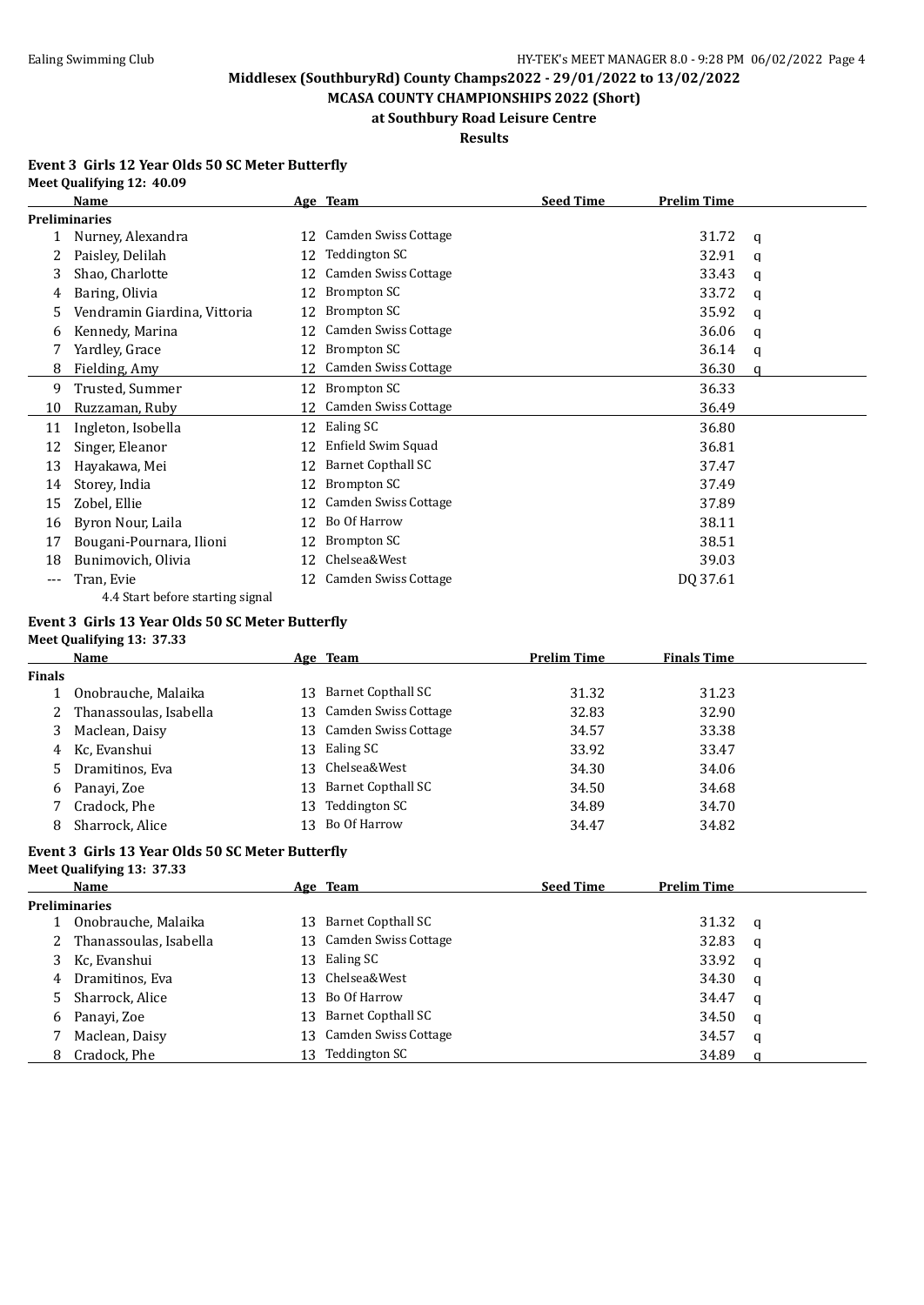## Middlesex (SouthburyRd) County Champs2022 - 29/01/2022 to 13/02/2022

## MCASA COUNTY CHAMPIONSHIPS 2022 (Short)

## at Southbury Road Leisure Centre

## Results

### Event 3 Girls 12 Year Olds 50 SC Meter Butterfly

**Meet Qualifying 12: 40.09**

| | Name | Age | Team | Seed Time | Prelim Time | |
|---|---|---|---|---|---|---|
| **Preliminaries** | | | | | | |
| 1 | Nurney, Alexandra | 12 | Camden Swiss Cottage | | 31.72 | q |
| 2 | Paisley, Delilah | 12 | Teddington SC | | 32.91 | q |
| 3 | Shao, Charlotte | 12 | Camden Swiss Cottage | | 33.43 | q |
| 4 | Baring, Olivia | 12 | Brompton SC | | 33.72 | q |
| 5 | Vendramin Giardina, Vittoria | 12 | Brompton SC | | 35.92 | q |
| 6 | Kennedy, Marina | 12 | Camden Swiss Cottage | | 36.06 | q |
| 7 | Yardley, Grace | 12 | Brompton SC | | 36.14 | q |
| 8 | Fielding, Amy | 12 | Camden Swiss Cottage | | 36.30 | q |
| 9 | Trusted, Summer | 12 | Brompton SC | | 36.33 | |
| 10 | Ruzzaman, Ruby | 12 | Camden Swiss Cottage | | 36.49 | |
| 11 | Ingleton, Isobella | 12 | Ealing SC | | 36.80 | |
| 12 | Singer, Eleanor | 12 | Enfield Swim Squad | | 36.81 | |
| 13 | Hayakawa, Mei | 12 | Barnet Copthall SC | | 37.47 | |
| 14 | Storey, India | 12 | Brompton SC | | 37.49 | |
| 15 | Zobel, Ellie | 12 | Camden Swiss Cottage | | 37.89 | |
| 16 | Byron Nour, Laila | 12 | Bo Of Harrow | | 38.11 | |
| 17 | Bougani-Pournara, Ilioni | 12 | Brompton SC | | 38.51 | |
| 18 | Bunimovich, Olivia | 12 | Chelsea&West | | 39.03 | |
| --- | Tran, Evie | 12 | Camden Swiss Cottage | | DQ 37.61 | |
| | 4.4 Start before starting signal | | | | | |

### Event 3 Girls 13 Year Olds 50 SC Meter Butterfly

**Meet Qualifying 13: 37.33**

| | Name | Age | Team | Prelim Time | Finals Time |
|---|---|---|---|---|---|
| **Finals** | | | | | |
| 1 | Onobrauche, Malaika | 13 | Barnet Copthall SC | 31.32 | 31.23 |
| 2 | Thanassoulas, Isabella | 13 | Camden Swiss Cottage | 32.83 | 32.90 |
| 3 | Maclean, Daisy | 13 | Camden Swiss Cottage | 34.57 | 33.38 |
| 4 | Kc, Evanshui | 13 | Ealing SC | 33.92 | 33.47 |
| 5 | Dramitinos, Eva | 13 | Chelsea&West | 34.30 | 34.06 |
| 6 | Panayi, Zoe | 13 | Barnet Copthall SC | 34.50 | 34.68 |
| 7 | Cradock, Phe | 13 | Teddington SC | 34.89 | 34.70 |
| 8 | Sharrock, Alice | 13 | Bo Of Harrow | 34.47 | 34.82 |

### Event 3 Girls 13 Year Olds 50 SC Meter Butterfly

**Meet Qualifying 13: 37.33**

| | Name | Age | Team | Seed Time | Prelim Time | |
|---|---|---|---|---|---|---|
| **Preliminaries** | | | | | | |
| 1 | Onobrauche, Malaika | 13 | Barnet Copthall SC | | 31.32 | q |
| 2 | Thanassoulas, Isabella | 13 | Camden Swiss Cottage | | 32.83 | q |
| 3 | Kc, Evanshui | 13 | Ealing SC | | 33.92 | q |
| 4 | Dramitinos, Eva | 13 | Chelsea&West | | 34.30 | q |
| 5 | Sharrock, Alice | 13 | Bo Of Harrow | | 34.47 | q |
| 6 | Panayi, Zoe | 13 | Barnet Copthall SC | | 34.50 | q |
| 7 | Maclean, Daisy | 13 | Camden Swiss Cottage | | 34.57 | q |
| 8 | Cradock, Phe | 13 | Teddington SC | | 34.89 | q |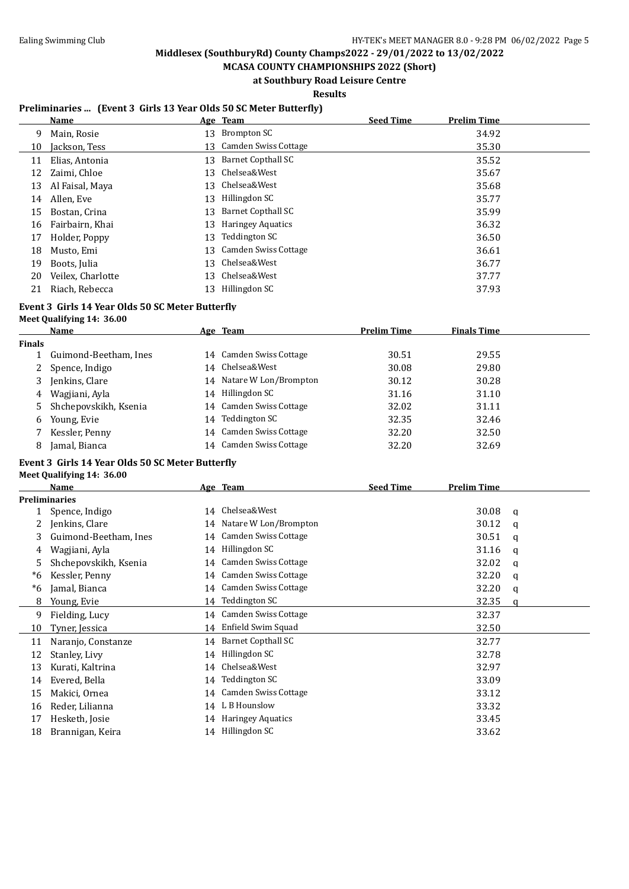**Middlesex (SouthburyRd) County Champs2022 - 29/01/2022 to 13/02/2022**

**MCASA COUNTY CHAMPIONSHIPS 2022 (Short)**

**at Southbury Road Leisure Centre**

**Results**

### Preliminaries ... (Event 3 Girls 13 Year Olds 50 SC Meter Butterfly)

| | Name | Age | Team | Seed Time | Prelim Time |
|---|---|---|---|---|---|
| 9 | Main, Rosie | 13 | Brompton SC | | 34.92 |
| 10 | Jackson, Tess | 13 | Camden Swiss Cottage | | 35.30 |
| 11 | Elias, Antonia | 13 | Barnet Copthall SC | | 35.52 |
| 12 | Zaimi, Chloe | 13 | Chelsea&West | | 35.67 |
| 13 | Al Faisal, Maya | 13 | Chelsea&West | | 35.68 |
| 14 | Allen, Eve | 13 | Hillingdon SC | | 35.77 |
| 15 | Bostan, Crina | 13 | Barnet Copthall SC | | 35.99 |
| 16 | Fairbairn, Khai | 13 | Haringey Aquatics | | 36.32 |
| 17 | Holder, Poppy | 13 | Teddington SC | | 36.50 |
| 18 | Musto, Emi | 13 | Camden Swiss Cottage | | 36.61 |
| 19 | Boots, Julia | 13 | Chelsea&West | | 36.77 |
| 20 | Veilex, Charlotte | 13 | Chelsea&West | | 37.77 |
| 21 | Riach, Rebecca | 13 | Hillingdon SC | | 37.93 |

### Event 3 Girls 14 Year Olds 50 SC Meter Butterfly

Meet Qualifying 14: 36.00

| | Name | Age | Team | Prelim Time | Finals Time |
|---|---|---|---|---|---|
| **Finals** | | | | | |
| 1 | Guimond-Beetham, Ines | 14 | Camden Swiss Cottage | 30.51 | 29.55 |
| 2 | Spence, Indigo | 14 | Chelsea&West | 30.08 | 29.80 |
| 3 | Jenkins, Clare | 14 | Natare W Lon/Brompton | 30.12 | 30.28 |
| 4 | Wagjiani, Ayla | 14 | Hillingdon SC | 31.16 | 31.10 |
| 5 | Shchepovskikh, Ksenia | 14 | Camden Swiss Cottage | 32.02 | 31.11 |
| 6 | Young, Evie | 14 | Teddington SC | 32.35 | 32.46 |
| 7 | Kessler, Penny | 14 | Camden Swiss Cottage | 32.20 | 32.50 |
| 8 | Jamal, Bianca | 14 | Camden Swiss Cottage | 32.20 | 32.69 |

### Event 3 Girls 14 Year Olds 50 SC Meter Butterfly

Meet Qualifying 14: 36.00

| | Name | Age | Team | Seed Time | Prelim Time | |
|---|---|---|---|---|---|---|
| **Preliminaries** | | | | | | |
| 1 | Spence, Indigo | 14 | Chelsea&West | | 30.08 | q |
| 2 | Jenkins, Clare | 14 | Natare W Lon/Brompton | | 30.12 | q |
| 3 | Guimond-Beetham, Ines | 14 | Camden Swiss Cottage | | 30.51 | q |
| 4 | Wagjiani, Ayla | 14 | Hillingdon SC | | 31.16 | q |
| 5 | Shchepovskikh, Ksenia | 14 | Camden Swiss Cottage | | 32.02 | q |
| *6 | Kessler, Penny | 14 | Camden Swiss Cottage | | 32.20 | q |
| *6 | Jamal, Bianca | 14 | Camden Swiss Cottage | | 32.20 | q |
| 8 | Young, Evie | 14 | Teddington SC | | 32.35 | q |
| 9 | Fielding, Lucy | 14 | Camden Swiss Cottage | | 32.37 | |
| 10 | Tyner, Jessica | 14 | Enfield Swim Squad | | 32.50 | |
| 11 | Naranjo, Constanze | 14 | Barnet Copthall SC | | 32.77 | |
| 12 | Stanley, Livy | 14 | Hillingdon SC | | 32.78 | |
| 13 | Kurati, Kaltrina | 14 | Chelsea&West | | 32.97 | |
| 14 | Evered, Bella | 14 | Teddington SC | | 33.09 | |
| 15 | Makici, Ornea | 14 | Camden Swiss Cottage | | 33.12 | |
| 16 | Reder, Lilianna | 14 | L B Hounslow | | 33.32 | |
| 17 | Hesketh, Josie | 14 | Haringey Aquatics | | 33.45 | |
| 18 | Brannigan, Keira | 14 | Hillingdon SC | | 33.62 | |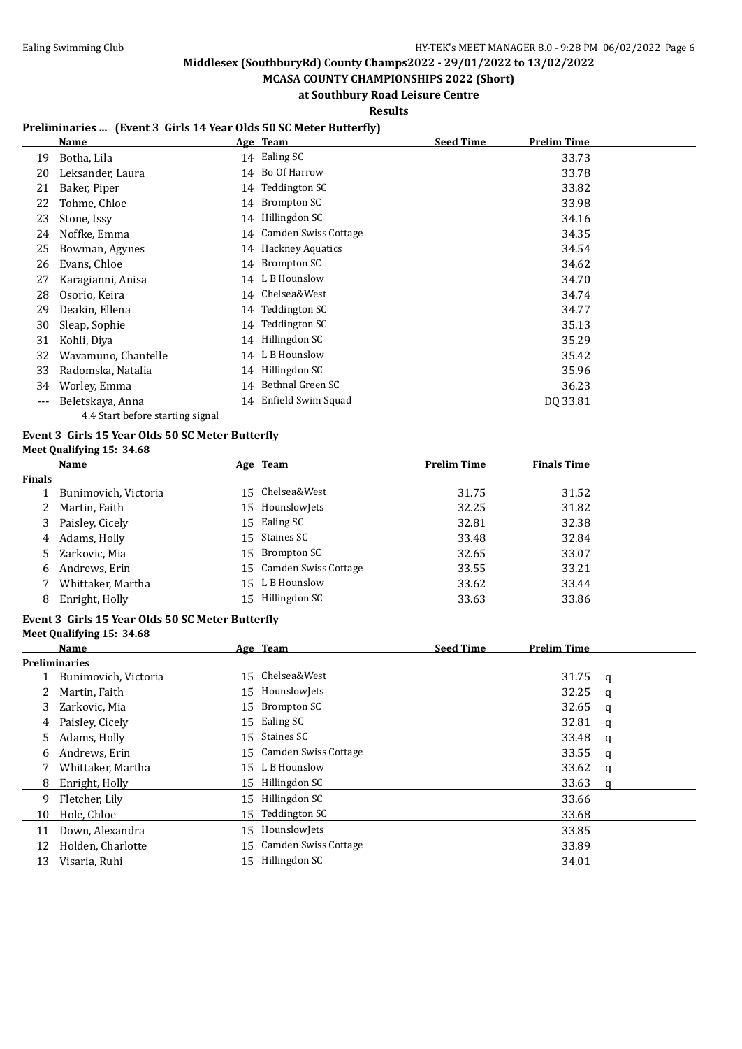Middlesex (SouthburyRd) County Champs2022 - 29/01/2022 to 13/02/2022

MCASA COUNTY CHAMPIONSHIPS 2022 (Short)

at Southbury Road Leisure Centre

Results

### Preliminaries ... (Event 3 Girls 14 Year Olds 50 SC Meter Butterfly)

| | Name | Age | Team | Seed Time | Prelim Time |
|---|---|---|---|---|---|
| 19 | Botha, Lila | 14 | Ealing SC | | 33.73 |
| 20 | Leksander, Laura | 14 | Bo Of Harrow | | 33.78 |
| 21 | Baker, Piper | 14 | Teddington SC | | 33.82 |
| 22 | Tohme, Chloe | 14 | Brompton SC | | 33.98 |
| 23 | Stone, Issy | 14 | Hillingdon SC | | 34.16 |
| 24 | Noffke, Emma | 14 | Camden Swiss Cottage | | 34.35 |
| 25 | Bowman, Agynes | 14 | Hackney Aquatics | | 34.54 |
| 26 | Evans, Chloe | 14 | Brompton SC | | 34.62 |
| 27 | Karagianni, Anisa | 14 | L B Hounslow | | 34.70 |
| 28 | Osorio, Keira | 14 | Chelsea&West | | 34.74 |
| 29 | Deakin, Ellena | 14 | Teddington SC | | 34.77 |
| 30 | Sleap, Sophie | 14 | Teddington SC | | 35.13 |
| 31 | Kohli, Diya | 14 | Hillingdon SC | | 35.29 |
| 32 | Wavamuno, Chantelle | 14 | L B Hounslow | | 35.42 |
| 33 | Radomska, Natalia | 14 | Hillingdon SC | | 35.96 |
| 34 | Worley, Emma | 14 | Bethnal Green SC | | 36.23 |
| --- | Beletskaya, Anna | 14 | Enfield Swim Squad | | DQ 33.81 |
| | 4.4 Start before starting signal | | | | |

### Event 3 Girls 15 Year Olds 50 SC Meter Butterfly

Meet Qualifying 15: 34.68

| | Name | Age | Team | Prelim Time | Finals Time |
|---|---|---|---|---|---|
| **Finals** | | | | | |
| 1 | Bunimovich, Victoria | 15 | Chelsea&West | 31.75 | 31.52 |
| 2 | Martin, Faith | 15 | HounslowJets | 32.25 | 31.82 |
| 3 | Paisley, Cicely | 15 | Ealing SC | 32.81 | 32.38 |
| 4 | Adams, Holly | 15 | Staines SC | 33.48 | 32.84 |
| 5 | Zarkovic, Mia | 15 | Brompton SC | 32.65 | 33.07 |
| 6 | Andrews, Erin | 15 | Camden Swiss Cottage | 33.55 | 33.21 |
| 7 | Whittaker, Martha | 15 | L B Hounslow | 33.62 | 33.44 |
| 8 | Enright, Holly | 15 | Hillingdon SC | 33.63 | 33.86 |

### Event 3 Girls 15 Year Olds 50 SC Meter Butterfly

Meet Qualifying 15: 34.68

| | Name | Age | Team | Seed Time | Prelim Time | |
|---|---|---|---|---|---|---|
| **Preliminaries** | | | | | | |
| 1 | Bunimovich, Victoria | 15 | Chelsea&West | | 31.75 | q |
| 2 | Martin, Faith | 15 | HounslowJets | | 32.25 | q |
| 3 | Zarkovic, Mia | 15 | Brompton SC | | 32.65 | q |
| 4 | Paisley, Cicely | 15 | Ealing SC | | 32.81 | q |
| 5 | Adams, Holly | 15 | Staines SC | | 33.48 | q |
| 6 | Andrews, Erin | 15 | Camden Swiss Cottage | | 33.55 | q |
| 7 | Whittaker, Martha | 15 | L B Hounslow | | 33.62 | q |
| 8 | Enright, Holly | 15 | Hillingdon SC | | 33.63 | q |
| 9 | Fletcher, Lily | 15 | Hillingdon SC | | 33.66 | |
| 10 | Hole, Chloe | 15 | Teddington SC | | 33.68 | |
| 11 | Down, Alexandra | 15 | HounslowJets | | 33.85 | |
| 12 | Holden, Charlotte | 15 | Camden Swiss Cottage | | 33.89 | |
| 13 | Visaria, Ruhi | 15 | Hillingdon SC | | 34.01 | |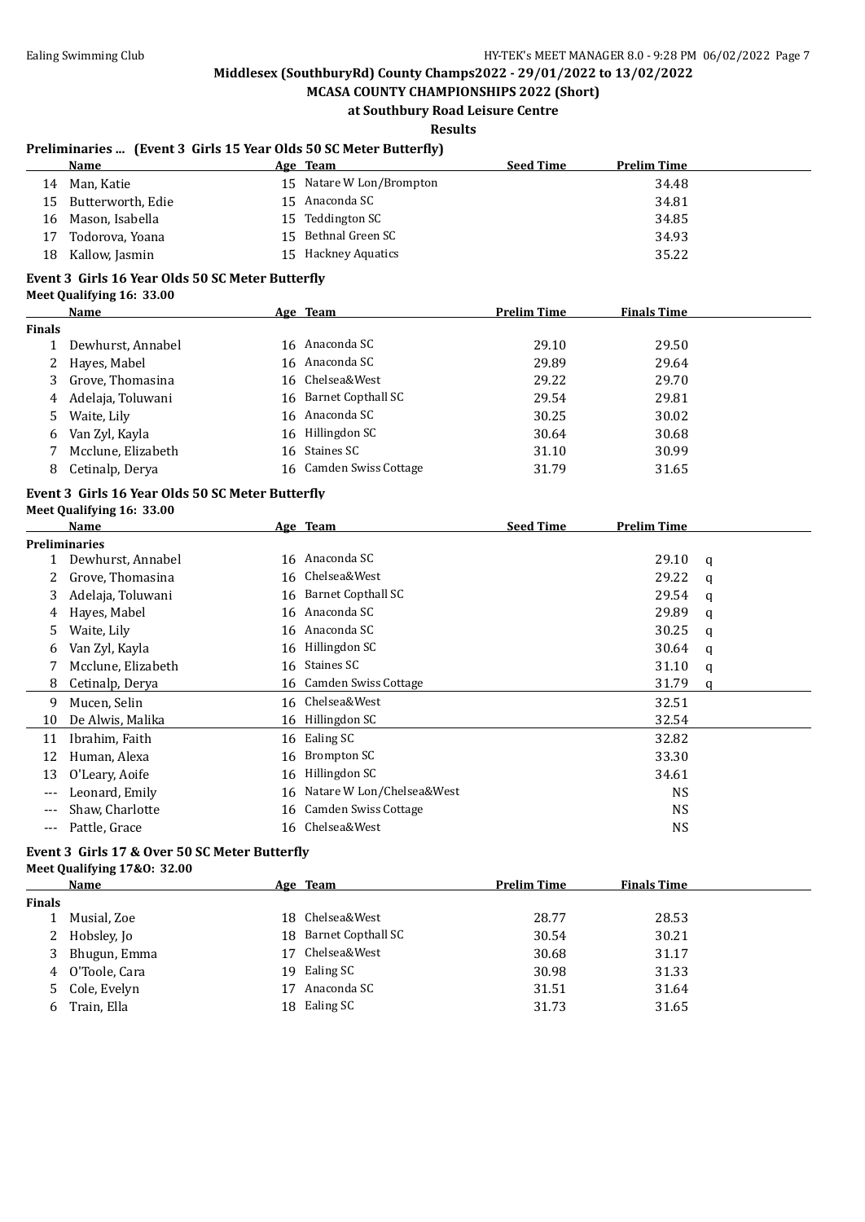### Preliminaries ... (Event 3 Girls 15 Year Olds 50 SC Meter Butterfly)

| | Name | Age | Team | Seed Time | Prelim Time |
|---|---|---|---|---|---|
| 14 | Man, Katie | 15 | Natare W Lon/Brompton | | 34.48 |
| 15 | Butterworth, Edie | 15 | Anaconda SC | | 34.81 |
| 16 | Mason, Isabella | 15 | Teddington SC | | 34.85 |
| 17 | Todorova, Yoana | 15 | Bethnal Green SC | | 34.93 |
| 18 | Kallow, Jasmin | 15 | Hackney Aquatics | | 35.22 |

### Event 3 Girls 16 Year Olds 50 SC Meter Butterfly

**Meet Qualifying 16: 33.00**

| | Name | Age | Team | Prelim Time | Finals Time |
|---|---|---|---|---|---|
| **Finals** | | | | | |
| 1 | Dewhurst, Annabel | 16 | Anaconda SC | 29.10 | 29.50 |
| 2 | Hayes, Mabel | 16 | Anaconda SC | 29.89 | 29.64 |
| 3 | Grove, Thomasina | 16 | Chelsea&West | 29.22 | 29.70 |
| 4 | Adelaja, Toluwani | 16 | Barnet Copthall SC | 29.54 | 29.81 |
| 5 | Waite, Lily | 16 | Anaconda SC | 30.25 | 30.02 |
| 6 | Van Zyl, Kayla | 16 | Hillingdon SC | 30.64 | 30.68 |
| 7 | Mcclune, Elizabeth | 16 | Staines SC | 31.10 | 30.99 |
| 8 | Cetinalp, Derya | 16 | Camden Swiss Cottage | 31.79 | 31.65 |

### Event 3 Girls 16 Year Olds 50 SC Meter Butterfly

**Meet Qualifying 16: 33.00**

| | Name | Age | Team | Seed Time | Prelim Time | |
|---|---|---|---|---|---|---|
| **Preliminaries** | | | | | | |
| 1 | Dewhurst, Annabel | 16 | Anaconda SC | | 29.10 | q |
| 2 | Grove, Thomasina | 16 | Chelsea&West | | 29.22 | q |
| 3 | Adelaja, Toluwani | 16 | Barnet Copthall SC | | 29.54 | q |
| 4 | Hayes, Mabel | 16 | Anaconda SC | | 29.89 | q |
| 5 | Waite, Lily | 16 | Anaconda SC | | 30.25 | q |
| 6 | Van Zyl, Kayla | 16 | Hillingdon SC | | 30.64 | q |
| 7 | Mcclune, Elizabeth | 16 | Staines SC | | 31.10 | q |
| 8 | Cetinalp, Derya | 16 | Camden Swiss Cottage | | 31.79 | q |
| 9 | Mucen, Selin | 16 | Chelsea&West | | 32.51 | |
| 10 | De Alwis, Malika | 16 | Hillingdon SC | | 32.54 | |
| 11 | Ibrahim, Faith | 16 | Ealing SC | | 32.82 | |
| 12 | Human, Alexa | 16 | Brompton SC | | 33.30 | |
| 13 | O'Leary, Aoife | 16 | Hillingdon SC | | 34.61 | |
| --- | Leonard, Emily | 16 | Natare W Lon/Chelsea&West | | NS | |
| --- | Shaw, Charlotte | 16 | Camden Swiss Cottage | | NS | |
| --- | Pattle, Grace | 16 | Chelsea&West | | NS | |

### Event 3 Girls 17 & Over 50 SC Meter Butterfly

**Meet Qualifying 17&O: 32.00**

| | Name | Age | Team | Prelim Time | Finals Time |
|---|---|---|---|---|---|
| **Finals** | | | | | |
| 1 | Musial, Zoe | 18 | Chelsea&West | 28.77 | 28.53 |
| 2 | Hobsley, Jo | 18 | Barnet Copthall SC | 30.54 | 30.21 |
| 3 | Bhugun, Emma | 17 | Chelsea&West | 30.68 | 31.17 |
| 4 | O'Toole, Cara | 19 | Ealing SC | 30.98 | 31.33 |
| 5 | Cole, Evelyn | 17 | Anaconda SC | 31.51 | 31.64 |
| 6 | Train, Ella | 18 | Ealing SC | 31.73 | 31.65 |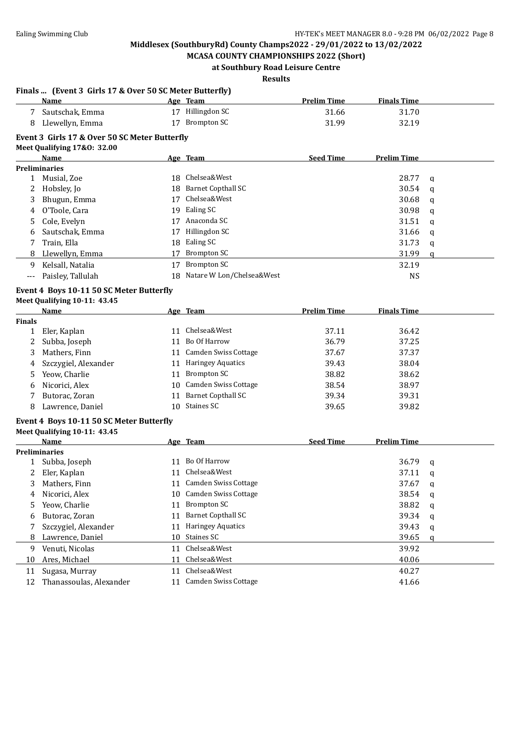Middlesex (SouthburyRd) County Champs2022 - 29/01/2022 to 13/02/2022

MCASA COUNTY CHAMPIONSHIPS 2022 (Short)

at Southbury Road Leisure Centre

Results

## Finals ... (Event 3 Girls 17 & Over 50 SC Meter Butterfly)

| | Name | Age | Team | Prelim Time | Finals Time |
|---|---|---|---|---|---|
| 7 | Sautschak, Emma | 17 | Hillingdon SC | 31.66 | 31.70 |
| 8 | Llewellyn, Emma | 17 | Brompton SC | 31.99 | 32.19 |

## Event 3 Girls 17 & Over 50 SC Meter Butterfly

Meet Qualifying 17&O: 32.00

| | Name | Age | Team | Seed Time | Prelim Time | |
|---|---|---|---|---|---|---|
| **Preliminaries** | | | | | | |
| 1 | Musial, Zoe | 18 | Chelsea&West | | 28.77 | q |
| 2 | Hobsley, Jo | 18 | Barnet Copthall SC | | 30.54 | q |
| 3 | Bhugun, Emma | 17 | Chelsea&West | | 30.68 | q |
| 4 | O'Toole, Cara | 19 | Ealing SC | | 30.98 | q |
| 5 | Cole, Evelyn | 17 | Anaconda SC | | 31.51 | q |
| 6 | Sautschak, Emma | 17 | Hillingdon SC | | 31.66 | q |
| 7 | Train, Ella | 18 | Ealing SC | | 31.73 | q |
| 8 | Llewellyn, Emma | 17 | Brompton SC | | 31.99 | q |
| 9 | Kelsall, Natalia | 17 | Brompton SC | | 32.19 | |
| --- | Paisley, Tallulah | 18 | Natare W Lon/Chelsea&West | | NS | |

## Event 4 Boys 10-11 50 SC Meter Butterfly

Meet Qualifying 10-11: 43.45

| | Name | Age | Team | Prelim Time | Finals Time |
|---|---|---|---|---|---|
| **Finals** | | | | | |
| 1 | Eler, Kaplan | 11 | Chelsea&West | 37.11 | 36.42 |
| 2 | Subba, Joseph | 11 | Bo Of Harrow | 36.79 | 37.25 |
| 3 | Mathers, Finn | 11 | Camden Swiss Cottage | 37.67 | 37.37 |
| 4 | Szczygiel, Alexander | 11 | Haringey Aquatics | 39.43 | 38.04 |
| 5 | Yeow, Charlie | 11 | Brompton SC | 38.82 | 38.62 |
| 6 | Nicorici, Alex | 10 | Camden Swiss Cottage | 38.54 | 38.97 |
| 7 | Butorac, Zoran | 11 | Barnet Copthall SC | 39.34 | 39.31 |
| 8 | Lawrence, Daniel | 10 | Staines SC | 39.65 | 39.82 |

## Event 4 Boys 10-11 50 SC Meter Butterfly

Meet Qualifying 10-11: 43.45

| | Name | Age | Team | Seed Time | Prelim Time | |
|---|---|---|---|---|---|---|
| **Preliminaries** | | | | | | |
| 1 | Subba, Joseph | 11 | Bo Of Harrow | | 36.79 | q |
| 2 | Eler, Kaplan | 11 | Chelsea&West | | 37.11 | q |
| 3 | Mathers, Finn | 11 | Camden Swiss Cottage | | 37.67 | q |
| 4 | Nicorici, Alex | 10 | Camden Swiss Cottage | | 38.54 | q |
| 5 | Yeow, Charlie | 11 | Brompton SC | | 38.82 | q |
| 6 | Butorac, Zoran | 11 | Barnet Copthall SC | | 39.34 | q |
| 7 | Szczygiel, Alexander | 11 | Haringey Aquatics | | 39.43 | q |
| 8 | Lawrence, Daniel | 10 | Staines SC | | 39.65 | q |
| 9 | Venuti, Nicolas | 11 | Chelsea&West | | 39.92 | |
| 10 | Ares, Michael | 11 | Chelsea&West | | 40.06 | |
| 11 | Sugasa, Murray | 11 | Chelsea&West | | 40.27 | |
| 12 | Thanassoulas, Alexander | 11 | Camden Swiss Cottage | | 41.66 | |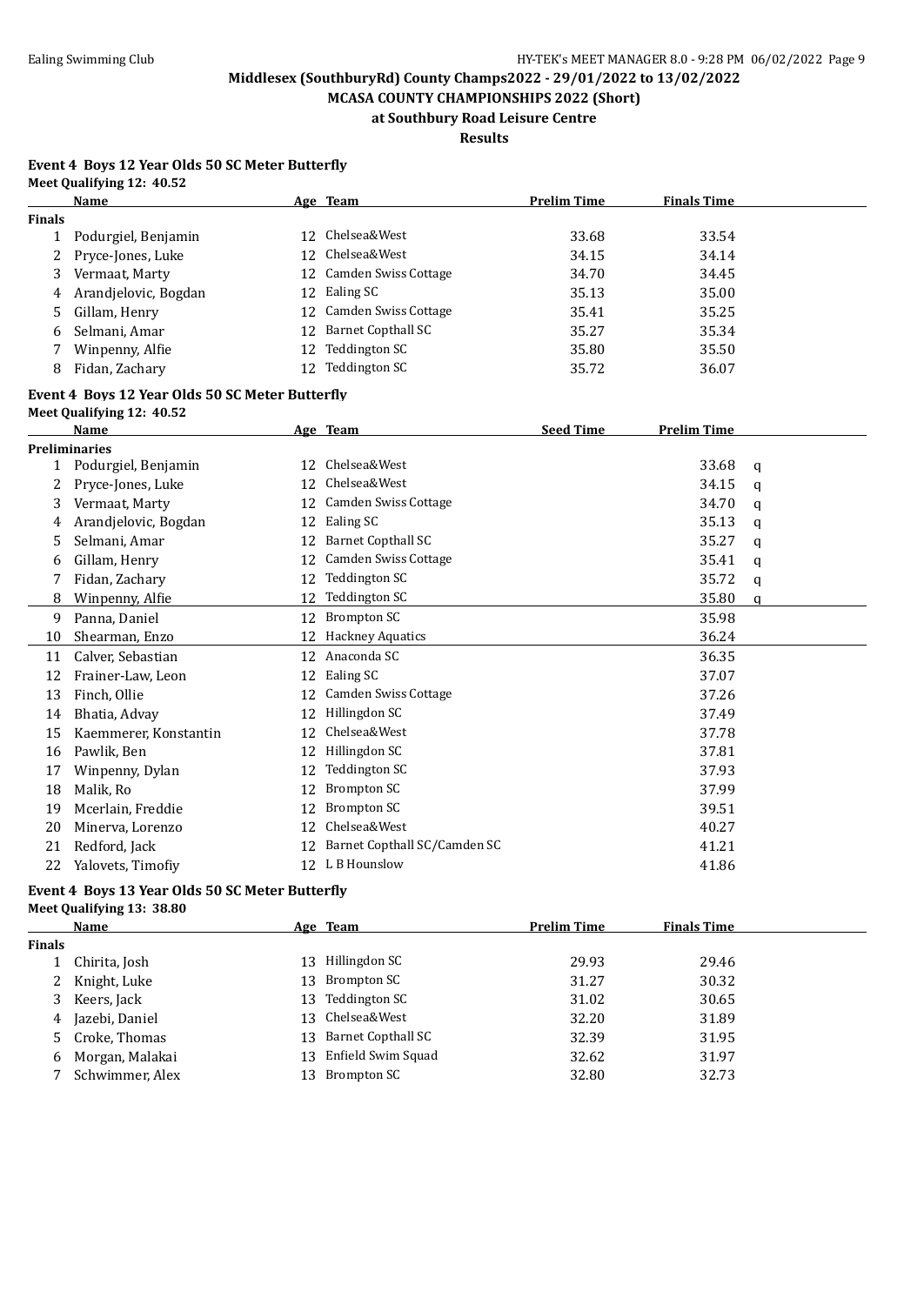Middlesex (SouthburyRd) County Champs2022 - 29/01/2022 to 13/02/2022

MCASA COUNTY CHAMPIONSHIPS 2022 (Short)

at Southbury Road Leisure Centre

Results

### Event 4 Boys 12 Year Olds 50 SC Meter Butterfly

Meet Qualifying 12: 40.52

| | Name | Age | Team | Prelim Time | Finals Time |
|---|---|---|---|---|---|
| **Finals** | | | | | |
| 1 | Podurgiel, Benjamin | 12 | Chelsea&West | 33.68 | 33.54 |
| 2 | Pryce-Jones, Luke | 12 | Chelsea&West | 34.15 | 34.14 |
| 3 | Vermaat, Marty | 12 | Camden Swiss Cottage | 34.70 | 34.45 |
| 4 | Arandjelovic, Bogdan | 12 | Ealing SC | 35.13 | 35.00 |
| 5 | Gillam, Henry | 12 | Camden Swiss Cottage | 35.41 | 35.25 |
| 6 | Selmani, Amar | 12 | Barnet Copthall SC | 35.27 | 35.34 |
| 7 | Winpenny, Alfie | 12 | Teddington SC | 35.80 | 35.50 |
| 8 | Fidan, Zachary | 12 | Teddington SC | 35.72 | 36.07 |

### Event 4 Boys 12 Year Olds 50 SC Meter Butterfly

Meet Qualifying 12: 40.52

| | Name | Age | Team | Seed Time | Prelim Time | |
|---|---|---|---|---|---|---|
| **Preliminaries** | | | | | | |
| 1 | Podurgiel, Benjamin | 12 | Chelsea&West | | 33.68 | q |
| 2 | Pryce-Jones, Luke | 12 | Chelsea&West | | 34.15 | q |
| 3 | Vermaat, Marty | 12 | Camden Swiss Cottage | | 34.70 | q |
| 4 | Arandjelovic, Bogdan | 12 | Ealing SC | | 35.13 | q |
| 5 | Selmani, Amar | 12 | Barnet Copthall SC | | 35.27 | q |
| 6 | Gillam, Henry | 12 | Camden Swiss Cottage | | 35.41 | q |
| 7 | Fidan, Zachary | 12 | Teddington SC | | 35.72 | q |
| 8 | Winpenny, Alfie | 12 | Teddington SC | | 35.80 | q |
| 9 | Panna, Daniel | 12 | Brompton SC | | 35.98 | |
| 10 | Shearman, Enzo | 12 | Hackney Aquatics | | 36.24 | |
| 11 | Calver, Sebastian | 12 | Anaconda SC | | 36.35 | |
| 12 | Frainer-Law, Leon | 12 | Ealing SC | | 37.07 | |
| 13 | Finch, Ollie | 12 | Camden Swiss Cottage | | 37.26 | |
| 14 | Bhatia, Advay | 12 | Hillingdon SC | | 37.49 | |
| 15 | Kaemmerer, Konstantin | 12 | Chelsea&West | | 37.78 | |
| 16 | Pawlik, Ben | 12 | Hillingdon SC | | 37.81 | |
| 17 | Winpenny, Dylan | 12 | Teddington SC | | 37.93 | |
| 18 | Malik, Ro | 12 | Brompton SC | | 37.99 | |
| 19 | Mcerlain, Freddie | 12 | Brompton SC | | 39.51 | |
| 20 | Minerva, Lorenzo | 12 | Chelsea&West | | 40.27 | |
| 21 | Redford, Jack | 12 | Barnet Copthall SC/Camden SC | | 41.21 | |
| 22 | Yalovets, Timofiy | 12 | L B Hounslow | | 41.86 | |

### Event 4 Boys 13 Year Olds 50 SC Meter Butterfly

Meet Qualifying 13: 38.80

| | Name | Age | Team | Prelim Time | Finals Time |
|---|---|---|---|---|---|
| **Finals** | | | | | |
| 1 | Chirita, Josh | 13 | Hillingdon SC | 29.93 | 29.46 |
| 2 | Knight, Luke | 13 | Brompton SC | 31.27 | 30.32 |
| 3 | Keers, Jack | 13 | Teddington SC | 31.02 | 30.65 |
| 4 | Jazebi, Daniel | 13 | Chelsea&West | 32.20 | 31.89 |
| 5 | Croke, Thomas | 13 | Barnet Copthall SC | 32.39 | 31.95 |
| 6 | Morgan, Malakai | 13 | Enfield Swim Squad | 32.62 | 31.97 |
| 7 | Schwimmer, Alex | 13 | Brompton SC | 32.80 | 32.73 |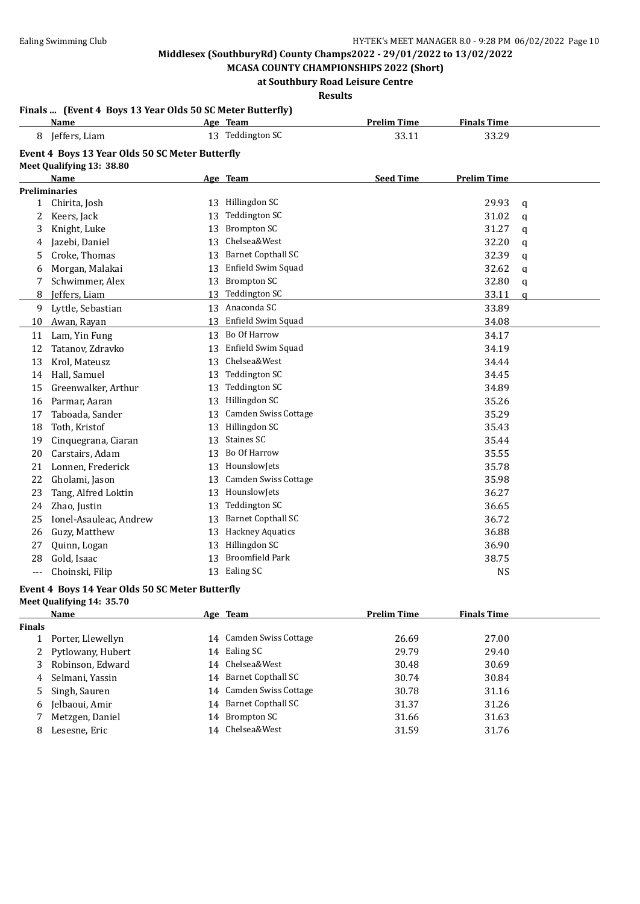**Middlesex (SouthburyRd) County Champs2022 - 29/01/2022 to 13/02/2022**

**MCASA COUNTY CHAMPIONSHIPS 2022 (Short)**

**at Southbury Road Leisure Centre**

**Results**

### Finals ... (Event 4 Boys 13 Year Olds 50 SC Meter Butterfly)

| | Name | Age | Team | Prelim Time | Finals Time |
|---|---|---|---|---|---|
| 8 | Jeffers, Liam | 13 | Teddington SC | 33.11 | 33.29 |

### Event 4 Boys 13 Year Olds 50 SC Meter Butterfly

Meet Qualifying 13: 38.80

| | Name | Age | Team | Seed Time | Prelim Time | |
|---|---|---|---|---|---|---|
| **Preliminaries** | | | | | | |
| 1 | Chirita, Josh | 13 | Hillingdon SC | | 29.93 | q |
| 2 | Keers, Jack | 13 | Teddington SC | | 31.02 | q |
| 3 | Knight, Luke | 13 | Brompton SC | | 31.27 | q |
| 4 | Jazebi, Daniel | 13 | Chelsea&West | | 32.20 | q |
| 5 | Croke, Thomas | 13 | Barnet Copthall SC | | 32.39 | q |
| 6 | Morgan, Malakai | 13 | Enfield Swim Squad | | 32.62 | q |
| 7 | Schwimmer, Alex | 13 | Brompton SC | | 32.80 | q |
| 8 | Jeffers, Liam | 13 | Teddington SC | | 33.11 | q |
| 9 | Lyttle, Sebastian | 13 | Anaconda SC | | 33.89 | |
| 10 | Awan, Rayan | 13 | Enfield Swim Squad | | 34.08 | |
| 11 | Lam, Yin Fung | 13 | Bo Of Harrow | | 34.17 | |
| 12 | Tatanov, Zdravko | 13 | Enfield Swim Squad | | 34.19 | |
| 13 | Krol, Mateusz | 13 | Chelsea&West | | 34.44 | |
| 14 | Hall, Samuel | 13 | Teddington SC | | 34.45 | |
| 15 | Greenwalker, Arthur | 13 | Teddington SC | | 34.89 | |
| 16 | Parmar, Aaran | 13 | Hillingdon SC | | 35.26 | |
| 17 | Taboada, Sander | 13 | Camden Swiss Cottage | | 35.29 | |
| 18 | Toth, Kristof | 13 | Hillingdon SC | | 35.43 | |
| 19 | Cinquegrana, Ciaran | 13 | Staines SC | | 35.44 | |
| 20 | Carstairs, Adam | 13 | Bo Of Harrow | | 35.55 | |
| 21 | Lonnen, Frederick | 13 | HounslowJets | | 35.78 | |
| 22 | Gholami, Jason | 13 | Camden Swiss Cottage | | 35.98 | |
| 23 | Tang, Alfred Loktin | 13 | HounslowJets | | 36.27 | |
| 24 | Zhao, Justin | 13 | Teddington SC | | 36.65 | |
| 25 | Ionel-Asauleac, Andrew | 13 | Barnet Copthall SC | | 36.72 | |
| 26 | Guzy, Matthew | 13 | Hackney Aquatics | | 36.88 | |
| 27 | Quinn, Logan | 13 | Hillingdon SC | | 36.90 | |
| 28 | Gold, Isaac | 13 | Broomfield Park | | 38.75 | |
| --- | Choinski, Filip | 13 | Ealing SC | | NS | |

### Event 4 Boys 14 Year Olds 50 SC Meter Butterfly

Meet Qualifying 14: 35.70

| | Name | Age | Team | Prelim Time | Finals Time |
|---|---|---|---|---|---|
| **Finals** | | | | | |
| 1 | Porter, Llewellyn | 14 | Camden Swiss Cottage | 26.69 | 27.00 |
| 2 | Pytlowany, Hubert | 14 | Ealing SC | 29.79 | 29.40 |
| 3 | Robinson, Edward | 14 | Chelsea&West | 30.48 | 30.69 |
| 4 | Selmani, Yassin | 14 | Barnet Copthall SC | 30.74 | 30.84 |
| 5 | Singh, Sauren | 14 | Camden Swiss Cottage | 30.78 | 31.16 |
| 6 | Jelbaoui, Amir | 14 | Barnet Copthall SC | 31.37 | 31.26 |
| 7 | Metzgen, Daniel | 14 | Brompton SC | 31.66 | 31.63 |
| 8 | Lesesne, Eric | 14 | Chelsea&West | 31.59 | 31.76 |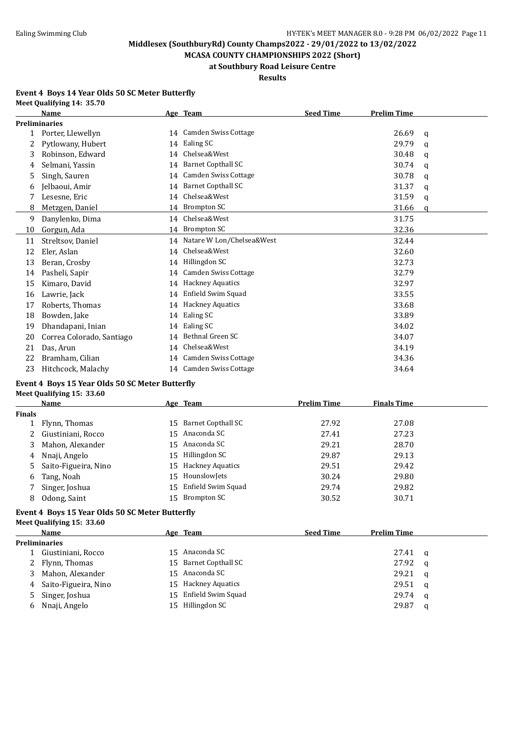Middlesex (SouthburyRd) County Champs2022 - 29/01/2022 to 13/02/2022

MCASA COUNTY CHAMPIONSHIPS 2022 (Short)

at Southbury Road Leisure Centre

Results

## Event 4 Boys 14 Year Olds 50 SC Meter Butterfly

Meet Qualifying 14: 35.70

| | Name | Age | Team | Seed Time | Prelim Time | |
|---|---|---|---|---|---|---|
| **Preliminaries** | | | | | | |
| 1 | Porter, Llewellyn | 14 | Camden Swiss Cottage | | 26.69 | q |
| 2 | Pytlowany, Hubert | 14 | Ealing SC | | 29.79 | q |
| 3 | Robinson, Edward | 14 | Chelsea&West | | 30.48 | q |
| 4 | Selmani, Yassin | 14 | Barnet Copthall SC | | 30.74 | q |
| 5 | Singh, Sauren | 14 | Camden Swiss Cottage | | 30.78 | q |
| 6 | Jelbaoui, Amir | 14 | Barnet Copthall SC | | 31.37 | q |
| 7 | Lesesne, Eric | 14 | Chelsea&West | | 31.59 | q |
| 8 | Metzgen, Daniel | 14 | Brompton SC | | 31.66 | q |
| 9 | Danylenko, Dima | 14 | Chelsea&West | | 31.75 | |
| 10 | Gorgun, Ada | 14 | Brompton SC | | 32.36 | |
| 11 | Streltsov, Daniel | 14 | Natare W Lon/Chelsea&West | | 32.44 | |
| 12 | Eler, Aslan | 14 | Chelsea&West | | 32.60 | |
| 13 | Beran, Crosby | 14 | Hillingdon SC | | 32.73 | |
| 14 | Pasheli, Sapir | 14 | Camden Swiss Cottage | | 32.79 | |
| 15 | Kimaro, David | 14 | Hackney Aquatics | | 32.97 | |
| 16 | Lawrie, Jack | 14 | Enfield Swim Squad | | 33.55 | |
| 17 | Roberts, Thomas | 14 | Hackney Aquatics | | 33.68 | |
| 18 | Bowden, Jake | 14 | Ealing SC | | 33.89 | |
| 19 | Dhandapani, Inian | 14 | Ealing SC | | 34.02 | |
| 20 | Correa Colorado, Santiago | 14 | Bethnal Green SC | | 34.07 | |
| 21 | Das, Arun | 14 | Chelsea&West | | 34.19 | |
| 22 | Bramham, Cilian | 14 | Camden Swiss Cottage | | 34.36 | |
| 23 | Hitchcock, Malachy | 14 | Camden Swiss Cottage | | 34.64 | |

## Event 4 Boys 15 Year Olds 50 SC Meter Butterfly

Meet Qualifying 15: 33.60

| | Name | Age | Team | Prelim Time | Finals Time |
|---|---|---|---|---|---|
| **Finals** | | | | | |
| 1 | Flynn, Thomas | 15 | Barnet Copthall SC | 27.92 | 27.08 |
| 2 | Giustiniani, Rocco | 15 | Anaconda SC | 27.41 | 27.23 |
| 3 | Mahon, Alexander | 15 | Anaconda SC | 29.21 | 28.70 |
| 4 | Nnaji, Angelo | 15 | Hillingdon SC | 29.87 | 29.13 |
| 5 | Saito-Figueira, Nino | 15 | Hackney Aquatics | 29.51 | 29.42 |
| 6 | Tang, Noah | 15 | HounslowJets | 30.24 | 29.80 |
| 7 | Singer, Joshua | 15 | Enfield Swim Squad | 29.74 | 29.82 |
| 8 | Odong, Saint | 15 | Brompton SC | 30.52 | 30.71 |

## Event 4 Boys 15 Year Olds 50 SC Meter Butterfly

Meet Qualifying 15: 33.60

| | Name | Age | Team | Seed Time | Prelim Time | |
|---|---|---|---|---|---|---|
| **Preliminaries** | | | | | | |
| 1 | Giustiniani, Rocco | 15 | Anaconda SC | | 27.41 | q |
| 2 | Flynn, Thomas | 15 | Barnet Copthall SC | | 27.92 | q |
| 3 | Mahon, Alexander | 15 | Anaconda SC | | 29.21 | q |
| 4 | Saito-Figueira, Nino | 15 | Hackney Aquatics | | 29.51 | q |
| 5 | Singer, Joshua | 15 | Enfield Swim Squad | | 29.74 | q |
| 6 | Nnaji, Angelo | 15 | Hillingdon SC | | 29.87 | q |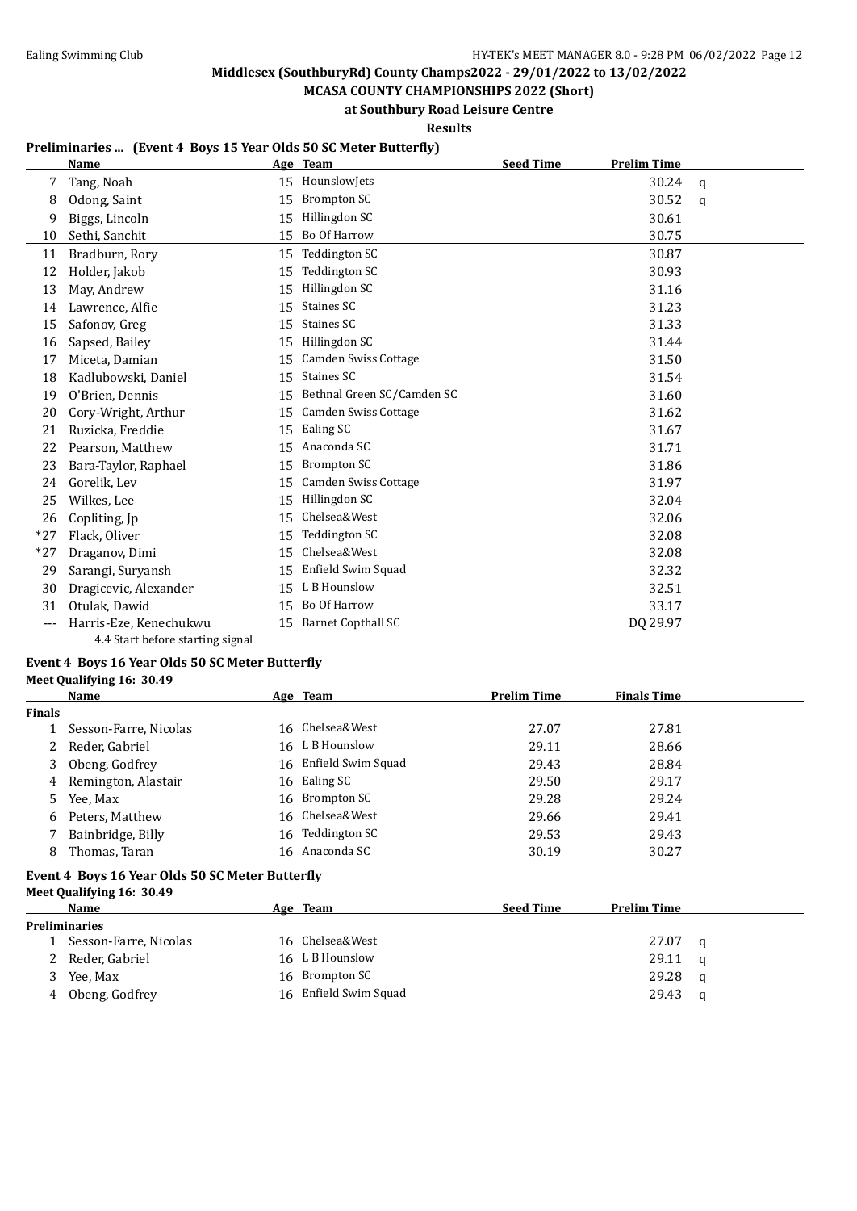## Middlesex (SouthburyRd) County Champs2022 - 29/01/2022 to 13/02/2022

## MCASA COUNTY CHAMPIONSHIPS 2022 (Short)

### at Southbury Road Leisure Centre

### Results

**Preliminaries ... (Event 4 Boys 15 Year Olds 50 SC Meter Butterfly)**

| | Name | Age | Team | Seed Time | Prelim Time | |
|---|---|---|---|---|---|---|
| 7 | Tang, Noah | 15 | HounslowJets | | 30.24 | q |
| 8 | Odong, Saint | 15 | Brompton SC | | 30.52 | q |
| 9 | Biggs, Lincoln | 15 | Hillingdon SC | | 30.61 | |
| 10 | Sethi, Sanchit | 15 | Bo Of Harrow | | 30.75 | |
| 11 | Bradburn, Rory | 15 | Teddington SC | | 30.87 | |
| 12 | Holder, Jakob | 15 | Teddington SC | | 30.93 | |
| 13 | May, Andrew | 15 | Hillingdon SC | | 31.16 | |
| 14 | Lawrence, Alfie | 15 | Staines SC | | 31.23 | |
| 15 | Safonov, Greg | 15 | Staines SC | | 31.33 | |
| 16 | Sapsed, Bailey | 15 | Hillingdon SC | | 31.44 | |
| 17 | Miceta, Damian | 15 | Camden Swiss Cottage | | 31.50 | |
| 18 | Kadlubowski, Daniel | 15 | Staines SC | | 31.54 | |
| 19 | O'Brien, Dennis | 15 | Bethnal Green SC/Camden SC | | 31.60 | |
| 20 | Cory-Wright, Arthur | 15 | Camden Swiss Cottage | | 31.62 | |
| 21 | Ruzicka, Freddie | 15 | Ealing SC | | 31.67 | |
| 22 | Pearson, Matthew | 15 | Anaconda SC | | 31.71 | |
| 23 | Bara-Taylor, Raphael | 15 | Brompton SC | | 31.86 | |
| 24 | Gorelik, Lev | 15 | Camden Swiss Cottage | | 31.97 | |
| 25 | Wilkes, Lee | 15 | Hillingdon SC | | 32.04 | |
| 26 | Copliting, Jp | 15 | Chelsea&West | | 32.06 | |
| *27 | Flack, Oliver | 15 | Teddington SC | | 32.08 | |
| *27 | Draganov, Dimi | 15 | Chelsea&West | | 32.08 | |
| 29 | Sarangi, Suryansh | 15 | Enfield Swim Squad | | 32.32 | |
| 30 | Dragicevic, Alexander | 15 | L B Hounslow | | 32.51 | |
| 31 | Otulak, Dawid | 15 | Bo Of Harrow | | 33.17 | |
| --- | Harris-Eze, Kenechukwu | 15 | Barnet Copthall SC | | DQ 29.97 | |

4.4 Start before starting signal

### Event 4 Boys 16 Year Olds 50 SC Meter Butterfly

**Meet Qualifying 16: 30.49**

| | Name | Age | Team | Prelim Time | Finals Time |
|---|---|---|---|---|---|
| **Finals** | | | | | |
| 1 | Sesson-Farre, Nicolas | 16 | Chelsea&West | 27.07 | 27.81 |
| 2 | Reder, Gabriel | 16 | L B Hounslow | 29.11 | 28.66 |
| 3 | Obeng, Godfrey | 16 | Enfield Swim Squad | 29.43 | 28.84 |
| 4 | Remington, Alastair | 16 | Ealing SC | 29.50 | 29.17 |
| 5 | Yee, Max | 16 | Brompton SC | 29.28 | 29.24 |
| 6 | Peters, Matthew | 16 | Chelsea&West | 29.66 | 29.41 |
| 7 | Bainbridge, Billy | 16 | Teddington SC | 29.53 | 29.43 |
| 8 | Thomas, Taran | 16 | Anaconda SC | 30.19 | 30.27 |

### Event 4 Boys 16 Year Olds 50 SC Meter Butterfly

**Meet Qualifying 16: 30.49**

| | Name | Age | Team | Seed Time | Prelim Time | |
|---|---|---|---|---|---|---|
| **Preliminaries** | | | | | | |
| 1 | Sesson-Farre, Nicolas | 16 | Chelsea&West | | 27.07 | q |
| 2 | Reder, Gabriel | 16 | L B Hounslow | | 29.11 | q |
| 3 | Yee, Max | 16 | Brompton SC | | 29.28 | q |
| 4 | Obeng, Godfrey | 16 | Enfield Swim Squad | | 29.43 | q |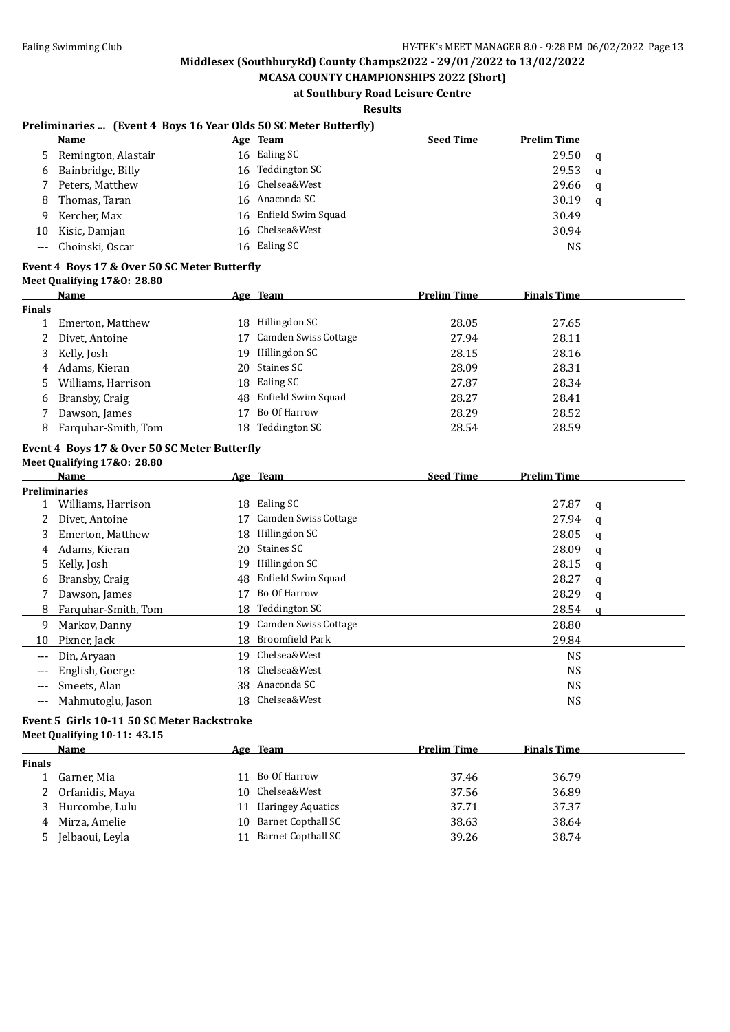Middlesex (SouthburyRd) County Champs2022 - 29/01/2022 to 13/02/2022

MCASA COUNTY CHAMPIONSHIPS 2022 (Short)

at Southbury Road Leisure Centre

Results

### Preliminaries ... (Event 4 Boys 16 Year Olds 50 SC Meter Butterfly)

| | Name | Age | Team | Seed Time | Prelim Time | |
|---|---|---|---|---|---|---|
| 5 | Remington, Alastair | 16 | Ealing SC | | 29.50 | q |
| 6 | Bainbridge, Billy | 16 | Teddington SC | | 29.53 | q |
| 7 | Peters, Matthew | 16 | Chelsea&West | | 29.66 | q |
| 8 | Thomas, Taran | 16 | Anaconda SC | | 30.19 | q |
| 9 | Kercher, Max | 16 | Enfield Swim Squad | | 30.49 | |
| 10 | Kisic, Damjan | 16 | Chelsea&West | | 30.94 | |
| --- | Choinski, Oscar | 16 | Ealing SC | | NS | |

### Event 4 Boys 17 & Over 50 SC Meter Butterfly

Meet Qualifying 17&O: 28.80

| | Name | Age | Team | Prelim Time | Finals Time |
|---|---|---|---|---|---|
| **Finals** | | | | | |
| 1 | Emerton, Matthew | 18 | Hillingdon SC | 28.05 | 27.65 |
| 2 | Divet, Antoine | 17 | Camden Swiss Cottage | 27.94 | 28.11 |
| 3 | Kelly, Josh | 19 | Hillingdon SC | 28.15 | 28.16 |
| 4 | Adams, Kieran | 20 | Staines SC | 28.09 | 28.31 |
| 5 | Williams, Harrison | 18 | Ealing SC | 27.87 | 28.34 |
| 6 | Bransby, Craig | 48 | Enfield Swim Squad | 28.27 | 28.41 |
| 7 | Dawson, James | 17 | Bo Of Harrow | 28.29 | 28.52 |
| 8 | Farquhar-Smith, Tom | 18 | Teddington SC | 28.54 | 28.59 |

### Event 4 Boys 17 & Over 50 SC Meter Butterfly

Meet Qualifying 17&O: 28.80

| | Name | Age | Team | Seed Time | Prelim Time | |
|---|---|---|---|---|---|---|
| **Preliminaries** | | | | | | |
| 1 | Williams, Harrison | 18 | Ealing SC | | 27.87 | q |
| 2 | Divet, Antoine | 17 | Camden Swiss Cottage | | 27.94 | q |
| 3 | Emerton, Matthew | 18 | Hillingdon SC | | 28.05 | q |
| 4 | Adams, Kieran | 20 | Staines SC | | 28.09 | q |
| 5 | Kelly, Josh | 19 | Hillingdon SC | | 28.15 | q |
| 6 | Bransby, Craig | 48 | Enfield Swim Squad | | 28.27 | q |
| 7 | Dawson, James | 17 | Bo Of Harrow | | 28.29 | q |
| 8 | Farquhar-Smith, Tom | 18 | Teddington SC | | 28.54 | q |
| 9 | Markov, Danny | 19 | Camden Swiss Cottage | | 28.80 | |
| 10 | Pixner, Jack | 18 | Broomfield Park | | 29.84 | |
| --- | Din, Aryaan | 19 | Chelsea&West | | NS | |
| --- | English, Goerge | 18 | Chelsea&West | | NS | |
| --- | Smeets, Alan | 38 | Anaconda SC | | NS | |
| --- | Mahmutoglu, Jason | 18 | Chelsea&West | | NS | |

### Event 5 Girls 10-11 50 SC Meter Backstroke

Meet Qualifying 10-11: 43.15

| | Name | Age | Team | Prelim Time | Finals Time |
|---|---|---|---|---|---|
| **Finals** | | | | | |
| 1 | Garner, Mia | 11 | Bo Of Harrow | 37.46 | 36.79 |
| 2 | Orfanidis, Maya | 10 | Chelsea&West | 37.56 | 36.89 |
| 3 | Hurcombe, Lulu | 11 | Haringey Aquatics | 37.71 | 37.37 |
| 4 | Mirza, Amelie | 10 | Barnet Copthall SC | 38.63 | 38.64 |
| 5 | Jelbaoui, Leyla | 11 | Barnet Copthall SC | 39.26 | 38.74 |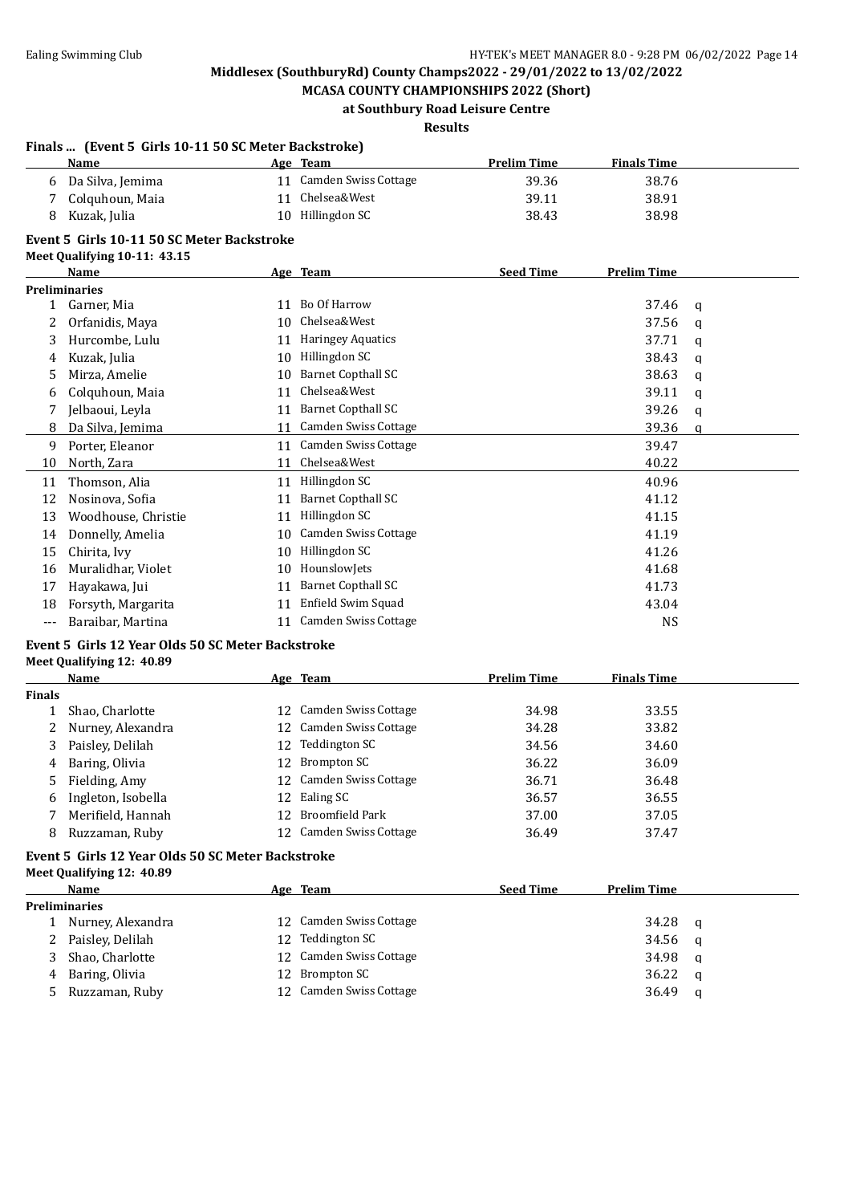## Middlesex (SouthburyRd) County Champs2022 - 29/01/2022 to 13/02/2022

### MCASA COUNTY CHAMPIONSHIPS 2022 (Short)

### at Southbury Road Leisure Centre

### Results

**Finals ... (Event 5 Girls 10-11 50 SC Meter Backstroke)**

| | Name | Age | Team | Prelim Time | Finals Time |
|---|---|---|---|---|---|
| 6 | Da Silva, Jemima | 11 | Camden Swiss Cottage | 39.36 | 38.76 |
| 7 | Colquhoun, Maia | 11 | Chelsea&West | 39.11 | 38.91 |
| 8 | Kuzak, Julia | 10 | Hillingdon SC | 38.43 | 38.98 |

**Event 5 Girls 10-11 50 SC Meter Backstroke**

Meet Qualifying 10-11: 43.15

| | Name | Age | Team | Seed Time | Prelim Time | |
|---|---|---|---|---|---|---|
| **Preliminaries** | | | | | | |
| 1 | Garner, Mia | 11 | Bo Of Harrow | | 37.46 | q |
| 2 | Orfanidis, Maya | 10 | Chelsea&West | | 37.56 | q |
| 3 | Hurcombe, Lulu | 11 | Haringey Aquatics | | 37.71 | q |
| 4 | Kuzak, Julia | 10 | Hillingdon SC | | 38.43 | q |
| 5 | Mirza, Amelie | 10 | Barnet Copthall SC | | 38.63 | q |
| 6 | Colquhoun, Maia | 11 | Chelsea&West | | 39.11 | q |
| 7 | Jelbaoui, Leyla | 11 | Barnet Copthall SC | | 39.26 | q |
| 8 | Da Silva, Jemima | 11 | Camden Swiss Cottage | | 39.36 | q |
| 9 | Porter, Eleanor | 11 | Camden Swiss Cottage | | 39.47 | |
| 10 | North, Zara | 11 | Chelsea&West | | 40.22 | |
| 11 | Thomson, Alia | 11 | Hillingdon SC | | 40.96 | |
| 12 | Nosinova, Sofia | 11 | Barnet Copthall SC | | 41.12 | |
| 13 | Woodhouse, Christie | 11 | Hillingdon SC | | 41.15 | |
| 14 | Donnelly, Amelia | 10 | Camden Swiss Cottage | | 41.19 | |
| 15 | Chirita, Ivy | 10 | Hillingdon SC | | 41.26 | |
| 16 | Muralidhar, Violet | 10 | HounslowJets | | 41.68 | |
| 17 | Hayakawa, Jui | 11 | Barnet Copthall SC | | 41.73 | |
| 18 | Forsyth, Margarita | 11 | Enfield Swim Squad | | 43.04 | |
| --- | Baraibar, Martina | 11 | Camden Swiss Cottage | | NS | |

**Event 5 Girls 12 Year Olds 50 SC Meter Backstroke**

Meet Qualifying 12: 40.89

| | Name | Age | Team | Prelim Time | Finals Time |
|---|---|---|---|---|---|
| **Finals** | | | | | |
| 1 | Shao, Charlotte | 12 | Camden Swiss Cottage | 34.98 | 33.55 |
| 2 | Nurney, Alexandra | 12 | Camden Swiss Cottage | 34.28 | 33.82 |
| 3 | Paisley, Delilah | 12 | Teddington SC | 34.56 | 34.60 |
| 4 | Baring, Olivia | 12 | Brompton SC | 36.22 | 36.09 |
| 5 | Fielding, Amy | 12 | Camden Swiss Cottage | 36.71 | 36.48 |
| 6 | Ingleton, Isobella | 12 | Ealing SC | 36.57 | 36.55 |
| 7 | Merifield, Hannah | 12 | Broomfield Park | 37.00 | 37.05 |
| 8 | Ruzzaman, Ruby | 12 | Camden Swiss Cottage | 36.49 | 37.47 |

**Event 5 Girls 12 Year Olds 50 SC Meter Backstroke**

Meet Qualifying 12: 40.89

| | Name | Age | Team | Seed Time | Prelim Time | |
|---|---|---|---|---|---|---|
| **Preliminaries** | | | | | | |
| 1 | Nurney, Alexandra | 12 | Camden Swiss Cottage | | 34.28 | q |
| 2 | Paisley, Delilah | 12 | Teddington SC | | 34.56 | q |
| 3 | Shao, Charlotte | 12 | Camden Swiss Cottage | | 34.98 | q |
| 4 | Baring, Olivia | 12 | Brompton SC | | 36.22 | q |
| 5 | Ruzzaman, Ruby | 12 | Camden Swiss Cottage | | 36.49 | q |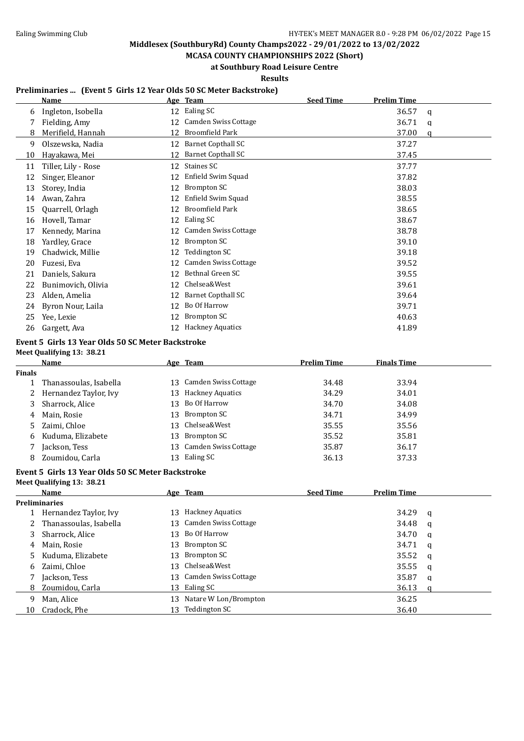**Middlesex (SouthburyRd) County Champs2022 - 29/01/2022 to 13/02/2022**

**MCASA COUNTY CHAMPIONSHIPS 2022 (Short)**

**at Southbury Road Leisure Centre**

**Results**

### Preliminaries ... (Event 5 Girls 12 Year Olds 50 SC Meter Backstroke)

| | Name | Age | Team | Seed Time | Prelim Time | |
|---|---|---|---|---|---|---|
| 6 | Ingleton, Isobella | 12 | Ealing SC | | 36.57 | q |
| 7 | Fielding, Amy | 12 | Camden Swiss Cottage | | 36.71 | q |
| 8 | Merifield, Hannah | 12 | Broomfield Park | | 37.00 | q |
| 9 | Olszewska, Nadia | 12 | Barnet Copthall SC | | 37.27 | |
| 10 | Hayakawa, Mei | 12 | Barnet Copthall SC | | 37.45 | |
| 11 | Tiller, Lily - Rose | 12 | Staines SC | | 37.77 | |
| 12 | Singer, Eleanor | 12 | Enfield Swim Squad | | 37.82 | |
| 13 | Storey, India | 12 | Brompton SC | | 38.03 | |
| 14 | Awan, Zahra | 12 | Enfield Swim Squad | | 38.55 | |
| 15 | Quarrell, Orlagh | 12 | Broomfield Park | | 38.65 | |
| 16 | Hovell, Tamar | 12 | Ealing SC | | 38.67 | |
| 17 | Kennedy, Marina | 12 | Camden Swiss Cottage | | 38.78 | |
| 18 | Yardley, Grace | 12 | Brompton SC | | 39.10 | |
| 19 | Chadwick, Millie | 12 | Teddington SC | | 39.18 | |
| 20 | Fuzesi, Eva | 12 | Camden Swiss Cottage | | 39.52 | |
| 21 | Daniels, Sakura | 12 | Bethnal Green SC | | 39.55 | |
| 22 | Bunimovich, Olivia | 12 | Chelsea&West | | 39.61 | |
| 23 | Alden, Amelia | 12 | Barnet Copthall SC | | 39.64 | |
| 24 | Byron Nour, Laila | 12 | Bo Of Harrow | | 39.71 | |
| 25 | Yee, Lexie | 12 | Brompton SC | | 40.63 | |
| 26 | Gargett, Ava | 12 | Hackney Aquatics | | 41.89 | |

### Event 5 Girls 13 Year Olds 50 SC Meter Backstroke

**Meet Qualifying 13: 38.21**

| | Name | Age | Team | Prelim Time | Finals Time |
|---|---|---|---|---|---|
| **Finals** | | | | | |
| 1 | Thanassoulas, Isabella | 13 | Camden Swiss Cottage | 34.48 | 33.94 |
| 2 | Hernandez Taylor, Ivy | 13 | Hackney Aquatics | 34.29 | 34.01 |
| 3 | Sharrock, Alice | 13 | Bo Of Harrow | 34.70 | 34.08 |
| 4 | Main, Rosie | 13 | Brompton SC | 34.71 | 34.99 |
| 5 | Zaimi, Chloe | 13 | Chelsea&West | 35.55 | 35.56 |
| 6 | Kuduma, Elizabete | 13 | Brompton SC | 35.52 | 35.81 |
| 7 | Jackson, Tess | 13 | Camden Swiss Cottage | 35.87 | 36.17 |
| 8 | Zoumidou, Carla | 13 | Ealing SC | 36.13 | 37.33 |

### Event 5 Girls 13 Year Olds 50 SC Meter Backstroke

**Meet Qualifying 13: 38.21**

| | Name | Age | Team | Seed Time | Prelim Time | |
|---|---|---|---|---|---|---|
| **Preliminaries** | | | | | | |
| 1 | Hernandez Taylor, Ivy | 13 | Hackney Aquatics | | 34.29 | q |
| 2 | Thanassoulas, Isabella | 13 | Camden Swiss Cottage | | 34.48 | q |
| 3 | Sharrock, Alice | 13 | Bo Of Harrow | | 34.70 | q |
| 4 | Main, Rosie | 13 | Brompton SC | | 34.71 | q |
| 5 | Kuduma, Elizabete | 13 | Brompton SC | | 35.52 | q |
| 6 | Zaimi, Chloe | 13 | Chelsea&West | | 35.55 | q |
| 7 | Jackson, Tess | 13 | Camden Swiss Cottage | | 35.87 | q |
| 8 | Zoumidou, Carla | 13 | Ealing SC | | 36.13 | q |
| 9 | Man, Alice | 13 | Natare W Lon/Brompton | | 36.25 | |
| 10 | Cradock, Phe | 13 | Teddington SC | | 36.40 | |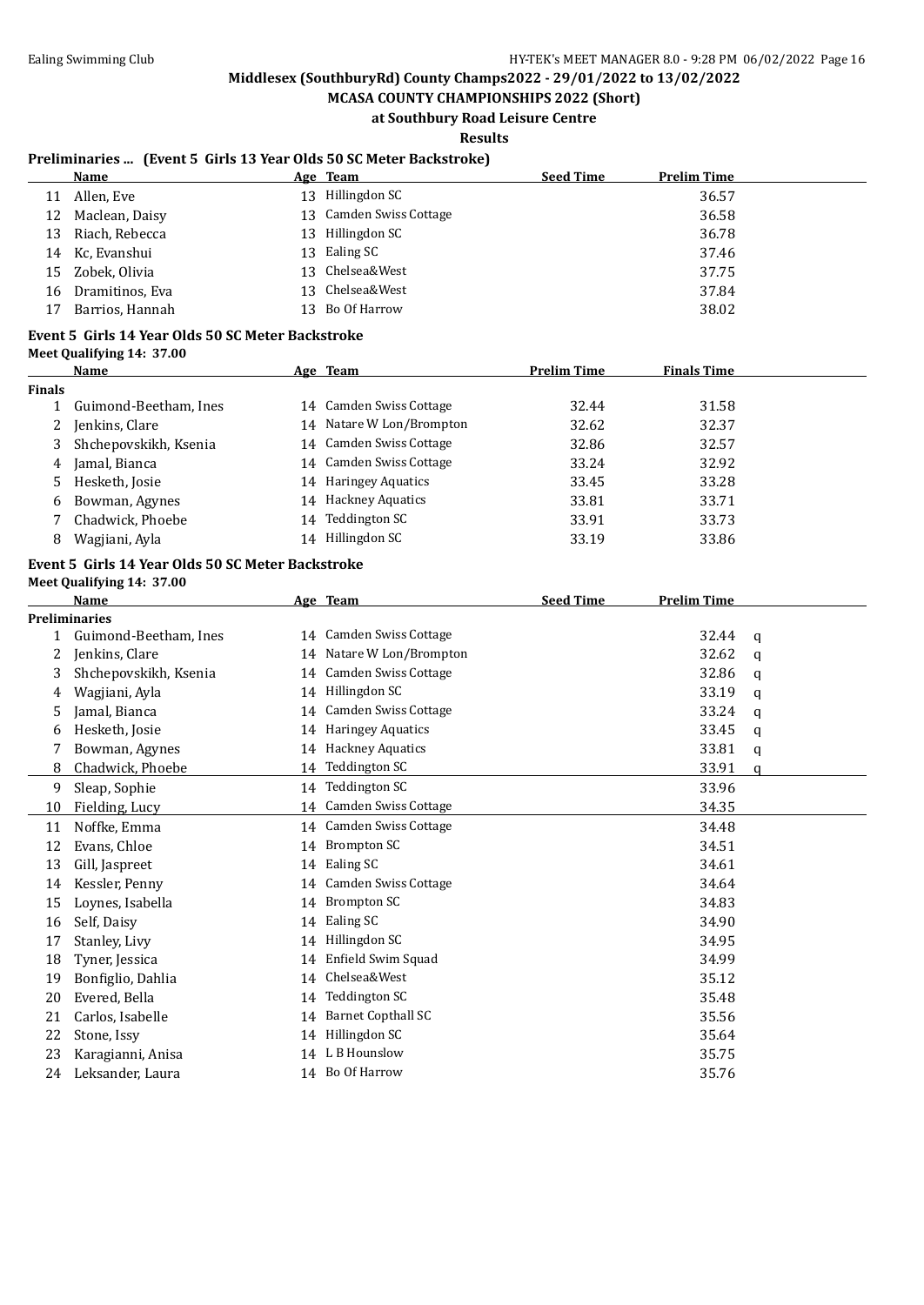Middlesex (SouthburyRd) County Champs2022 - 29/01/2022 to 13/02/2022

MCASA COUNTY CHAMPIONSHIPS 2022 (Short)

at Southbury Road Leisure Centre

Results

### Preliminaries ... (Event 5 Girls 13 Year Olds 50 SC Meter Backstroke)

| | Name | Age | Team | Seed Time | Prelim Time |
|---|---|---|---|---|---|
| 11 | Allen, Eve | 13 | Hillingdon SC | | 36.57 |
| 12 | Maclean, Daisy | 13 | Camden Swiss Cottage | | 36.58 |
| 13 | Riach, Rebecca | 13 | Hillingdon SC | | 36.78 |
| 14 | Kc, Evanshui | 13 | Ealing SC | | 37.46 |
| 15 | Zobek, Olivia | 13 | Chelsea&West | | 37.75 |
| 16 | Dramitinos, Eva | 13 | Chelsea&West | | 37.84 |
| 17 | Barrios, Hannah | 13 | Bo Of Harrow | | 38.02 |

### Event 5 Girls 14 Year Olds 50 SC Meter Backstroke

Meet Qualifying 14: 37.00

| | Name | Age | Team | Prelim Time | Finals Time |
|---|---|---|---|---|---|
| **Finals** | | | | | |
| 1 | Guimond-Beetham, Ines | 14 | Camden Swiss Cottage | 32.44 | 31.58 |
| 2 | Jenkins, Clare | 14 | Natare W Lon/Brompton | 32.62 | 32.37 |
| 3 | Shchepovskikh, Ksenia | 14 | Camden Swiss Cottage | 32.86 | 32.57 |
| 4 | Jamal, Bianca | 14 | Camden Swiss Cottage | 33.24 | 32.92 |
| 5 | Hesketh, Josie | 14 | Haringey Aquatics | 33.45 | 33.28 |
| 6 | Bowman, Agynes | 14 | Hackney Aquatics | 33.81 | 33.71 |
| 7 | Chadwick, Phoebe | 14 | Teddington SC | 33.91 | 33.73 |
| 8 | Wagjiani, Ayla | 14 | Hillingdon SC | 33.19 | 33.86 |

### Event 5 Girls 14 Year Olds 50 SC Meter Backstroke

Meet Qualifying 14: 37.00

| | Name | Age | Team | Seed Time | Prelim Time | |
|---|---|---|---|---|---|---|
| **Preliminaries** | | | | | | |
| 1 | Guimond-Beetham, Ines | 14 | Camden Swiss Cottage | | 32.44 | q |
| 2 | Jenkins, Clare | 14 | Natare W Lon/Brompton | | 32.62 | q |
| 3 | Shchepovskikh, Ksenia | 14 | Camden Swiss Cottage | | 32.86 | q |
| 4 | Wagjiani, Ayla | 14 | Hillingdon SC | | 33.19 | q |
| 5 | Jamal, Bianca | 14 | Camden Swiss Cottage | | 33.24 | q |
| 6 | Hesketh, Josie | 14 | Haringey Aquatics | | 33.45 | q |
| 7 | Bowman, Agynes | 14 | Hackney Aquatics | | 33.81 | q |
| 8 | Chadwick, Phoebe | 14 | Teddington SC | | 33.91 | q |
| 9 | Sleap, Sophie | 14 | Teddington SC | | 33.96 | |
| 10 | Fielding, Lucy | 14 | Camden Swiss Cottage | | 34.35 | |
| 11 | Noffke, Emma | 14 | Camden Swiss Cottage | | 34.48 | |
| 12 | Evans, Chloe | 14 | Brompton SC | | 34.51 | |
| 13 | Gill, Jaspreet | 14 | Ealing SC | | 34.61 | |
| 14 | Kessler, Penny | 14 | Camden Swiss Cottage | | 34.64 | |
| 15 | Loynes, Isabella | 14 | Brompton SC | | 34.83 | |
| 16 | Self, Daisy | 14 | Ealing SC | | 34.90 | |
| 17 | Stanley, Livy | 14 | Hillingdon SC | | 34.95 | |
| 18 | Tyner, Jessica | 14 | Enfield Swim Squad | | 34.99 | |
| 19 | Bonfiglio, Dahlia | 14 | Chelsea&West | | 35.12 | |
| 20 | Evered, Bella | 14 | Teddington SC | | 35.48 | |
| 21 | Carlos, Isabelle | 14 | Barnet Copthall SC | | 35.56 | |
| 22 | Stone, Issy | 14 | Hillingdon SC | | 35.64 | |
| 23 | Karagianni, Anisa | 14 | L B Hounslow | | 35.75 | |
| 24 | Leksander, Laura | 14 | Bo Of Harrow | | 35.76 | |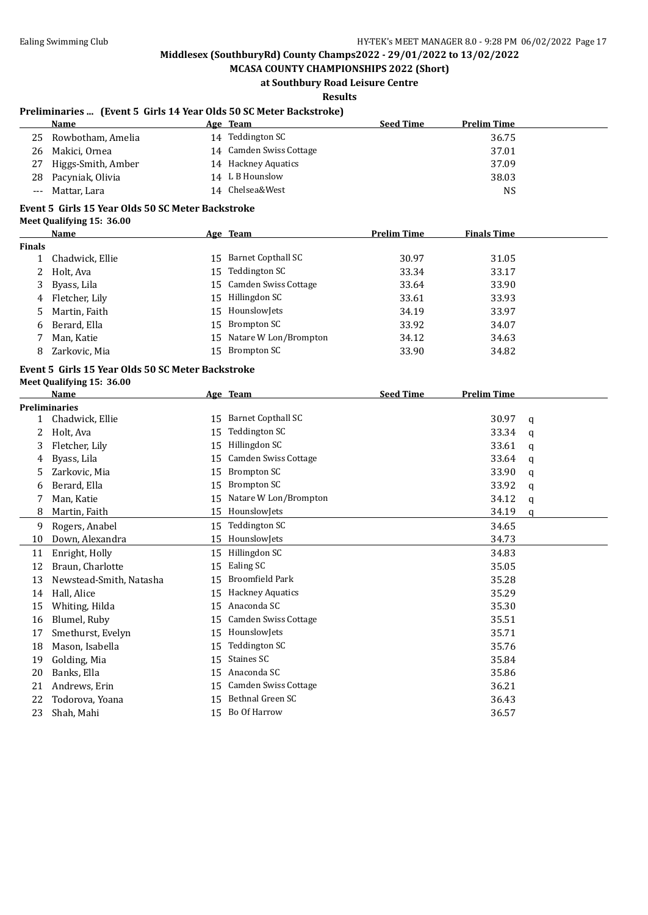**Middlesex (SouthburyRd) County Champs2022 - 29/01/2022 to 13/02/2022**

**MCASA COUNTY CHAMPIONSHIPS 2022 (Short)**

**at Southbury Road Leisure Centre**

**Results**

### Preliminaries ... (Event 5 Girls 14 Year Olds 50 SC Meter Backstroke)

| | Name | Age | Team | Seed Time | Prelim Time | |
|---|---|---|---|---|---|---|
| 25 | Rowbotham, Amelia | 14 | Teddington SC | | 36.75 | |
| 26 | Makici, Ornea | 14 | Camden Swiss Cottage | | 37.01 | |
| 27 | Higgs-Smith, Amber | 14 | Hackney Aquatics | | 37.09 | |
| 28 | Pacyniak, Olivia | 14 | L B Hounslow | | 38.03 | |
| --- | Mattar, Lara | 14 | Chelsea&West | | NS | |

### Event 5 Girls 15 Year Olds 50 SC Meter Backstroke

Meet Qualifying 15: 36.00

| | Name | Age | Team | Prelim Time | Finals Time |
|---|---|---|---|---|---|
| **Finals** | | | | | |
| 1 | Chadwick, Ellie | 15 | Barnet Copthall SC | 30.97 | 31.05 |
| 2 | Holt, Ava | 15 | Teddington SC | 33.34 | 33.17 |
| 3 | Byass, Lila | 15 | Camden Swiss Cottage | 33.64 | 33.90 |
| 4 | Fletcher, Lily | 15 | Hillingdon SC | 33.61 | 33.93 |
| 5 | Martin, Faith | 15 | HounslowJets | 34.19 | 33.97 |
| 6 | Berard, Ella | 15 | Brompton SC | 33.92 | 34.07 |
| 7 | Man, Katie | 15 | Natare W Lon/Brompton | 34.12 | 34.63 |
| 8 | Zarkovic, Mia | 15 | Brompton SC | 33.90 | 34.82 |

### Event 5 Girls 15 Year Olds 50 SC Meter Backstroke

Meet Qualifying 15: 36.00

| | Name | Age | Team | Seed Time | Prelim Time | |
|---|---|---|---|---|---|---|
| **Preliminaries** | | | | | | |
| 1 | Chadwick, Ellie | 15 | Barnet Copthall SC | | 30.97 | q |
| 2 | Holt, Ava | 15 | Teddington SC | | 33.34 | q |
| 3 | Fletcher, Lily | 15 | Hillingdon SC | | 33.61 | q |
| 4 | Byass, Lila | 15 | Camden Swiss Cottage | | 33.64 | q |
| 5 | Zarkovic, Mia | 15 | Brompton SC | | 33.90 | q |
| 6 | Berard, Ella | 15 | Brompton SC | | 33.92 | q |
| 7 | Man, Katie | 15 | Natare W Lon/Brompton | | 34.12 | q |
| 8 | Martin, Faith | 15 | HounslowJets | | 34.19 | q |
| 9 | Rogers, Anabel | 15 | Teddington SC | | 34.65 | |
| 10 | Down, Alexandra | 15 | HounslowJets | | 34.73 | |
| 11 | Enright, Holly | 15 | Hillingdon SC | | 34.83 | |
| 12 | Braun, Charlotte | 15 | Ealing SC | | 35.05 | |
| 13 | Newstead-Smith, Natasha | 15 | Broomfield Park | | 35.28 | |
| 14 | Hall, Alice | 15 | Hackney Aquatics | | 35.29 | |
| 15 | Whiting, Hilda | 15 | Anaconda SC | | 35.30 | |
| 16 | Blumel, Ruby | 15 | Camden Swiss Cottage | | 35.51 | |
| 17 | Smethurst, Evelyn | 15 | HounslowJets | | 35.71 | |
| 18 | Mason, Isabella | 15 | Teddington SC | | 35.76 | |
| 19 | Golding, Mia | 15 | Staines SC | | 35.84 | |
| 20 | Banks, Ella | 15 | Anaconda SC | | 35.86 | |
| 21 | Andrews, Erin | 15 | Camden Swiss Cottage | | 36.21 | |
| 22 | Todorova, Yoana | 15 | Bethnal Green SC | | 36.43 | |
| 23 | Shah, Mahi | 15 | Bo Of Harrow | | 36.57 | |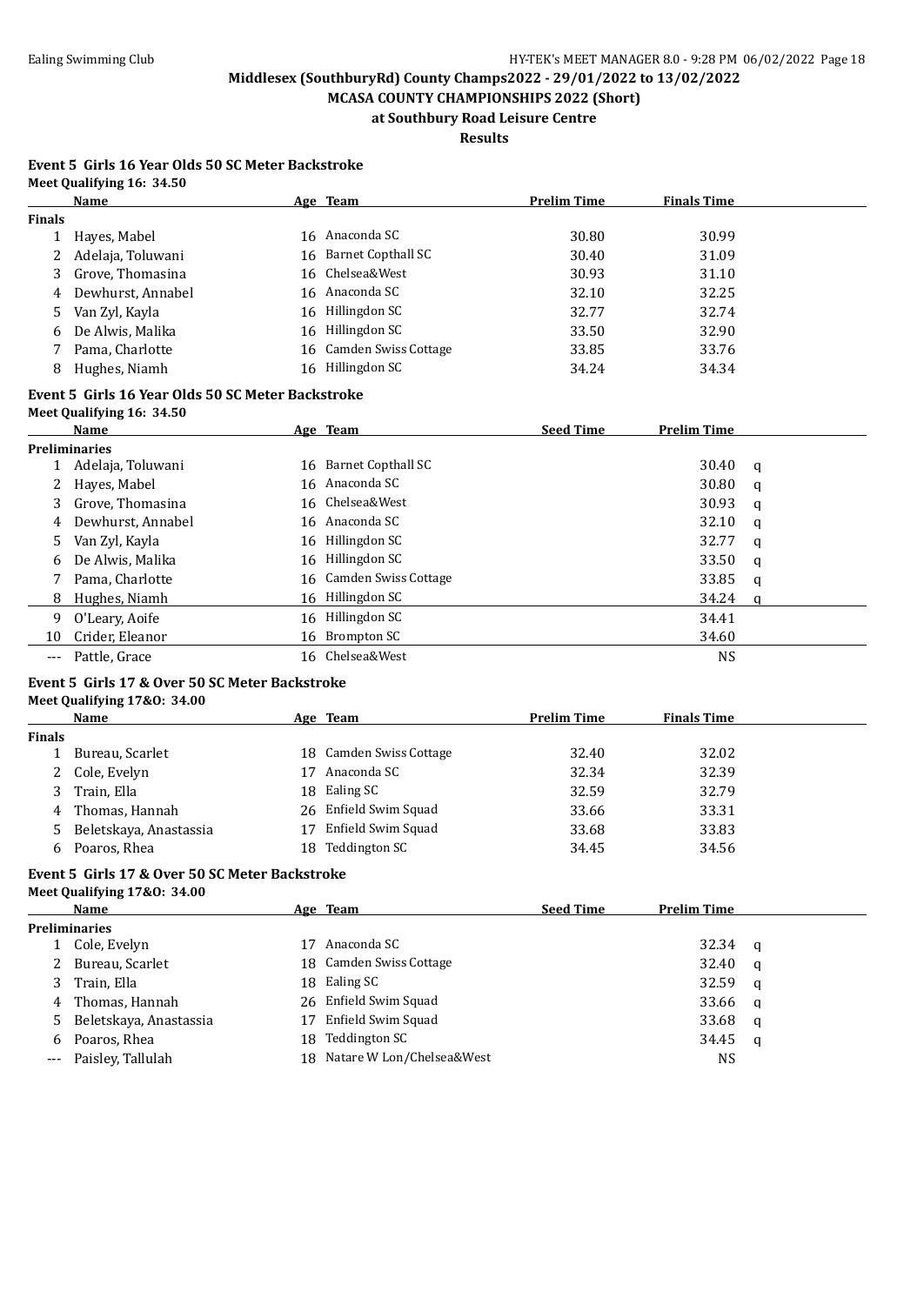Middlesex (SouthburyRd) County Champs2022 - 29/01/2022 to 13/02/2022

MCASA COUNTY CHAMPIONSHIPS 2022 (Short)

at Southbury Road Leisure Centre

Results

### Event 5 Girls 16 Year Olds 50 SC Meter Backstroke

Meet Qualifying 16: 34.50

| | Name | Age | Team | Prelim Time | Finals Time |
|---|---|---|---|---|---|
| **Finals** | | | | | |
| 1 | Hayes, Mabel | 16 | Anaconda SC | 30.80 | 30.99 |
| 2 | Adelaja, Toluwani | 16 | Barnet Copthall SC | 30.40 | 31.09 |
| 3 | Grove, Thomasina | 16 | Chelsea&West | 30.93 | 31.10 |
| 4 | Dewhurst, Annabel | 16 | Anaconda SC | 32.10 | 32.25 |
| 5 | Van Zyl, Kayla | 16 | Hillingdon SC | 32.77 | 32.74 |
| 6 | De Alwis, Malika | 16 | Hillingdon SC | 33.50 | 32.90 |
| 7 | Pama, Charlotte | 16 | Camden Swiss Cottage | 33.85 | 33.76 |
| 8 | Hughes, Niamh | 16 | Hillingdon SC | 34.24 | 34.34 |

### Event 5 Girls 16 Year Olds 50 SC Meter Backstroke

Meet Qualifying 16: 34.50

| | Name | Age | Team | Seed Time | Prelim Time | |
|---|---|---|---|---|---|---|
| **Preliminaries** | | | | | | |
| 1 | Adelaja, Toluwani | 16 | Barnet Copthall SC | | 30.40 | q |
| 2 | Hayes, Mabel | 16 | Anaconda SC | | 30.80 | q |
| 3 | Grove, Thomasina | 16 | Chelsea&West | | 30.93 | q |
| 4 | Dewhurst, Annabel | 16 | Anaconda SC | | 32.10 | q |
| 5 | Van Zyl, Kayla | 16 | Hillingdon SC | | 32.77 | q |
| 6 | De Alwis, Malika | 16 | Hillingdon SC | | 33.50 | q |
| 7 | Pama, Charlotte | 16 | Camden Swiss Cottage | | 33.85 | q |
| 8 | Hughes, Niamh | 16 | Hillingdon SC | | 34.24 | q |
| 9 | O'Leary, Aoife | 16 | Hillingdon SC | | 34.41 | |
| 10 | Crider, Eleanor | 16 | Brompton SC | | 34.60 | |
| --- | Pattle, Grace | 16 | Chelsea&West | | NS | |

### Event 5 Girls 17 & Over 50 SC Meter Backstroke

Meet Qualifying 17&O: 34.00

| | Name | Age | Team | Prelim Time | Finals Time |
|---|---|---|---|---|---|
| **Finals** | | | | | |
| 1 | Bureau, Scarlet | 18 | Camden Swiss Cottage | 32.40 | 32.02 |
| 2 | Cole, Evelyn | 17 | Anaconda SC | 32.34 | 32.39 |
| 3 | Train, Ella | 18 | Ealing SC | 32.59 | 32.79 |
| 4 | Thomas, Hannah | 26 | Enfield Swim Squad | 33.66 | 33.31 |
| 5 | Beletskaya, Anastassia | 17 | Enfield Swim Squad | 33.68 | 33.83 |
| 6 | Poaros, Rhea | 18 | Teddington SC | 34.45 | 34.56 |

### Event 5 Girls 17 & Over 50 SC Meter Backstroke

Meet Qualifying 17&O: 34.00

| | Name | Age | Team | Seed Time | Prelim Time | |
|---|---|---|---|---|---|---|
| **Preliminaries** | | | | | | |
| 1 | Cole, Evelyn | 17 | Anaconda SC | | 32.34 | q |
| 2 | Bureau, Scarlet | 18 | Camden Swiss Cottage | | 32.40 | q |
| 3 | Train, Ella | 18 | Ealing SC | | 32.59 | q |
| 4 | Thomas, Hannah | 26 | Enfield Swim Squad | | 33.66 | q |
| 5 | Beletskaya, Anastassia | 17 | Enfield Swim Squad | | 33.68 | q |
| 6 | Poaros, Rhea | 18 | Teddington SC | | 34.45 | q |
| --- | Paisley, Tallulah | 18 | Natare W Lon/Chelsea&West | | NS | |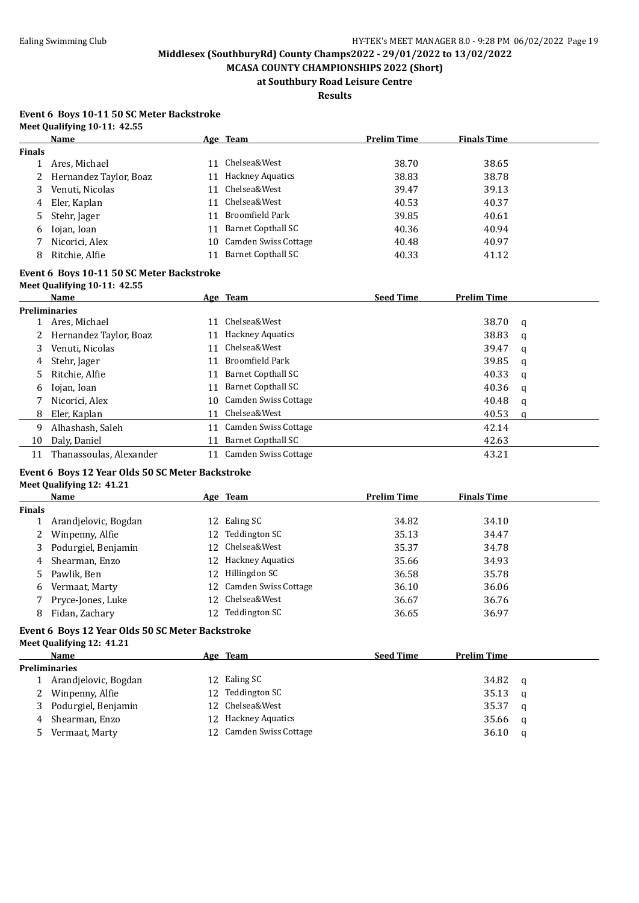## Middlesex (SouthburyRd) County Champs2022 - 29/01/2022 to 13/02/2022

### MCASA COUNTY CHAMPIONSHIPS 2022 (Short)

### at Southbury Road Leisure Centre

### Results

**Event 6 Boys 10-11 50 SC Meter Backstroke**

**Meet Qualifying 10-11: 42.55**

| | Name | Age | Team | Prelim Time | Finals Time |
|---|---|---|---|---|---|
| **Finals** | | | | | |
| 1 | Ares, Michael | 11 | Chelsea&West | 38.70 | 38.65 |
| 2 | Hernandez Taylor, Boaz | 11 | Hackney Aquatics | 38.83 | 38.78 |
| 3 | Venuti, Nicolas | 11 | Chelsea&West | 39.47 | 39.13 |
| 4 | Eler, Kaplan | 11 | Chelsea&West | 40.53 | 40.37 |
| 5 | Stehr, Jager | 11 | Broomfield Park | 39.85 | 40.61 |
| 6 | Iojan, Ioan | 11 | Barnet Copthall SC | 40.36 | 40.94 |
| 7 | Nicorici, Alex | 10 | Camden Swiss Cottage | 40.48 | 40.97 |
| 8 | Ritchie, Alfie | 11 | Barnet Copthall SC | 40.33 | 41.12 |

**Event 6 Boys 10-11 50 SC Meter Backstroke**

**Meet Qualifying 10-11: 42.55**

| | Name | Age | Team | Seed Time | Prelim Time | |
|---|---|---|---|---|---|---|
| **Preliminaries** | | | | | | |
| 1 | Ares, Michael | 11 | Chelsea&West | | 38.70 | q |
| 2 | Hernandez Taylor, Boaz | 11 | Hackney Aquatics | | 38.83 | q |
| 3 | Venuti, Nicolas | 11 | Chelsea&West | | 39.47 | q |
| 4 | Stehr, Jager | 11 | Broomfield Park | | 39.85 | q |
| 5 | Ritchie, Alfie | 11 | Barnet Copthall SC | | 40.33 | q |
| 6 | Iojan, Ioan | 11 | Barnet Copthall SC | | 40.36 | q |
| 7 | Nicorici, Alex | 10 | Camden Swiss Cottage | | 40.48 | q |
| 8 | Eler, Kaplan | 11 | Chelsea&West | | 40.53 | q |
| 9 | Alhashash, Saleh | 11 | Camden Swiss Cottage | | 42.14 | |
| 10 | Daly, Daniel | 11 | Barnet Copthall SC | | 42.63 | |
| 11 | Thanassoulas, Alexander | 11 | Camden Swiss Cottage | | 43.21 | |

**Event 6 Boys 12 Year Olds 50 SC Meter Backstroke**

**Meet Qualifying 12: 41.21**

| | Name | Age | Team | Prelim Time | Finals Time |
|---|---|---|---|---|---|
| **Finals** | | | | | |
| 1 | Arandjelovic, Bogdan | 12 | Ealing SC | 34.82 | 34.10 |
| 2 | Winpenny, Alfie | 12 | Teddington SC | 35.13 | 34.47 |
| 3 | Podurgiel, Benjamin | 12 | Chelsea&West | 35.37 | 34.78 |
| 4 | Shearman, Enzo | 12 | Hackney Aquatics | 35.66 | 34.93 |
| 5 | Pawlik, Ben | 12 | Hillingdon SC | 36.58 | 35.78 |
| 6 | Vermaat, Marty | 12 | Camden Swiss Cottage | 36.10 | 36.06 |
| 7 | Pryce-Jones, Luke | 12 | Chelsea&West | 36.67 | 36.76 |
| 8 | Fidan, Zachary | 12 | Teddington SC | 36.65 | 36.97 |

**Event 6 Boys 12 Year Olds 50 SC Meter Backstroke**

**Meet Qualifying 12: 41.21**

| | Name | Age | Team | Seed Time | Prelim Time | |
|---|---|---|---|---|---|---|
| **Preliminaries** | | | | | | |
| 1 | Arandjelovic, Bogdan | 12 | Ealing SC | | 34.82 | q |
| 2 | Winpenny, Alfie | 12 | Teddington SC | | 35.13 | q |
| 3 | Podurgiel, Benjamin | 12 | Chelsea&West | | 35.37 | q |
| 4 | Shearman, Enzo | 12 | Hackney Aquatics | | 35.66 | q |
| 5 | Vermaat, Marty | 12 | Camden Swiss Cottage | | 36.10 | q |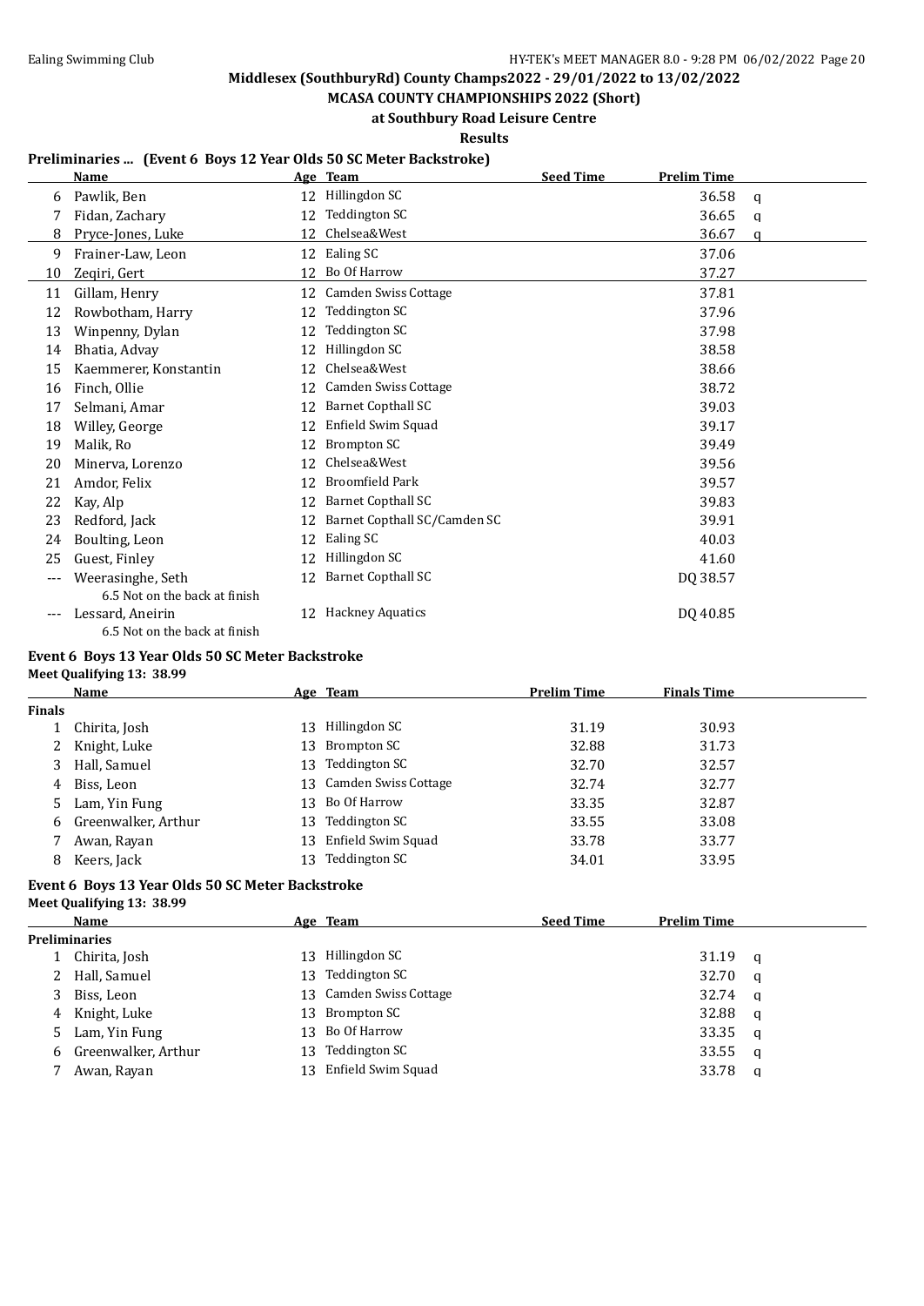## Middlesex (SouthburyRd) County Champs2022 - 29/01/2022 to 13/02/2022

### MCASA COUNTY CHAMPIONSHIPS 2022 (Short)

### at Southbury Road Leisure Centre

### Results

**Preliminaries ... (Event 6 Boys 12 Year Olds 50 SC Meter Backstroke)**

| | Name | Age | Team | Seed Time | Prelim Time | |
|---|---|---|---|---|---|---|
| 6 | Pawlik, Ben | 12 | Hillingdon SC | | 36.58 | q |
| 7 | Fidan, Zachary | 12 | Teddington SC | | 36.65 | q |
| 8 | Pryce-Jones, Luke | 12 | Chelsea&West | | 36.67 | q |
| 9 | Frainer-Law, Leon | 12 | Ealing SC | | 37.06 | |
| 10 | Zeqiri, Gert | 12 | Bo Of Harrow | | 37.27 | |
| 11 | Gillam, Henry | 12 | Camden Swiss Cottage | | 37.81 | |
| 12 | Rowbotham, Harry | 12 | Teddington SC | | 37.96 | |
| 13 | Winpenny, Dylan | 12 | Teddington SC | | 37.98 | |
| 14 | Bhatia, Advay | 12 | Hillingdon SC | | 38.58 | |
| 15 | Kaemmerer, Konstantin | 12 | Chelsea&West | | 38.66 | |
| 16 | Finch, Ollie | 12 | Camden Swiss Cottage | | 38.72 | |
| 17 | Selmani, Amar | 12 | Barnet Copthall SC | | 39.03 | |
| 18 | Willey, George | 12 | Enfield Swim Squad | | 39.17 | |
| 19 | Malik, Ro | 12 | Brompton SC | | 39.49 | |
| 20 | Minerva, Lorenzo | 12 | Chelsea&West | | 39.56 | |
| 21 | Amdor, Felix | 12 | Broomfield Park | | 39.57 | |
| 22 | Kay, Alp | 12 | Barnet Copthall SC | | 39.83 | |
| 23 | Redford, Jack | 12 | Barnet Copthall SC/Camden SC | | 39.91 | |
| 24 | Boulting, Leon | 12 | Ealing SC | | 40.03 | |
| 25 | Guest, Finley | 12 | Hillingdon SC | | 41.60 | |
| --- | Weerasinghe, Seth | 12 | Barnet Copthall SC | | DQ 38.57 | |
| | 6.5 Not on the back at finish | | | | | |
| --- | Lessard, Aneirin | 12 | Hackney Aquatics | | DQ 40.85 | |
| | 6.5 Not on the back at finish | | | | | |

**Event 6 Boys 13 Year Olds 50 SC Meter Backstroke**

**Meet Qualifying 13: 38.99**

| | Name | Age | Team | Prelim Time | Finals Time |
|---|---|---|---|---|---|
| **Finals** | | | | | |
| 1 | Chirita, Josh | 13 | Hillingdon SC | 31.19 | 30.93 |
| 2 | Knight, Luke | 13 | Brompton SC | 32.88 | 31.73 |
| 3 | Hall, Samuel | 13 | Teddington SC | 32.70 | 32.57 |
| 4 | Biss, Leon | 13 | Camden Swiss Cottage | 32.74 | 32.77 |
| 5 | Lam, Yin Fung | 13 | Bo Of Harrow | 33.35 | 32.87 |
| 6 | Greenwalker, Arthur | 13 | Teddington SC | 33.55 | 33.08 |
| 7 | Awan, Rayan | 13 | Enfield Swim Squad | 33.78 | 33.77 |
| 8 | Keers, Jack | 13 | Teddington SC | 34.01 | 33.95 |

**Event 6 Boys 13 Year Olds 50 SC Meter Backstroke**

**Meet Qualifying 13: 38.99**

| | Name | Age | Team | Seed Time | Prelim Time | |
|---|---|---|---|---|---|---|
| **Preliminaries** | | | | | | |
| 1 | Chirita, Josh | 13 | Hillingdon SC | | 31.19 | q |
| 2 | Hall, Samuel | 13 | Teddington SC | | 32.70 | q |
| 3 | Biss, Leon | 13 | Camden Swiss Cottage | | 32.74 | q |
| 4 | Knight, Luke | 13 | Brompton SC | | 32.88 | q |
| 5 | Lam, Yin Fung | 13 | Bo Of Harrow | | 33.35 | q |
| 6 | Greenwalker, Arthur | 13 | Teddington SC | | 33.55 | q |
| 7 | Awan, Rayan | 13 | Enfield Swim Squad | | 33.78 | q |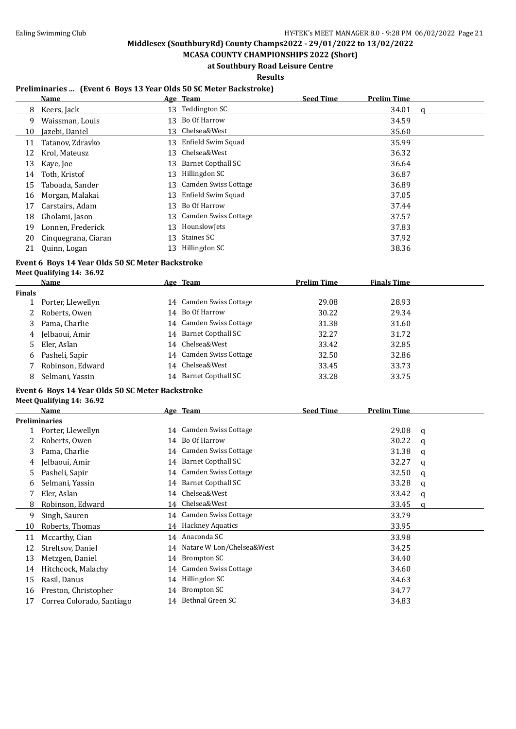## Middlesex (SouthburyRd) County Champs2022 - 29/01/2022 to 13/02/2022

### MCASA COUNTY CHAMPIONSHIPS 2022 (Short)

### at Southbury Road Leisure Centre

### Results

#### Preliminaries ... (Event 6 Boys 13 Year Olds 50 SC Meter Backstroke)

| | Name | Age | Team | Seed Time | Prelim Time | |
|---|---|---|---|---|---|---|
| 8 | Keers, Jack | 13 | Teddington SC | | 34.01 | q |
| 9 | Waissman, Louis | 13 | Bo Of Harrow | | 34.59 | |
| 10 | Jazebi, Daniel | 13 | Chelsea&West | | 35.60 | |
| 11 | Tatanov, Zdravko | 13 | Enfield Swim Squad | | 35.99 | |
| 12 | Krol, Mateusz | 13 | Chelsea&West | | 36.32 | |
| 13 | Kaye, Joe | 13 | Barnet Copthall SC | | 36.64 | |
| 14 | Toth, Kristof | 13 | Hillingdon SC | | 36.87 | |
| 15 | Taboada, Sander | 13 | Camden Swiss Cottage | | 36.89 | |
| 16 | Morgan, Malakai | 13 | Enfield Swim Squad | | 37.05 | |
| 17 | Carstairs, Adam | 13 | Bo Of Harrow | | 37.44 | |
| 18 | Gholami, Jason | 13 | Camden Swiss Cottage | | 37.57 | |
| 19 | Lonnen, Frederick | 13 | HounslowJets | | 37.83 | |
| 20 | Cinquegrana, Ciaran | 13 | Staines SC | | 37.92 | |
| 21 | Quinn, Logan | 13 | Hillingdon SC | | 38.36 | |

#### Event 6 Boys 14 Year Olds 50 SC Meter Backstroke

Meet Qualifying 14: 36.92

| | Name | Age | Team | Prelim Time | Finals Time |
|---|---|---|---|---|---|
| **Finals** | | | | | |
| 1 | Porter, Llewellyn | 14 | Camden Swiss Cottage | 29.08 | 28.93 |
| 2 | Roberts, Owen | 14 | Bo Of Harrow | 30.22 | 29.34 |
| 3 | Pama, Charlie | 14 | Camden Swiss Cottage | 31.38 | 31.60 |
| 4 | Jelbaoui, Amir | 14 | Barnet Copthall SC | 32.27 | 31.72 |
| 5 | Eler, Aslan | 14 | Chelsea&West | 33.42 | 32.85 |
| 6 | Pasheli, Sapir | 14 | Camden Swiss Cottage | 32.50 | 32.86 |
| 7 | Robinson, Edward | 14 | Chelsea&West | 33.45 | 33.73 |
| 8 | Selmani, Yassin | 14 | Barnet Copthall SC | 33.28 | 33.75 |

#### Event 6 Boys 14 Year Olds 50 SC Meter Backstroke

Meet Qualifying 14: 36.92

| | Name | Age | Team | Seed Time | Prelim Time | |
|---|---|---|---|---|---|---|
| **Preliminaries** | | | | | | |
| 1 | Porter, Llewellyn | 14 | Camden Swiss Cottage | | 29.08 | q |
| 2 | Roberts, Owen | 14 | Bo Of Harrow | | 30.22 | q |
| 3 | Pama, Charlie | 14 | Camden Swiss Cottage | | 31.38 | q |
| 4 | Jelbaoui, Amir | 14 | Barnet Copthall SC | | 32.27 | q |
| 5 | Pasheli, Sapir | 14 | Camden Swiss Cottage | | 32.50 | q |
| 6 | Selmani, Yassin | 14 | Barnet Copthall SC | | 33.28 | q |
| 7 | Eler, Aslan | 14 | Chelsea&West | | 33.42 | q |
| 8 | Robinson, Edward | 14 | Chelsea&West | | 33.45 | q |
| 9 | Singh, Sauren | 14 | Camden Swiss Cottage | | 33.79 | |
| 10 | Roberts, Thomas | 14 | Hackney Aquatics | | 33.95 | |
| 11 | Mccarthy, Cian | 14 | Anaconda SC | | 33.98 | |
| 12 | Streltsov, Daniel | 14 | Natare W Lon/Chelsea&West | | 34.25 | |
| 13 | Metzgen, Daniel | 14 | Brompton SC | | 34.40 | |
| 14 | Hitchcock, Malachy | 14 | Camden Swiss Cottage | | 34.60 | |
| 15 | Rasil, Danus | 14 | Hillingdon SC | | 34.63 | |
| 16 | Preston, Christopher | 14 | Brompton SC | | 34.77 | |
| 17 | Correa Colorado, Santiago | 14 | Bethnal Green SC | | 34.83 | |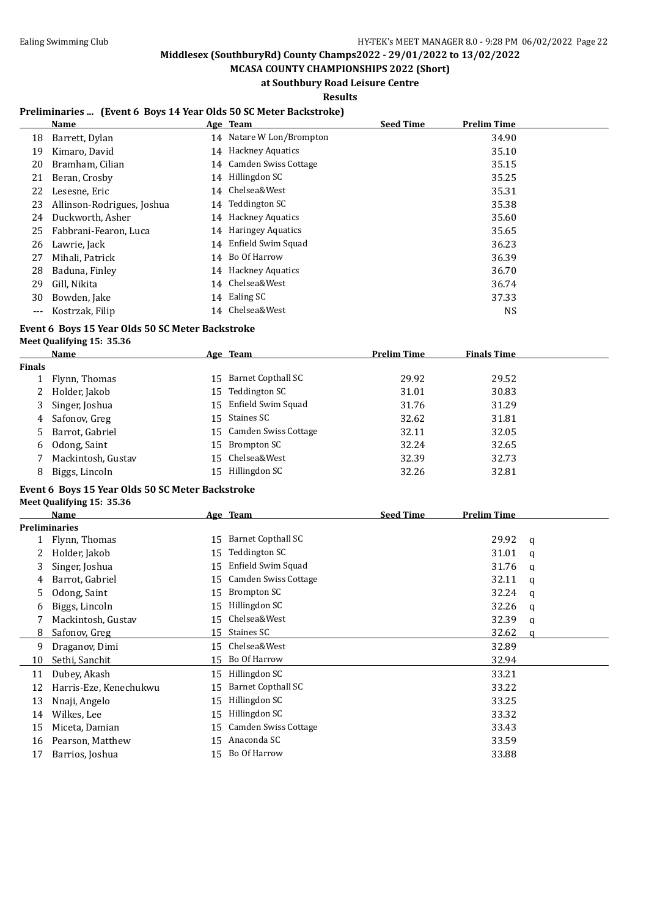# Middlesex (SouthburyRd) County Champs2022 - 29/01/2022 to 13/02/2022

## MCASA COUNTY CHAMPIONSHIPS 2022 (Short)

### at Southbury Road Leisure Centre

### Results

**Preliminaries ... (Event 6 Boys 14 Year Olds 50 SC Meter Backstroke)**

| | Name | Age | Team | Seed Time | Prelim Time |
|---|---|---|---|---|---|
| 18 | Barrett, Dylan | 14 | Natare W Lon/Brompton | | 34.90 |
| 19 | Kimaro, David | 14 | Hackney Aquatics | | 35.10 |
| 20 | Bramham, Cilian | 14 | Camden Swiss Cottage | | 35.15 |
| 21 | Beran, Crosby | 14 | Hillingdon SC | | 35.25 |
| 22 | Lesesne, Eric | 14 | Chelsea&West | | 35.31 |
| 23 | Allinson-Rodrigues, Joshua | 14 | Teddington SC | | 35.38 |
| 24 | Duckworth, Asher | 14 | Hackney Aquatics | | 35.60 |
| 25 | Fabbrani-Fearon, Luca | 14 | Haringey Aquatics | | 35.65 |
| 26 | Lawrie, Jack | 14 | Enfield Swim Squad | | 36.23 |
| 27 | Mihali, Patrick | 14 | Bo Of Harrow | | 36.39 |
| 28 | Baduna, Finley | 14 | Hackney Aquatics | | 36.70 |
| 29 | Gill, Nikita | 14 | Chelsea&West | | 36.74 |
| 30 | Bowden, Jake | 14 | Ealing SC | | 37.33 |
| --- | Kostrzak, Filip | 14 | Chelsea&West | | NS |

**Event 6 Boys 15 Year Olds 50 SC Meter Backstroke**

**Meet Qualifying 15: 35.36**

| | Name | Age | Team | Prelim Time | Finals Time |
|---|---|---|---|---|---|
| **Finals** | | | | | |
| 1 | Flynn, Thomas | 15 | Barnet Copthall SC | 29.92 | 29.52 |
| 2 | Holder, Jakob | 15 | Teddington SC | 31.01 | 30.83 |
| 3 | Singer, Joshua | 15 | Enfield Swim Squad | 31.76 | 31.29 |
| 4 | Safonov, Greg | 15 | Staines SC | 32.62 | 31.81 |
| 5 | Barrot, Gabriel | 15 | Camden Swiss Cottage | 32.11 | 32.05 |
| 6 | Odong, Saint | 15 | Brompton SC | 32.24 | 32.65 |
| 7 | Mackintosh, Gustav | 15 | Chelsea&West | 32.39 | 32.73 |
| 8 | Biggs, Lincoln | 15 | Hillingdon SC | 32.26 | 32.81 |

**Event 6 Boys 15 Year Olds 50 SC Meter Backstroke**

**Meet Qualifying 15: 35.36**

| | Name | Age | Team | Seed Time | Prelim Time | |
|---|---|---|---|---|---|---|
| **Preliminaries** | | | | | | |
| 1 | Flynn, Thomas | 15 | Barnet Copthall SC | | 29.92 | q |
| 2 | Holder, Jakob | 15 | Teddington SC | | 31.01 | q |
| 3 | Singer, Joshua | 15 | Enfield Swim Squad | | 31.76 | q |
| 4 | Barrot, Gabriel | 15 | Camden Swiss Cottage | | 32.11 | q |
| 5 | Odong, Saint | 15 | Brompton SC | | 32.24 | q |
| 6 | Biggs, Lincoln | 15 | Hillingdon SC | | 32.26 | q |
| 7 | Mackintosh, Gustav | 15 | Chelsea&West | | 32.39 | q |
| 8 | Safonov, Greg | 15 | Staines SC | | 32.62 | q |
| 9 | Draganov, Dimi | 15 | Chelsea&West | | 32.89 | |
| 10 | Sethi, Sanchit | 15 | Bo Of Harrow | | 32.94 | |
| 11 | Dubey, Akash | 15 | Hillingdon SC | | 33.21 | |
| 12 | Harris-Eze, Kenechukwu | 15 | Barnet Copthall SC | | 33.22 | |
| 13 | Nnaji, Angelo | 15 | Hillingdon SC | | 33.25 | |
| 14 | Wilkes, Lee | 15 | Hillingdon SC | | 33.32 | |
| 15 | Miceta, Damian | 15 | Camden Swiss Cottage | | 33.43 | |
| 16 | Pearson, Matthew | 15 | Anaconda SC | | 33.59 | |
| 17 | Barrios, Joshua | 15 | Bo Of Harrow | | 33.88 | |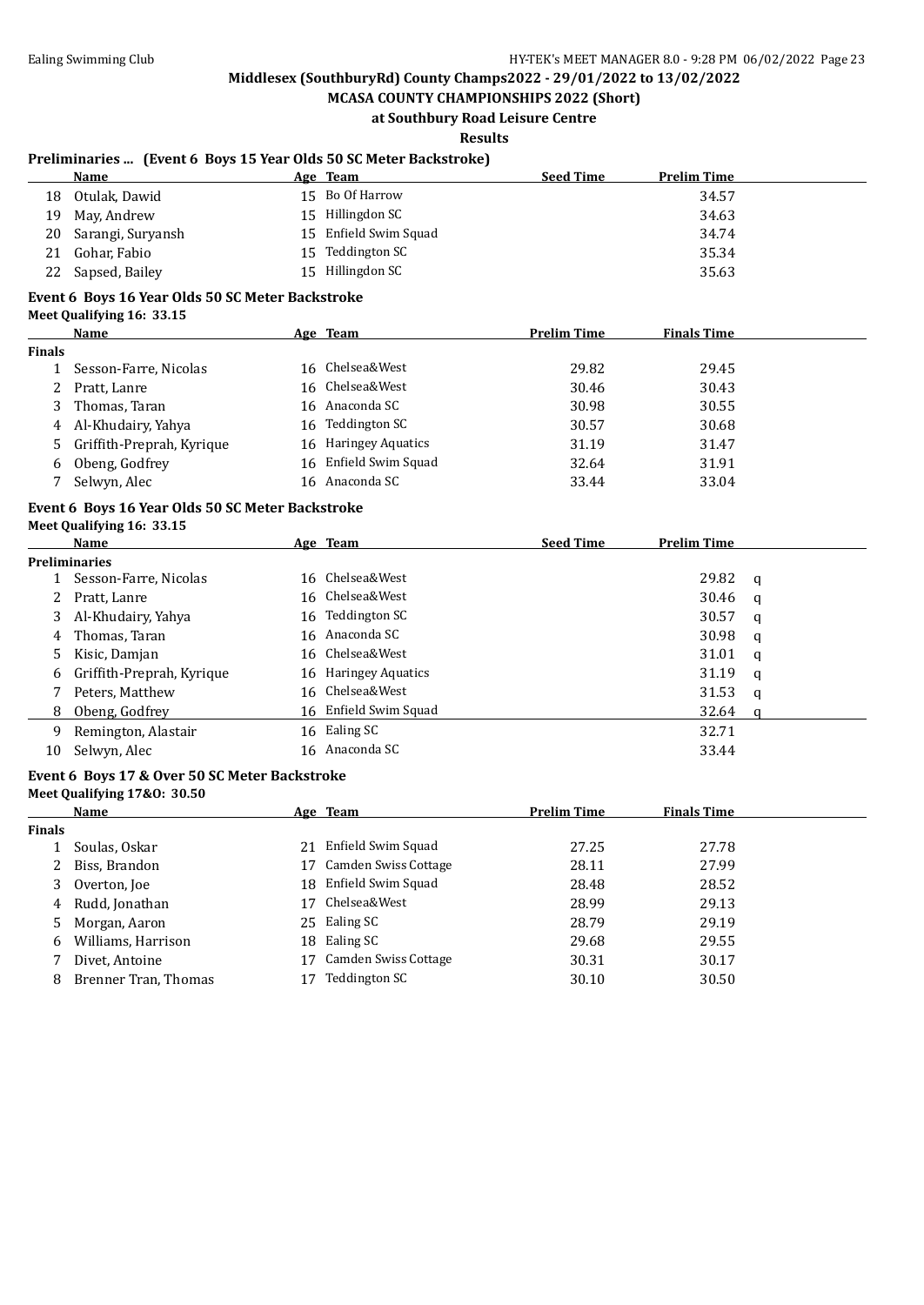Middlesex (SouthburyRd) County Champs2022 - 29/01/2022 to 13/02/2022

MCASA COUNTY CHAMPIONSHIPS 2022 (Short)

at Southbury Road Leisure Centre

Results

### Preliminaries ... (Event 6 Boys 15 Year Olds 50 SC Meter Backstroke)

| | Name | Age | Team | Seed Time | Prelim Time |
|---|---|---|---|---|---|
| 18 | Otulak, Dawid | 15 | Bo Of Harrow | | 34.57 |
| 19 | May, Andrew | 15 | Hillingdon SC | | 34.63 |
| 20 | Sarangi, Suryansh | 15 | Enfield Swim Squad | | 34.74 |
| 21 | Gohar, Fabio | 15 | Teddington SC | | 35.34 |
| 22 | Sapsed, Bailey | 15 | Hillingdon SC | | 35.63 |

### Event 6 Boys 16 Year Olds 50 SC Meter Backstroke

Meet Qualifying 16: 33.15

| | Name | Age | Team | Prelim Time | Finals Time |
|---|---|---|---|---|---|
| **Finals** | | | | | |
| 1 | Sesson-Farre, Nicolas | 16 | Chelsea&West | 29.82 | 29.45 |
| 2 | Pratt, Lanre | 16 | Chelsea&West | 30.46 | 30.43 |
| 3 | Thomas, Taran | 16 | Anaconda SC | 30.98 | 30.55 |
| 4 | Al-Khudairy, Yahya | 16 | Teddington SC | 30.57 | 30.68 |
| 5 | Griffith-Preprah, Kyrique | 16 | Haringey Aquatics | 31.19 | 31.47 |
| 6 | Obeng, Godfrey | 16 | Enfield Swim Squad | 32.64 | 31.91 |
| 7 | Selwyn, Alec | 16 | Anaconda SC | 33.44 | 33.04 |

### Event 6 Boys 16 Year Olds 50 SC Meter Backstroke

Meet Qualifying 16: 33.15

| | Name | Age | Team | Seed Time | Prelim Time | |
|---|---|---|---|---|---|---|
| **Preliminaries** | | | | | | |
| 1 | Sesson-Farre, Nicolas | 16 | Chelsea&West | | 29.82 | q |
| 2 | Pratt, Lanre | 16 | Chelsea&West | | 30.46 | q |
| 3 | Al-Khudairy, Yahya | 16 | Teddington SC | | 30.57 | q |
| 4 | Thomas, Taran | 16 | Anaconda SC | | 30.98 | q |
| 5 | Kisic, Damjan | 16 | Chelsea&West | | 31.01 | q |
| 6 | Griffith-Preprah, Kyrique | 16 | Haringey Aquatics | | 31.19 | q |
| 7 | Peters, Matthew | 16 | Chelsea&West | | 31.53 | q |
| 8 | Obeng, Godfrey | 16 | Enfield Swim Squad | | 32.64 | q |
| 9 | Remington, Alastair | 16 | Ealing SC | | 32.71 | |
| 10 | Selwyn, Alec | 16 | Anaconda SC | | 33.44 | |

### Event 6 Boys 17 & Over 50 SC Meter Backstroke

Meet Qualifying 17&O: 30.50

| | Name | Age | Team | Prelim Time | Finals Time |
|---|---|---|---|---|---|
| **Finals** | | | | | |
| 1 | Soulas, Oskar | 21 | Enfield Swim Squad | 27.25 | 27.78 |
| 2 | Biss, Brandon | 17 | Camden Swiss Cottage | 28.11 | 27.99 |
| 3 | Overton, Joe | 18 | Enfield Swim Squad | 28.48 | 28.52 |
| 4 | Rudd, Jonathan | 17 | Chelsea&West | 28.99 | 29.13 |
| 5 | Morgan, Aaron | 25 | Ealing SC | 28.79 | 29.19 |
| 6 | Williams, Harrison | 18 | Ealing SC | 29.68 | 29.55 |
| 7 | Divet, Antoine | 17 | Camden Swiss Cottage | 30.31 | 30.17 |
| 8 | Brenner Tran, Thomas | 17 | Teddington SC | 30.10 | 30.50 |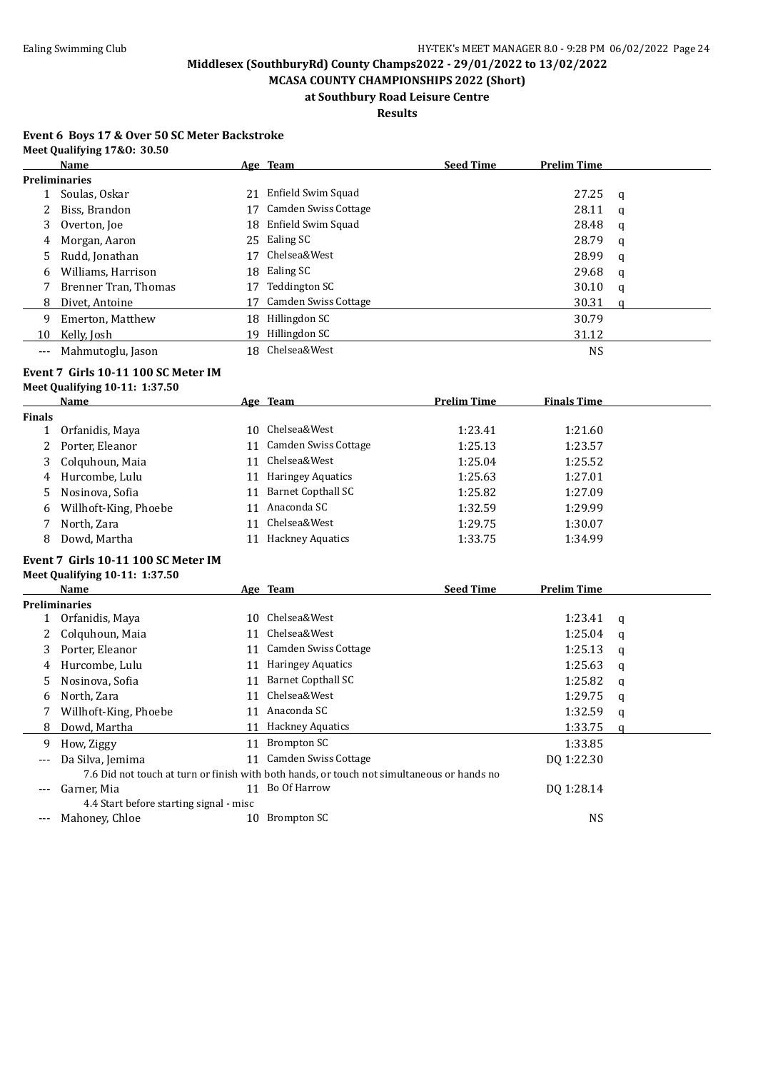**Middlesex (SouthburyRd) County Champs2022 - 29/01/2022 to 13/02/2022**

**MCASA COUNTY CHAMPIONSHIPS 2022 (Short)**

**at Southbury Road Leisure Centre**

**Results**

### Event 6 Boys 17 & Over 50 SC Meter Backstroke

**Meet Qualifying 17&O: 30.50**

| | Name | Age | Team | Seed Time | Prelim Time | |
|---|---|---|---|---|---|---|
| **Preliminaries** | | | | | | |
| 1 | Soulas, Oskar | 21 | Enfield Swim Squad | | 27.25 | q |
| 2 | Biss, Brandon | 17 | Camden Swiss Cottage | | 28.11 | q |
| 3 | Overton, Joe | 18 | Enfield Swim Squad | | 28.48 | q |
| 4 | Morgan, Aaron | 25 | Ealing SC | | 28.79 | q |
| 5 | Rudd, Jonathan | 17 | Chelsea&West | | 28.99 | q |
| 6 | Williams, Harrison | 18 | Ealing SC | | 29.68 | q |
| 7 | Brenner Tran, Thomas | 17 | Teddington SC | | 30.10 | q |
| 8 | Divet, Antoine | 17 | Camden Swiss Cottage | | 30.31 | q |
| 9 | Emerton, Matthew | 18 | Hillingdon SC | | 30.79 | |
| 10 | Kelly, Josh | 19 | Hillingdon SC | | 31.12 | |
| --- | Mahmutoglu, Jason | 18 | Chelsea&West | | NS | |

### Event 7 Girls 10-11 100 SC Meter IM

**Meet Qualifying 10-11: 1:37.50**

| | Name | Age | Team | Prelim Time | Finals Time |
|---|---|---|---|---|---|
| **Finals** | | | | | |
| 1 | Orfanidis, Maya | 10 | Chelsea&West | 1:23.41 | 1:21.60 |
| 2 | Porter, Eleanor | 11 | Camden Swiss Cottage | 1:25.13 | 1:23.57 |
| 3 | Colquhoun, Maia | 11 | Chelsea&West | 1:25.04 | 1:25.52 |
| 4 | Hurcombe, Lulu | 11 | Haringey Aquatics | 1:25.63 | 1:27.01 |
| 5 | Nosinova, Sofia | 11 | Barnet Copthall SC | 1:25.82 | 1:27.09 |
| 6 | Willhoft-King, Phoebe | 11 | Anaconda SC | 1:32.59 | 1:29.99 |
| 7 | North, Zara | 11 | Chelsea&West | 1:29.75 | 1:30.07 |
| 8 | Dowd, Martha | 11 | Hackney Aquatics | 1:33.75 | 1:34.99 |

### Event 7 Girls 10-11 100 SC Meter IM

**Meet Qualifying 10-11: 1:37.50**

| | Name | Age | Team | Seed Time | Prelim Time | |
|---|---|---|---|---|---|---|
| **Preliminaries** | | | | | | |
| 1 | Orfanidis, Maya | 10 | Chelsea&West | | 1:23.41 | q |
| 2 | Colquhoun, Maia | 11 | Chelsea&West | | 1:25.04 | q |
| 3 | Porter, Eleanor | 11 | Camden Swiss Cottage | | 1:25.13 | q |
| 4 | Hurcombe, Lulu | 11 | Haringey Aquatics | | 1:25.63 | q |
| 5 | Nosinova, Sofia | 11 | Barnet Copthall SC | | 1:25.82 | q |
| 6 | North, Zara | 11 | Chelsea&West | | 1:29.75 | q |
| 7 | Willhoft-King, Phoebe | 11 | Anaconda SC | | 1:32.59 | q |
| 8 | Dowd, Martha | 11 | Hackney Aquatics | | 1:33.75 | q |
| 9 | How, Ziggy | 11 | Brompton SC | | 1:33.85 | |
| --- | Da Silva, Jemima | 11 | Camden Swiss Cottage | | DQ 1:22.30 | |
| | 7.6 Did not touch at turn or finish with both hands, or touch not simultaneous or hands no | | | | | |
| --- | Garner, Mia | 11 | Bo Of Harrow | | DQ 1:28.14 | |
| | 4.4 Start before starting signal - misc | | | | | |
| --- | Mahoney, Chloe | 10 | Brompton SC | | NS | |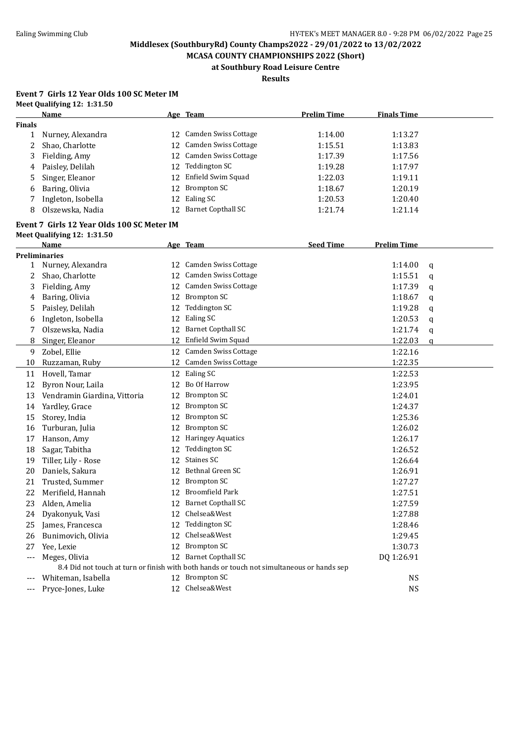**Middlesex (SouthburyRd) County Champs2022 - 29/01/2022 to 13/02/2022**
**MCASA COUNTY CHAMPIONSHIPS 2022 (Short)**
**at Southbury Road Leisure Centre**
**Results**

### Event 7 Girls 12 Year Olds 100 SC Meter IM

Meet Qualifying 12: 1:31.50

| | Name | Age | Team | Prelim Time | Finals Time |
|---|---|---|---|---|---|
| **Finals** | | | | | |
| 1 | Nurney, Alexandra | 12 | Camden Swiss Cottage | 1:14.00 | 1:13.27 |
| 2 | Shao, Charlotte | 12 | Camden Swiss Cottage | 1:15.51 | 1:13.83 |
| 3 | Fielding, Amy | 12 | Camden Swiss Cottage | 1:17.39 | 1:17.56 |
| 4 | Paisley, Delilah | 12 | Teddington SC | 1:19.28 | 1:17.97 |
| 5 | Singer, Eleanor | 12 | Enfield Swim Squad | 1:22.03 | 1:19.11 |
| 6 | Baring, Olivia | 12 | Brompton SC | 1:18.67 | 1:20.19 |
| 7 | Ingleton, Isobella | 12 | Ealing SC | 1:20.53 | 1:20.40 |
| 8 | Olszewska, Nadia | 12 | Barnet Copthall SC | 1:21.74 | 1:21.14 |

### Event 7 Girls 12 Year Olds 100 SC Meter IM

Meet Qualifying 12: 1:31.50

| | Name | Age | Team | Seed Time | Prelim Time | |
|---|---|---|---|---|---|---|
| **Preliminaries** | | | | | | |
| 1 | Nurney, Alexandra | 12 | Camden Swiss Cottage | | 1:14.00 | q |
| 2 | Shao, Charlotte | 12 | Camden Swiss Cottage | | 1:15.51 | q |
| 3 | Fielding, Amy | 12 | Camden Swiss Cottage | | 1:17.39 | q |
| 4 | Baring, Olivia | 12 | Brompton SC | | 1:18.67 | q |
| 5 | Paisley, Delilah | 12 | Teddington SC | | 1:19.28 | q |
| 6 | Ingleton, Isobella | 12 | Ealing SC | | 1:20.53 | q |
| 7 | Olszewska, Nadia | 12 | Barnet Copthall SC | | 1:21.74 | q |
| 8 | Singer, Eleanor | 12 | Enfield Swim Squad | | 1:22.03 | q |
| 9 | Zobel, Ellie | 12 | Camden Swiss Cottage | | 1:22.16 | |
| 10 | Ruzzaman, Ruby | 12 | Camden Swiss Cottage | | 1:22.35 | |
| 11 | Hovell, Tamar | 12 | Ealing SC | | 1:22.53 | |
| 12 | Byron Nour, Laila | 12 | Bo Of Harrow | | 1:23.95 | |
| 13 | Vendramin Giardina, Vittoria | 12 | Brompton SC | | 1:24.01 | |
| 14 | Yardley, Grace | 12 | Brompton SC | | 1:24.37 | |
| 15 | Storey, India | 12 | Brompton SC | | 1:25.36 | |
| 16 | Turburan, Julia | 12 | Brompton SC | | 1:26.02 | |
| 17 | Hanson, Amy | 12 | Haringey Aquatics | | 1:26.17 | |
| 18 | Sagar, Tabitha | 12 | Teddington SC | | 1:26.52 | |
| 19 | Tiller, Lily - Rose | 12 | Staines SC | | 1:26.64 | |
| 20 | Daniels, Sakura | 12 | Bethnal Green SC | | 1:26.91 | |
| 21 | Trusted, Summer | 12 | Brompton SC | | 1:27.27 | |
| 22 | Merifield, Hannah | 12 | Broomfield Park | | 1:27.51 | |
| 23 | Alden, Amelia | 12 | Barnet Copthall SC | | 1:27.59 | |
| 24 | Dyakonyuk, Vasi | 12 | Chelsea&West | | 1:27.88 | |
| 25 | James, Francesca | 12 | Teddington SC | | 1:28.46 | |
| 26 | Bunimovich, Olivia | 12 | Chelsea&West | | 1:29.45 | |
| 27 | Yee, Lexie | 12 | Brompton SC | | 1:30.73 | |
| --- | Meges, Olivia | 12 | Barnet Copthall SC | | DQ 1:26.91 | |
| | 8.4 Did not touch at turn or finish with both hands or touch not simultaneous or hands sep | | | | | |
| --- | Whiteman, Isabella | 12 | Brompton SC | | NS | |
| --- | Pryce-Jones, Luke | 12 | Chelsea&West | | NS | |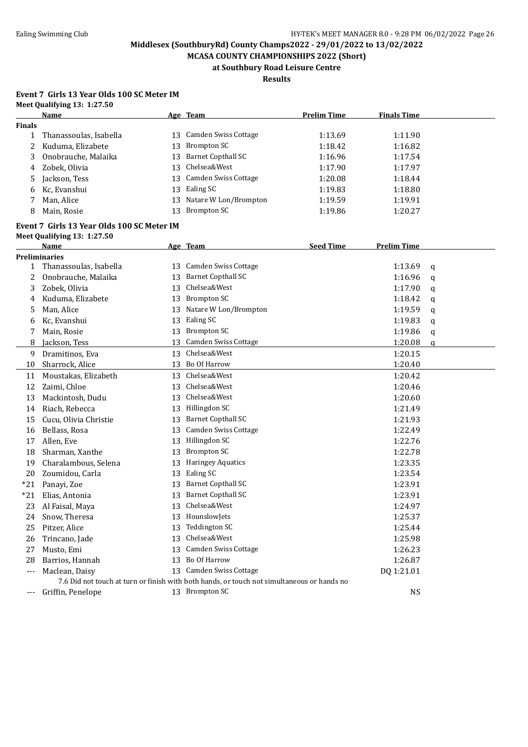Middlesex (SouthburyRd) County Champs2022 - 29/01/2022 to 13/02/2022

MCASA COUNTY CHAMPIONSHIPS 2022 (Short)

at Southbury Road Leisure Centre

Results

**Event 7 Girls 13 Year Olds 100 SC Meter IM**

**Meet Qualifying 13: 1:27.50**

| | Name | Age | Team | Prelim Time | Finals Time |
|---|---|---|---|---|---|
| **Finals** | | | | | |
| 1 | Thanassoulas, Isabella | 13 | Camden Swiss Cottage | 1:13.69 | 1:11.90 |
| 2 | Kuduma, Elizabete | 13 | Brompton SC | 1:18.42 | 1:16.82 |
| 3 | Onobrauche, Malaika | 13 | Barnet Copthall SC | 1:16.96 | 1:17.54 |
| 4 | Zobek, Olivia | 13 | Chelsea&West | 1:17.90 | 1:17.97 |
| 5 | Jackson, Tess | 13 | Camden Swiss Cottage | 1:20.08 | 1:18.44 |
| 6 | Kc, Evanshui | 13 | Ealing SC | 1:19.83 | 1:18.80 |
| 7 | Man, Alice | 13 | Natare W Lon/Brompton | 1:19.59 | 1:19.91 |
| 8 | Main, Rosie | 13 | Brompton SC | 1:19.86 | 1:20.27 |

**Event 7 Girls 13 Year Olds 100 SC Meter IM**

**Meet Qualifying 13: 1:27.50**

| | Name | Age | Team | Seed Time | Prelim Time | |
|---|---|---|---|---|---|---|
| **Preliminaries** | | | | | | |
| 1 | Thanassoulas, Isabella | 13 | Camden Swiss Cottage | | 1:13.69 | q |
| 2 | Onobrauche, Malaika | 13 | Barnet Copthall SC | | 1:16.96 | q |
| 3 | Zobek, Olivia | 13 | Chelsea&West | | 1:17.90 | q |
| 4 | Kuduma, Elizabete | 13 | Brompton SC | | 1:18.42 | q |
| 5 | Man, Alice | 13 | Natare W Lon/Brompton | | 1:19.59 | q |
| 6 | Kc, Evanshui | 13 | Ealing SC | | 1:19.83 | q |
| 7 | Main, Rosie | 13 | Brompton SC | | 1:19.86 | q |
| 8 | Jackson, Tess | 13 | Camden Swiss Cottage | | 1:20.08 | q |
| 9 | Dramitinos, Eva | 13 | Chelsea&West | | 1:20.15 | |
| 10 | Sharrock, Alice | 13 | Bo Of Harrow | | 1:20.40 | |
| 11 | Moustakas, Elizabeth | 13 | Chelsea&West | | 1:20.42 | |
| 12 | Zaimi, Chloe | 13 | Chelsea&West | | 1:20.46 | |
| 13 | Mackintosh, Dudu | 13 | Chelsea&West | | 1:20.60 | |
| 14 | Riach, Rebecca | 13 | Hillingdon SC | | 1:21.49 | |
| 15 | Cucu, Olivia Christie | 13 | Barnet Copthall SC | | 1:21.93 | |
| 16 | Bellass, Rosa | 13 | Camden Swiss Cottage | | 1:22.49 | |
| 17 | Allen, Eve | 13 | Hillingdon SC | | 1:22.76 | |
| 18 | Sharman, Xanthe | 13 | Brompton SC | | 1:22.78 | |
| 19 | Charalambous, Selena | 13 | Haringey Aquatics | | 1:23.35 | |
| 20 | Zoumidou, Carla | 13 | Ealing SC | | 1:23.54 | |
| *21 | Panayi, Zoe | 13 | Barnet Copthall SC | | 1:23.91 | |
| *21 | Elias, Antonia | 13 | Barnet Copthall SC | | 1:23.91 | |
| 23 | Al Faisal, Maya | 13 | Chelsea&West | | 1:24.97 | |
| 24 | Snow, Theresa | 13 | HounslowJets | | 1:25.37 | |
| 25 | Pitzer, Alice | 13 | Teddington SC | | 1:25.44 | |
| 26 | Trincano, Jade | 13 | Chelsea&West | | 1:25.98 | |
| 27 | Musto, Emi | 13 | Camden Swiss Cottage | | 1:26.23 | |
| 28 | Barrios, Hannah | 13 | Bo Of Harrow | | 1:26.87 | |
| --- | Maclean, Daisy | 13 | Camden Swiss Cottage | | DQ 1:21.01 | |
| | 7.6 Did not touch at turn or finish with both hands, or touch not simultaneous or hands no | | | | | |
| --- | Griffin, Penelope | 13 | Brompton SC | | NS | |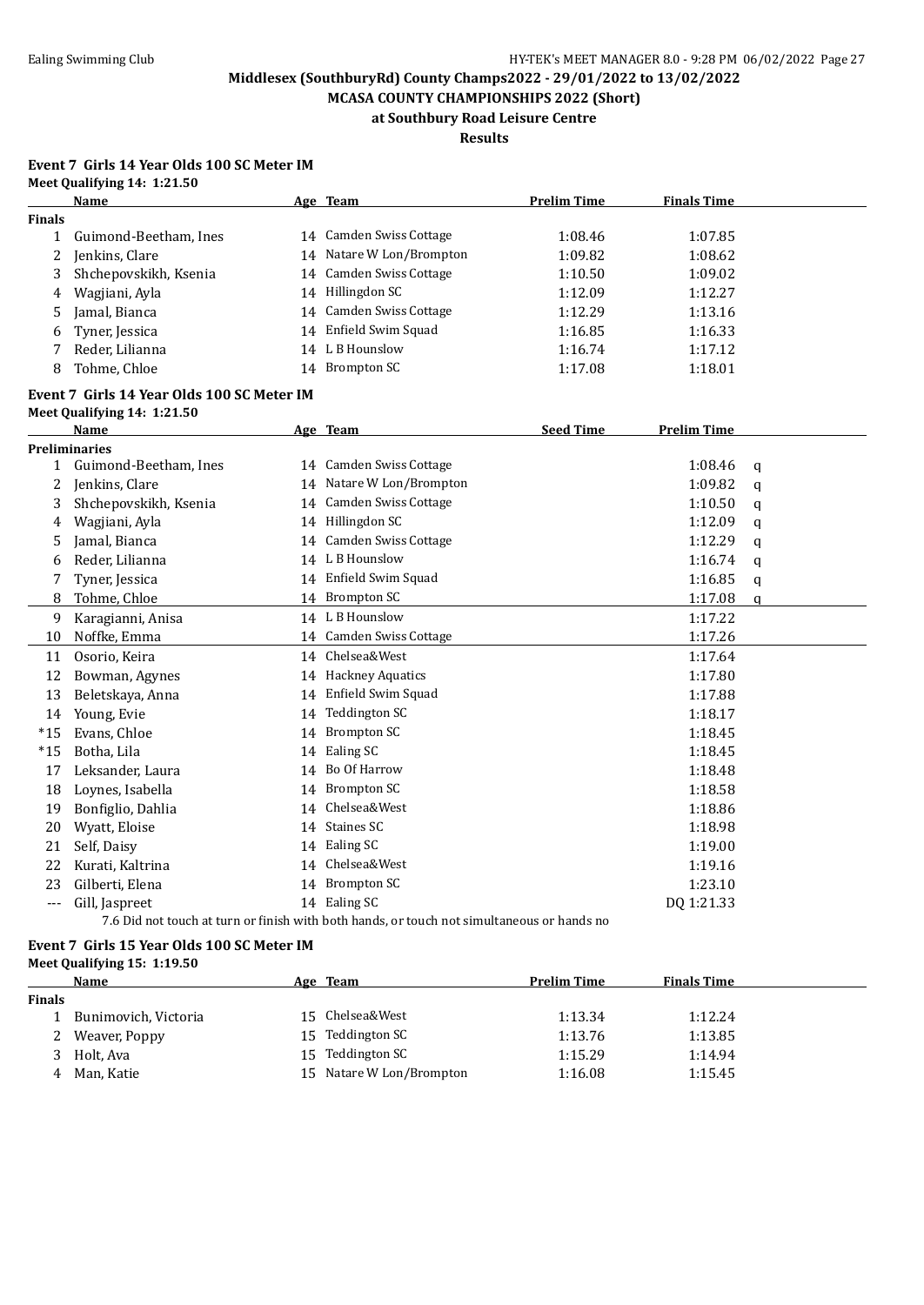## Middlesex (SouthburyRd) County Champs2022 - 29/01/2022 to 13/02/2022

## MCASA COUNTY CHAMPIONSHIPS 2022 (Short)

## at Southbury Road Leisure Centre

## Results

### Event 7 Girls 14 Year Olds 100 SC Meter IM

**Meet Qualifying 14: 1:21.50**

| | Name | Age | Team | Prelim Time | Finals Time |
|---|---|---|---|---|---|
| **Finals** | | | | | |
| 1 | Guimond-Beetham, Ines | 14 | Camden Swiss Cottage | 1:08.46 | 1:07.85 |
| 2 | Jenkins, Clare | 14 | Natare W Lon/Brompton | 1:09.82 | 1:08.62 |
| 3 | Shchepovskikh, Ksenia | 14 | Camden Swiss Cottage | 1:10.50 | 1:09.02 |
| 4 | Wagjiani, Ayla | 14 | Hillingdon SC | 1:12.09 | 1:12.27 |
| 5 | Jamal, Bianca | 14 | Camden Swiss Cottage | 1:12.29 | 1:13.16 |
| 6 | Tyner, Jessica | 14 | Enfield Swim Squad | 1:16.85 | 1:16.33 |
| 7 | Reder, Lilianna | 14 | L B Hounslow | 1:16.74 | 1:17.12 |
| 8 | Tohme, Chloe | 14 | Brompton SC | 1:17.08 | 1:18.01 |

### Event 7 Girls 14 Year Olds 100 SC Meter IM

**Meet Qualifying 14: 1:21.50**

| | Name | Age | Team | Seed Time | Prelim Time | |
|---|---|---|---|---|---|---|
| **Preliminaries** | | | | | | |
| 1 | Guimond-Beetham, Ines | 14 | Camden Swiss Cottage | | 1:08.46 | q |
| 2 | Jenkins, Clare | 14 | Natare W Lon/Brompton | | 1:09.82 | q |
| 3 | Shchepovskikh, Ksenia | 14 | Camden Swiss Cottage | | 1:10.50 | q |
| 4 | Wagjiani, Ayla | 14 | Hillingdon SC | | 1:12.09 | q |
| 5 | Jamal, Bianca | 14 | Camden Swiss Cottage | | 1:12.29 | q |
| 6 | Reder, Lilianna | 14 | L B Hounslow | | 1:16.74 | q |
| 7 | Tyner, Jessica | 14 | Enfield Swim Squad | | 1:16.85 | q |
| 8 | Tohme, Chloe | 14 | Brompton SC | | 1:17.08 | q |
| 9 | Karagianni, Anisa | 14 | L B Hounslow | | 1:17.22 | |
| 10 | Noffke, Emma | 14 | Camden Swiss Cottage | | 1:17.26 | |
| 11 | Osorio, Keira | 14 | Chelsea&West | | 1:17.64 | |
| 12 | Bowman, Agynes | 14 | Hackney Aquatics | | 1:17.80 | |
| 13 | Beletskaya, Anna | 14 | Enfield Swim Squad | | 1:17.88 | |
| 14 | Young, Evie | 14 | Teddington SC | | 1:18.17 | |
| *15 | Evans, Chloe | 14 | Brompton SC | | 1:18.45 | |
| *15 | Botha, Lila | 14 | Ealing SC | | 1:18.45 | |
| 17 | Leksander, Laura | 14 | Bo Of Harrow | | 1:18.48 | |
| 18 | Loynes, Isabella | 14 | Brompton SC | | 1:18.58 | |
| 19 | Bonfiglio, Dahlia | 14 | Chelsea&West | | 1:18.86 | |
| 20 | Wyatt, Eloise | 14 | Staines SC | | 1:18.98 | |
| 21 | Self, Daisy | 14 | Ealing SC | | 1:19.00 | |
| 22 | Kurati, Kaltrina | 14 | Chelsea&West | | 1:19.16 | |
| 23 | Gilberti, Elena | 14 | Brompton SC | | 1:23.10 | |
| --- | Gill, Jaspreet | 14 | Ealing SC | | DQ 1:21.33 | |

7.6 Did not touch at turn or finish with both hands, or touch not simultaneous or hands no

### Event 7 Girls 15 Year Olds 100 SC Meter IM

**Meet Qualifying 15: 1:19.50**

| | Name | Age | Team | Prelim Time | Finals Time |
|---|---|---|---|---|---|
| **Finals** | | | | | |
| 1 | Bunimovich, Victoria | 15 | Chelsea&West | 1:13.34 | 1:12.24 |
| 2 | Weaver, Poppy | 15 | Teddington SC | 1:13.76 | 1:13.85 |
| 3 | Holt, Ava | 15 | Teddington SC | 1:15.29 | 1:14.94 |
| 4 | Man, Katie | 15 | Natare W Lon/Brompton | 1:16.08 | 1:15.45 |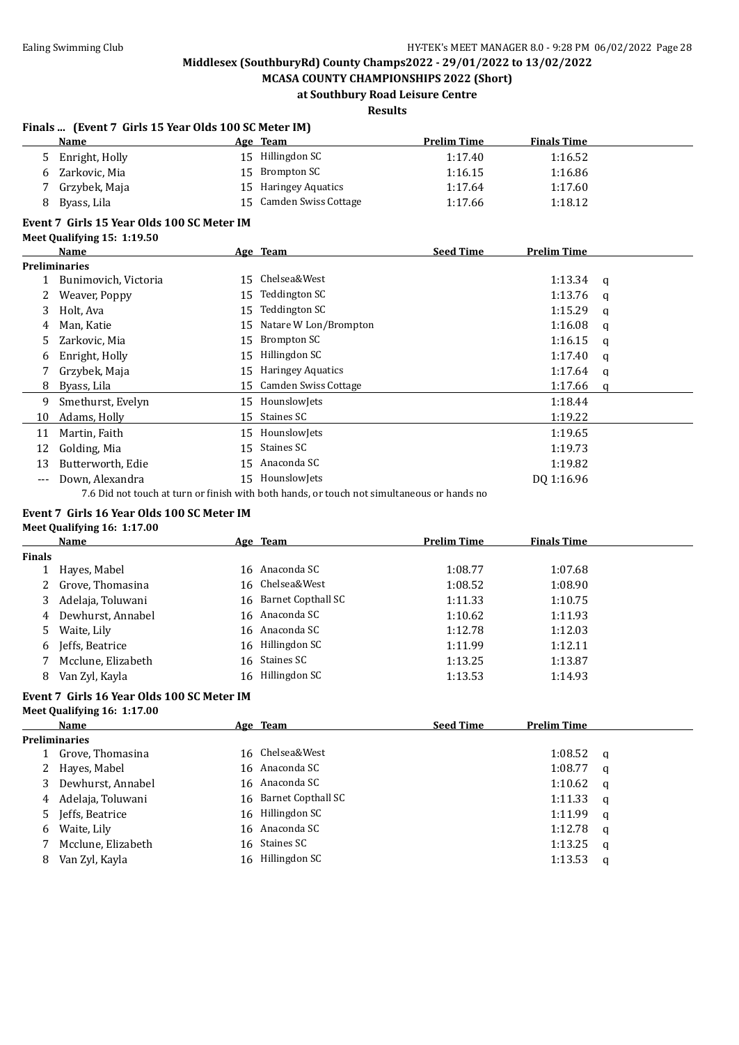Middlesex (SouthburyRd) County Champs2022 - 29/01/2022 to 13/02/2022

MCASA COUNTY CHAMPIONSHIPS 2022 (Short)

at Southbury Road Leisure Centre

Results

### Finals ... (Event 7 Girls 15 Year Olds 100 SC Meter IM)

| | Name | Age | Team | Prelim Time | Finals Time |
|---|---|---|---|---|---|
| 5 | Enright, Holly | 15 | Hillingdon SC | 1:17.40 | 1:16.52 |
| 6 | Zarkovic, Mia | 15 | Brompton SC | 1:16.15 | 1:16.86 |
| 7 | Grzybek, Maja | 15 | Haringey Aquatics | 1:17.64 | 1:17.60 |
| 8 | Byass, Lila | 15 | Camden Swiss Cottage | 1:17.66 | 1:18.12 |

### Event 7 Girls 15 Year Olds 100 SC Meter IM

Meet Qualifying 15: 1:19.50

| | Name | Age | Team | Seed Time | Prelim Time | |
|---|---|---|---|---|---|---|
| **Preliminaries** | | | | | | |
| 1 | Bunimovich, Victoria | 15 | Chelsea&West | | 1:13.34 | q |
| 2 | Weaver, Poppy | 15 | Teddington SC | | 1:13.76 | q |
| 3 | Holt, Ava | 15 | Teddington SC | | 1:15.29 | q |
| 4 | Man, Katie | 15 | Natare W Lon/Brompton | | 1:16.08 | q |
| 5 | Zarkovic, Mia | 15 | Brompton SC | | 1:16.15 | q |
| 6 | Enright, Holly | 15 | Hillingdon SC | | 1:17.40 | q |
| 7 | Grzybek, Maja | 15 | Haringey Aquatics | | 1:17.64 | q |
| 8 | Byass, Lila | 15 | Camden Swiss Cottage | | 1:17.66 | q |
| 9 | Smethurst, Evelyn | 15 | HounslowJets | | 1:18.44 | |
| 10 | Adams, Holly | 15 | Staines SC | | 1:19.22 | |
| 11 | Martin, Faith | 15 | HounslowJets | | 1:19.65 | |
| 12 | Golding, Mia | 15 | Staines SC | | 1:19.73 | |
| 13 | Butterworth, Edie | 15 | Anaconda SC | | 1:19.82 | |
| --- | Down, Alexandra | 15 | HounslowJets | | DQ 1:16.96 | |

7.6 Did not touch at turn or finish with both hands, or touch not simultaneous or hands no

### Event 7 Girls 16 Year Olds 100 SC Meter IM

Meet Qualifying 16: 1:17.00

| | Name | Age | Team | Prelim Time | Finals Time |
|---|---|---|---|---|---|
| **Finals** | | | | | |
| 1 | Hayes, Mabel | 16 | Anaconda SC | 1:08.77 | 1:07.68 |
| 2 | Grove, Thomasina | 16 | Chelsea&West | 1:08.52 | 1:08.90 |
| 3 | Adelaja, Toluwani | 16 | Barnet Copthall SC | 1:11.33 | 1:10.75 |
| 4 | Dewhurst, Annabel | 16 | Anaconda SC | 1:10.62 | 1:11.93 |
| 5 | Waite, Lily | 16 | Anaconda SC | 1:12.78 | 1:12.03 |
| 6 | Jeffs, Beatrice | 16 | Hillingdon SC | 1:11.99 | 1:12.11 |
| 7 | Mcclune, Elizabeth | 16 | Staines SC | 1:13.25 | 1:13.87 |
| 8 | Van Zyl, Kayla | 16 | Hillingdon SC | 1:13.53 | 1:14.93 |

### Event 7 Girls 16 Year Olds 100 SC Meter IM

Meet Qualifying 16: 1:17.00

| | Name | Age | Team | Seed Time | Prelim Time | |
|---|---|---|---|---|---|---|
| **Preliminaries** | | | | | | |
| 1 | Grove, Thomasina | 16 | Chelsea&West | | 1:08.52 | q |
| 2 | Hayes, Mabel | 16 | Anaconda SC | | 1:08.77 | q |
| 3 | Dewhurst, Annabel | 16 | Anaconda SC | | 1:10.62 | q |
| 4 | Adelaja, Toluwani | 16 | Barnet Copthall SC | | 1:11.33 | q |
| 5 | Jeffs, Beatrice | 16 | Hillingdon SC | | 1:11.99 | q |
| 6 | Waite, Lily | 16 | Anaconda SC | | 1:12.78 | q |
| 7 | Mcclune, Elizabeth | 16 | Staines SC | | 1:13.25 | q |
| 8 | Van Zyl, Kayla | 16 | Hillingdon SC | | 1:13.53 | q |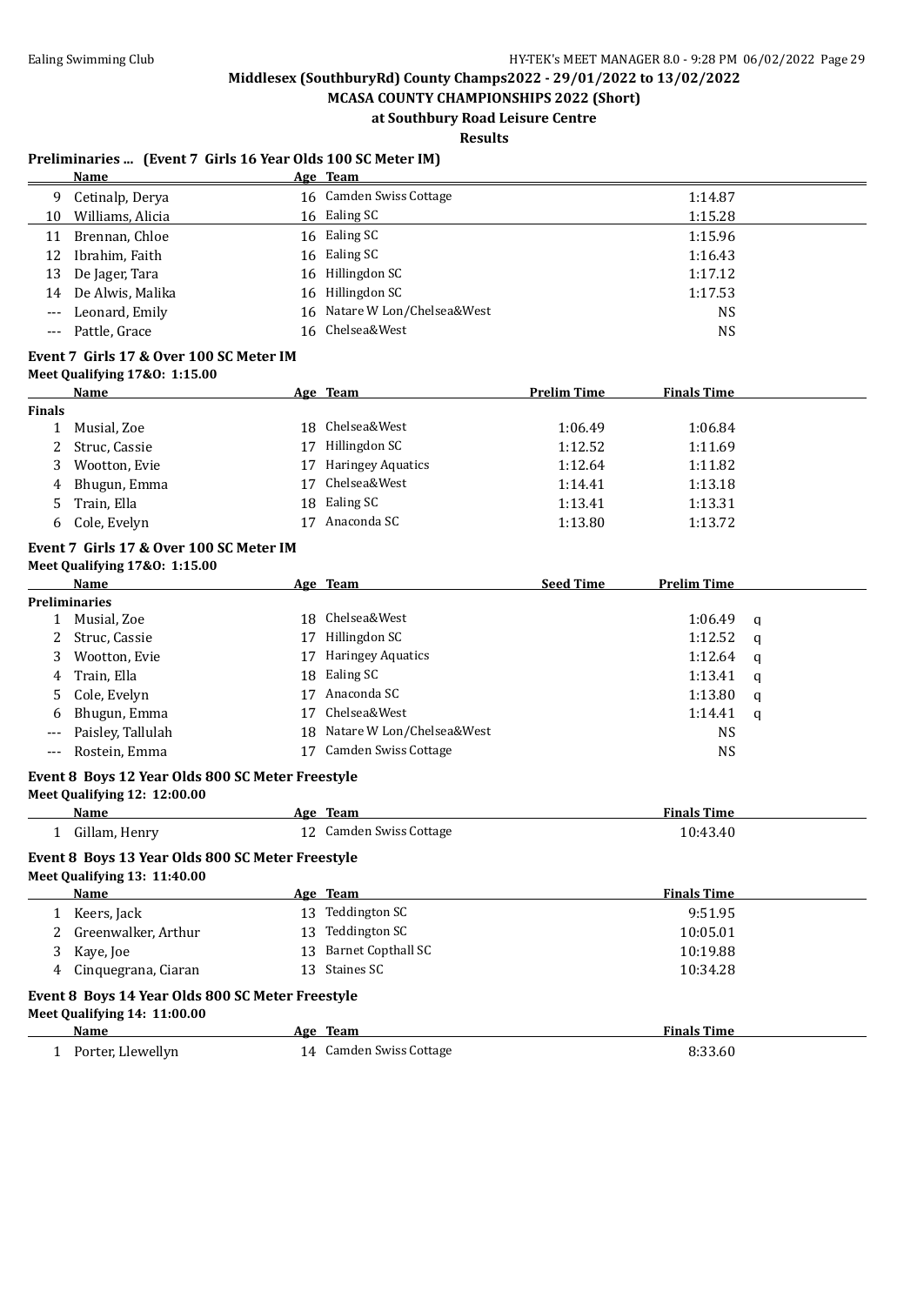Middlesex (SouthburyRd) County Champs2022 - 29/01/2022 to 13/02/2022

MCASA COUNTY CHAMPIONSHIPS 2022 (Short)

at Southbury Road Leisure Centre

Results

## Preliminaries ... (Event 7 Girls 16 Year Olds 100 SC Meter IM)

| | Name | Age | Team | |
|---|---|---|---|---|
| 9 | Cetinalp, Derya | 16 | Camden Swiss Cottage | 1:14.87 |
| 10 | Williams, Alicia | 16 | Ealing SC | 1:15.28 |
| 11 | Brennan, Chloe | 16 | Ealing SC | 1:15.96 |
| 12 | Ibrahim, Faith | 16 | Ealing SC | 1:16.43 |
| 13 | De Jager, Tara | 16 | Hillingdon SC | 1:17.12 |
| 14 | De Alwis, Malika | 16 | Hillingdon SC | 1:17.53 |
| --- | Leonard, Emily | 16 | Natare W Lon/Chelsea&West | NS |
| --- | Pattle, Grace | 16 | Chelsea&West | NS |

## Event 7 Girls 17 & Over 100 SC Meter IM

Meet Qualifying 17&O: 1:15.00

| | Name | Age | Team | Prelim Time | Finals Time |
|---|---|---|---|---|---|
| **Finals** | | | | | |
| 1 | Musial, Zoe | 18 | Chelsea&West | 1:06.49 | 1:06.84 |
| 2 | Struc, Cassie | 17 | Hillingdon SC | 1:12.52 | 1:11.69 |
| 3 | Wootton, Evie | 17 | Haringey Aquatics | 1:12.64 | 1:11.82 |
| 4 | Bhugun, Emma | 17 | Chelsea&West | 1:14.41 | 1:13.18 |
| 5 | Train, Ella | 18 | Ealing SC | 1:13.41 | 1:13.31 |
| 6 | Cole, Evelyn | 17 | Anaconda SC | 1:13.80 | 1:13.72 |

## Event 7 Girls 17 & Over 100 SC Meter IM

Meet Qualifying 17&O: 1:15.00

| | Name | Age | Team | Seed Time | Prelim Time | |
|---|---|---|---|---|---|---|
| **Preliminaries** | | | | | | |
| 1 | Musial, Zoe | 18 | Chelsea&West | | 1:06.49 | q |
| 2 | Struc, Cassie | 17 | Hillingdon SC | | 1:12.52 | q |
| 3 | Wootton, Evie | 17 | Haringey Aquatics | | 1:12.64 | q |
| 4 | Train, Ella | 18 | Ealing SC | | 1:13.41 | q |
| 5 | Cole, Evelyn | 17 | Anaconda SC | | 1:13.80 | q |
| 6 | Bhugun, Emma | 17 | Chelsea&West | | 1:14.41 | q |
| --- | Paisley, Tallulah | 18 | Natare W Lon/Chelsea&West | | NS | |
| --- | Rostein, Emma | 17 | Camden Swiss Cottage | | NS | |

## Event 8 Boys 12 Year Olds 800 SC Meter Freestyle

Meet Qualifying 12: 12:00.00

| | Name | Age | Team | Finals Time |
|---|---|---|---|---|
| 1 | Gillam, Henry | 12 | Camden Swiss Cottage | 10:43.40 |

## Event 8 Boys 13 Year Olds 800 SC Meter Freestyle

Meet Qualifying 13: 11:40.00

| | Name | Age | Team | Finals Time |
|---|---|---|---|---|
| 1 | Keers, Jack | 13 | Teddington SC | 9:51.95 |
| 2 | Greenwalker, Arthur | 13 | Teddington SC | 10:05.01 |
| 3 | Kaye, Joe | 13 | Barnet Copthall SC | 10:19.88 |
| 4 | Cinquegrana, Ciaran | 13 | Staines SC | 10:34.28 |

## Event 8 Boys 14 Year Olds 800 SC Meter Freestyle

Meet Qualifying 14: 11:00.00

| | Name | Age | Team | Finals Time |
|---|---|---|---|---|
| 1 | Porter, Llewellyn | 14 | Camden Swiss Cottage | 8:33.60 |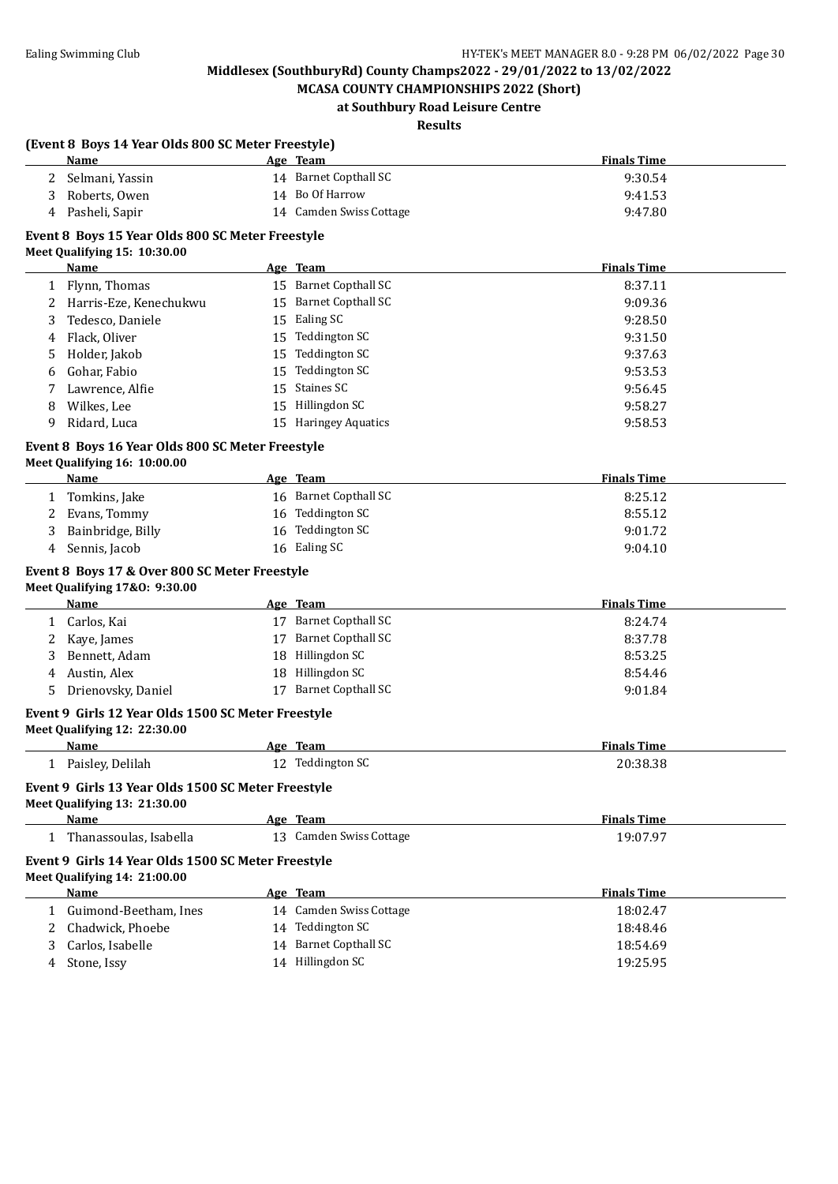Middlesex (SouthburyRd) County Champs2022 - 29/01/2022 to 13/02/2022

MCASA COUNTY CHAMPIONSHIPS 2022 (Short)

at Southbury Road Leisure Centre

Results

### (Event 8 Boys 14 Year Olds 800 SC Meter Freestyle)

| | Name | Age | Team | Finals Time |
|---|---|---|---|---|
| 2 | Selmani, Yassin | 14 | Barnet Copthall SC | 9:30.54 |
| 3 | Roberts, Owen | 14 | Bo Of Harrow | 9:41.53 |
| 4 | Pasheli, Sapir | 14 | Camden Swiss Cottage | 9:47.80 |

### Event 8 Boys 15 Year Olds 800 SC Meter Freestyle

Meet Qualifying 15: 10:30.00

| | Name | Age | Team | Finals Time |
|---|---|---|---|---|
| 1 | Flynn, Thomas | 15 | Barnet Copthall SC | 8:37.11 |
| 2 | Harris-Eze, Kenechukwu | 15 | Barnet Copthall SC | 9:09.36 |
| 3 | Tedesco, Daniele | 15 | Ealing SC | 9:28.50 |
| 4 | Flack, Oliver | 15 | Teddington SC | 9:31.50 |
| 5 | Holder, Jakob | 15 | Teddington SC | 9:37.63 |
| 6 | Gohar, Fabio | 15 | Teddington SC | 9:53.53 |
| 7 | Lawrence, Alfie | 15 | Staines SC | 9:56.45 |
| 8 | Wilkes, Lee | 15 | Hillingdon SC | 9:58.27 |
| 9 | Ridard, Luca | 15 | Haringey Aquatics | 9:58.53 |

### Event 8 Boys 16 Year Olds 800 SC Meter Freestyle

Meet Qualifying 16: 10:00.00

| | Name | Age | Team | Finals Time |
|---|---|---|---|---|
| 1 | Tomkins, Jake | 16 | Barnet Copthall SC | 8:25.12 |
| 2 | Evans, Tommy | 16 | Teddington SC | 8:55.12 |
| 3 | Bainbridge, Billy | 16 | Teddington SC | 9:01.72 |
| 4 | Sennis, Jacob | 16 | Ealing SC | 9:04.10 |

### Event 8 Boys 17 & Over 800 SC Meter Freestyle

Meet Qualifying 17&O: 9:30.00

| | Name | Age | Team | Finals Time |
|---|---|---|---|---|
| 1 | Carlos, Kai | 17 | Barnet Copthall SC | 8:24.74 |
| 2 | Kaye, James | 17 | Barnet Copthall SC | 8:37.78 |
| 3 | Bennett, Adam | 18 | Hillingdon SC | 8:53.25 |
| 4 | Austin, Alex | 18 | Hillingdon SC | 8:54.46 |
| 5 | Drienovsky, Daniel | 17 | Barnet Copthall SC | 9:01.84 |

### Event 9 Girls 12 Year Olds 1500 SC Meter Freestyle

Meet Qualifying 12: 22:30.00

| | Name | Age | Team | Finals Time |
|---|---|---|---|---|
| 1 | Paisley, Delilah | 12 | Teddington SC | 20:38.38 |

### Event 9 Girls 13 Year Olds 1500 SC Meter Freestyle

Meet Qualifying 13: 21:30.00

| | Name | Age | Team | Finals Time |
|---|---|---|---|---|
| 1 | Thanassoulas, Isabella | 13 | Camden Swiss Cottage | 19:07.97 |

### Event 9 Girls 14 Year Olds 1500 SC Meter Freestyle

Meet Qualifying 14: 21:00.00

| | Name | Age | Team | Finals Time |
|---|---|---|---|---|
| 1 | Guimond-Beetham, Ines | 14 | Camden Swiss Cottage | 18:02.47 |
| 2 | Chadwick, Phoebe | 14 | Teddington SC | 18:48.46 |
| 3 | Carlos, Isabelle | 14 | Barnet Copthall SC | 18:54.69 |
| 4 | Stone, Issy | 14 | Hillingdon SC | 19:25.95 |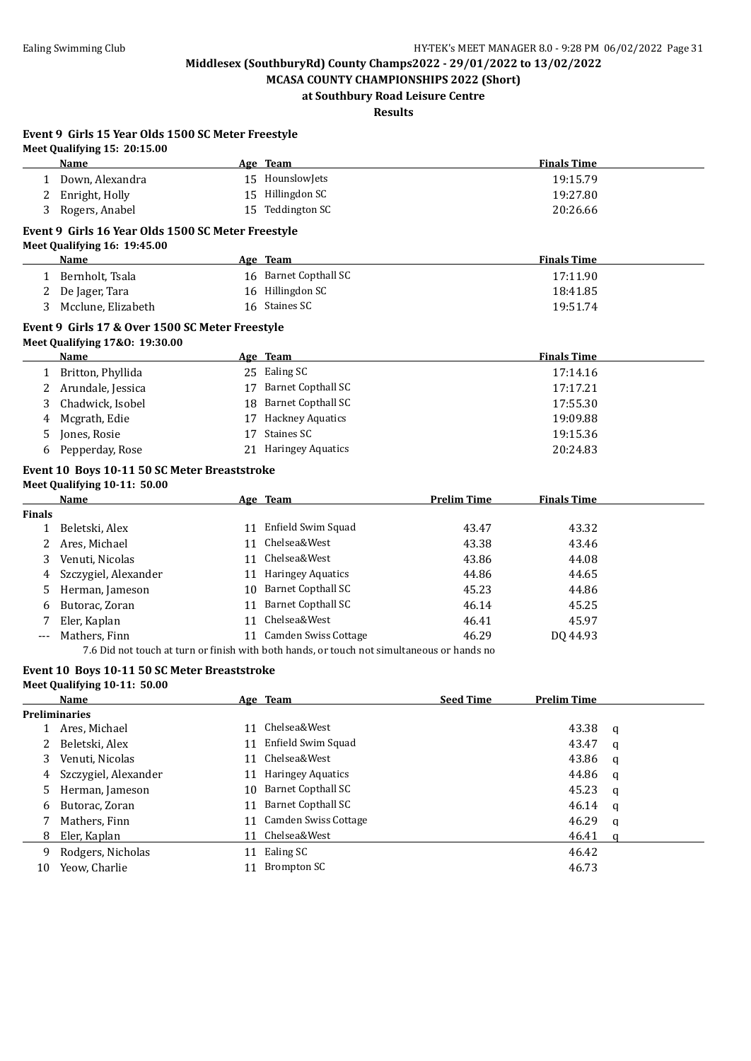**Middlesex (SouthburyRd) County Champs2022 - 29/01/2022 to 13/02/2022**

**MCASA COUNTY CHAMPIONSHIPS 2022 (Short)**

**at Southbury Road Leisure Centre**

**Results**

### Event 9 Girls 15 Year Olds 1500 SC Meter Freestyle

**Meet Qualifying 15: 20:15.00**

| | Name | Age | Team | Finals Time |
|---|---|---|---|---|
| 1 | Down, Alexandra | 15 | HounslowJets | 19:15.79 |
| 2 | Enright, Holly | 15 | Hillingdon SC | 19:27.80 |
| 3 | Rogers, Anabel | 15 | Teddington SC | 20:26.66 |

### Event 9 Girls 16 Year Olds 1500 SC Meter Freestyle

**Meet Qualifying 16: 19:45.00**

| | Name | Age | Team | Finals Time |
|---|---|---|---|---|
| 1 | Bernholt, Tsala | 16 | Barnet Copthall SC | 17:11.90 |
| 2 | De Jager, Tara | 16 | Hillingdon SC | 18:41.85 |
| 3 | Mcclune, Elizabeth | 16 | Staines SC | 19:51.74 |

### Event 9 Girls 17 & Over 1500 SC Meter Freestyle

**Meet Qualifying 17&O: 19:30.00**

| | Name | Age | Team | Finals Time |
|---|---|---|---|---|
| 1 | Britton, Phyllida | 25 | Ealing SC | 17:14.16 |
| 2 | Arundale, Jessica | 17 | Barnet Copthall SC | 17:17.21 |
| 3 | Chadwick, Isobel | 18 | Barnet Copthall SC | 17:55.30 |
| 4 | Mcgrath, Edie | 17 | Hackney Aquatics | 19:09.88 |
| 5 | Jones, Rosie | 17 | Staines SC | 19:15.36 |
| 6 | Pepperday, Rose | 21 | Haringey Aquatics | 20:24.83 |

### Event 10 Boys 10-11 50 SC Meter Breaststroke

**Meet Qualifying 10-11: 50.00**

| | Name | Age | Team | Prelim Time | Finals Time |
|---|---|---|---|---|---|
| **Finals** | | | | | |
| 1 | Beletski, Alex | 11 | Enfield Swim Squad | 43.47 | 43.32 |
| 2 | Ares, Michael | 11 | Chelsea&West | 43.38 | 43.46 |
| 3 | Venuti, Nicolas | 11 | Chelsea&West | 43.86 | 44.08 |
| 4 | Szczygiel, Alexander | 11 | Haringey Aquatics | 44.86 | 44.65 |
| 5 | Herman, Jameson | 10 | Barnet Copthall SC | 45.23 | 44.86 |
| 6 | Butorac, Zoran | 11 | Barnet Copthall SC | 46.14 | 45.25 |
| 7 | Eler, Kaplan | 11 | Chelsea&West | 46.41 | 45.97 |
| --- | Mathers, Finn | 11 | Camden Swiss Cottage | 46.29 | DQ 44.93 |

7.6 Did not touch at turn or finish with both hands, or touch not simultaneous or hands no

### Event 10 Boys 10-11 50 SC Meter Breaststroke

**Meet Qualifying 10-11: 50.00**

| | Name | Age | Team | Seed Time | Prelim Time | |
|---|---|---|---|---|---|---|
| **Preliminaries** | | | | | | |
| 1 | Ares, Michael | 11 | Chelsea&West | | 43.38 | q |
| 2 | Beletski, Alex | 11 | Enfield Swim Squad | | 43.47 | q |
| 3 | Venuti, Nicolas | 11 | Chelsea&West | | 43.86 | q |
| 4 | Szczygiel, Alexander | 11 | Haringey Aquatics | | 44.86 | q |
| 5 | Herman, Jameson | 10 | Barnet Copthall SC | | 45.23 | q |
| 6 | Butorac, Zoran | 11 | Barnet Copthall SC | | 46.14 | q |
| 7 | Mathers, Finn | 11 | Camden Swiss Cottage | | 46.29 | q |
| 8 | Eler, Kaplan | 11 | Chelsea&West | | 46.41 | q |
| 9 | Rodgers, Nicholas | 11 | Ealing SC | | 46.42 | |
| 10 | Yeow, Charlie | 11 | Brompton SC | | 46.73 | |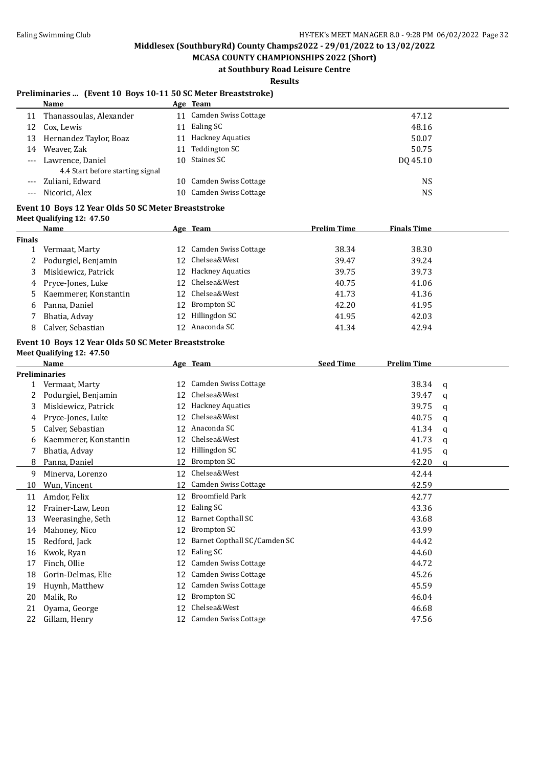## Middlesex (SouthburyRd) County Champs2022 - 29/01/2022 to 13/02/2022

**MCASA COUNTY CHAMPIONSHIPS 2022 (Short)**

**at Southbury Road Leisure Centre**

**Results**

### Preliminaries ... (Event 10 Boys 10-11 50 SC Meter Breaststroke)

| | Name | Age | Team | | |
|---|---|---|---|---|---|
| 11 | Thanassoulas, Alexander | 11 | Camden Swiss Cottage | 47.12 | |
| 12 | Cox, Lewis | 11 | Ealing SC | 48.16 | |
| 13 | Hernandez Taylor, Boaz | 11 | Hackney Aquatics | 50.07 | |
| 14 | Weaver, Zak | 11 | Teddington SC | 50.75 | |
| --- | Lawrence, Daniel | 10 | Staines SC | DQ 45.10 | |
| | 4.4 Start before starting signal | | | | |
| --- | Zuliani, Edward | 10 | Camden Swiss Cottage | NS | |
| --- | Nicorici, Alex | 10 | Camden Swiss Cottage | NS | |

### Event 10 Boys 12 Year Olds 50 SC Meter Breaststroke

**Meet Qualifying 12: 47.50**

| | Name | Age | Team | Prelim Time | Finals Time |
|---|---|---|---|---|---|
| **Finals** | | | | | |
| 1 | Vermaat, Marty | 12 | Camden Swiss Cottage | 38.34 | 38.30 |
| 2 | Podurgiel, Benjamin | 12 | Chelsea&West | 39.47 | 39.24 |
| 3 | Miskiewicz, Patrick | 12 | Hackney Aquatics | 39.75 | 39.73 |
| 4 | Pryce-Jones, Luke | 12 | Chelsea&West | 40.75 | 41.06 |
| 5 | Kaemmerer, Konstantin | 12 | Chelsea&West | 41.73 | 41.36 |
| 6 | Panna, Daniel | 12 | Brompton SC | 42.20 | 41.95 |
| 7 | Bhatia, Advay | 12 | Hillingdon SC | 41.95 | 42.03 |
| 8 | Calver, Sebastian | 12 | Anaconda SC | 41.34 | 42.94 |

### Event 10 Boys 12 Year Olds 50 SC Meter Breaststroke

**Meet Qualifying 12: 47.50**

| | Name | Age | Team | Seed Time | Prelim Time | |
|---|---|---|---|---|---|---|
| **Preliminaries** | | | | | | |
| 1 | Vermaat, Marty | 12 | Camden Swiss Cottage | | 38.34 | q |
| 2 | Podurgiel, Benjamin | 12 | Chelsea&West | | 39.47 | q |
| 3 | Miskiewicz, Patrick | 12 | Hackney Aquatics | | 39.75 | q |
| 4 | Pryce-Jones, Luke | 12 | Chelsea&West | | 40.75 | q |
| 5 | Calver, Sebastian | 12 | Anaconda SC | | 41.34 | q |
| 6 | Kaemmerer, Konstantin | 12 | Chelsea&West | | 41.73 | q |
| 7 | Bhatia, Advay | 12 | Hillingdon SC | | 41.95 | q |
| 8 | Panna, Daniel | 12 | Brompton SC | | 42.20 | q |
| 9 | Minerva, Lorenzo | 12 | Chelsea&West | | 42.44 | |
| 10 | Wun, Vincent | 12 | Camden Swiss Cottage | | 42.59 | |
| 11 | Amdor, Felix | 12 | Broomfield Park | | 42.77 | |
| 12 | Frainer-Law, Leon | 12 | Ealing SC | | 43.36 | |
| 13 | Weerasinghe, Seth | 12 | Barnet Copthall SC | | 43.68 | |
| 14 | Mahoney, Nico | 12 | Brompton SC | | 43.99 | |
| 15 | Redford, Jack | 12 | Barnet Copthall SC/Camden SC | | 44.42 | |
| 16 | Kwok, Ryan | 12 | Ealing SC | | 44.60 | |
| 17 | Finch, Ollie | 12 | Camden Swiss Cottage | | 44.72 | |
| 18 | Gorin-Delmas, Elie | 12 | Camden Swiss Cottage | | 45.26 | |
| 19 | Huynh, Matthew | 12 | Camden Swiss Cottage | | 45.59 | |
| 20 | Malik, Ro | 12 | Brompton SC | | 46.04 | |
| 21 | Oyama, George | 12 | Chelsea&West | | 46.68 | |
| 22 | Gillam, Henry | 12 | Camden Swiss Cottage | | 47.56 | |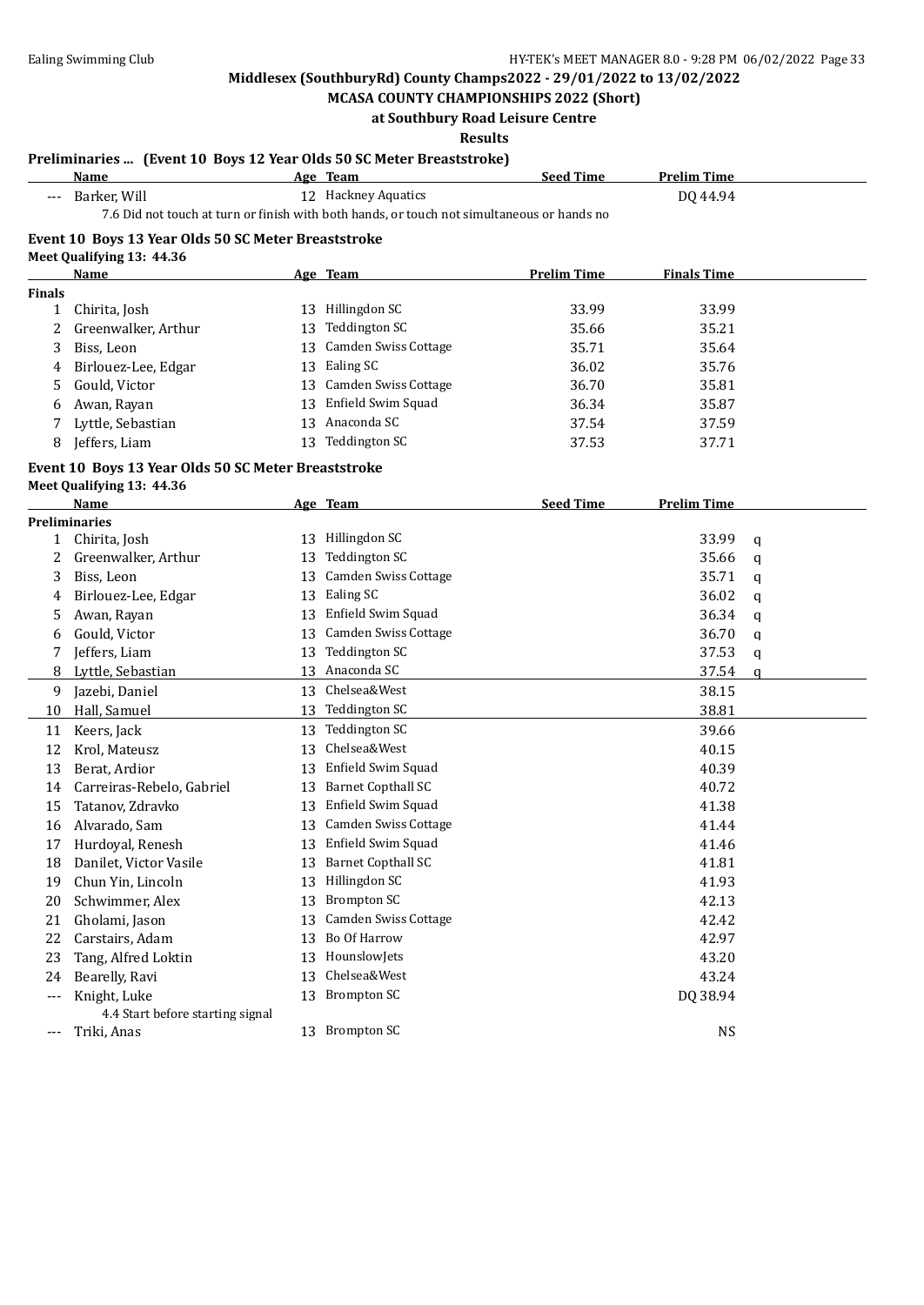**Middlesex (SouthburyRd) County Champs2022 - 29/01/2022 to 13/02/2022**

**MCASA COUNTY CHAMPIONSHIPS 2022 (Short)**

**at Southbury Road Leisure Centre**

**Results**

### Preliminaries ... (Event 10 Boys 12 Year Olds 50 SC Meter Breaststroke)

| | Name | Age | Team | Seed Time | Prelim Time |
|---|---|---|---|---|---|
| --- | Barker, Will | 12 | Hackney Aquatics | | DQ 44.94 |
| | 7.6 Did not touch at turn or finish with both hands, or touch not simultaneous or hands no | | | | |

### Event 10 Boys 13 Year Olds 50 SC Meter Breaststroke

Meet Qualifying 13: 44.36

| | Name | Age | Team | Prelim Time | Finals Time |
|---|---|---|---|---|---|
| **Finals** | | | | | |
| 1 | Chirita, Josh | 13 | Hillingdon SC | 33.99 | 33.99 |
| 2 | Greenwalker, Arthur | 13 | Teddington SC | 35.66 | 35.21 |
| 3 | Biss, Leon | 13 | Camden Swiss Cottage | 35.71 | 35.64 |
| 4 | Birlouez-Lee, Edgar | 13 | Ealing SC | 36.02 | 35.76 |
| 5 | Gould, Victor | 13 | Camden Swiss Cottage | 36.70 | 35.81 |
| 6 | Awan, Rayan | 13 | Enfield Swim Squad | 36.34 | 35.87 |
| 7 | Lyttle, Sebastian | 13 | Anaconda SC | 37.54 | 37.59 |
| 8 | Jeffers, Liam | 13 | Teddington SC | 37.53 | 37.71 |

### Event 10 Boys 13 Year Olds 50 SC Meter Breaststroke

Meet Qualifying 13: 44.36

| | Name | Age | Team | Seed Time | Prelim Time | |
|---|---|---|---|---|---|---|
| **Preliminaries** | | | | | | |
| 1 | Chirita, Josh | 13 | Hillingdon SC | | 33.99 | q |
| 2 | Greenwalker, Arthur | 13 | Teddington SC | | 35.66 | q |
| 3 | Biss, Leon | 13 | Camden Swiss Cottage | | 35.71 | q |
| 4 | Birlouez-Lee, Edgar | 13 | Ealing SC | | 36.02 | q |
| 5 | Awan, Rayan | 13 | Enfield Swim Squad | | 36.34 | q |
| 6 | Gould, Victor | 13 | Camden Swiss Cottage | | 36.70 | q |
| 7 | Jeffers, Liam | 13 | Teddington SC | | 37.53 | q |
| 8 | Lyttle, Sebastian | 13 | Anaconda SC | | 37.54 | q |
| 9 | Jazebi, Daniel | 13 | Chelsea&West | | 38.15 | |
| 10 | Hall, Samuel | 13 | Teddington SC | | 38.81 | |
| 11 | Keers, Jack | 13 | Teddington SC | | 39.66 | |
| 12 | Krol, Mateusz | 13 | Chelsea&West | | 40.15 | |
| 13 | Berat, Ardior | 13 | Enfield Swim Squad | | 40.39 | |
| 14 | Carreiras-Rebelo, Gabriel | 13 | Barnet Copthall SC | | 40.72 | |
| 15 | Tatanov, Zdravko | 13 | Enfield Swim Squad | | 41.38 | |
| 16 | Alvarado, Sam | 13 | Camden Swiss Cottage | | 41.44 | |
| 17 | Hurdoyal, Renesh | 13 | Enfield Swim Squad | | 41.46 | |
| 18 | Danilet, Victor Vasile | 13 | Barnet Copthall SC | | 41.81 | |
| 19 | Chun Yin, Lincoln | 13 | Hillingdon SC | | 41.93 | |
| 20 | Schwimmer, Alex | 13 | Brompton SC | | 42.13 | |
| 21 | Gholami, Jason | 13 | Camden Swiss Cottage | | 42.42 | |
| 22 | Carstairs, Adam | 13 | Bo Of Harrow | | 42.97 | |
| 23 | Tang, Alfred Loktin | 13 | HounslowJets | | 43.20 | |
| 24 | Bearelly, Ravi | 13 | Chelsea&West | | 43.24 | |
| --- | Knight, Luke | 13 | Brompton SC | | DQ 38.94 | |
| | 4.4 Start before starting signal | | | | | |
| --- | Triki, Anas | 13 | Brompton SC | | NS | |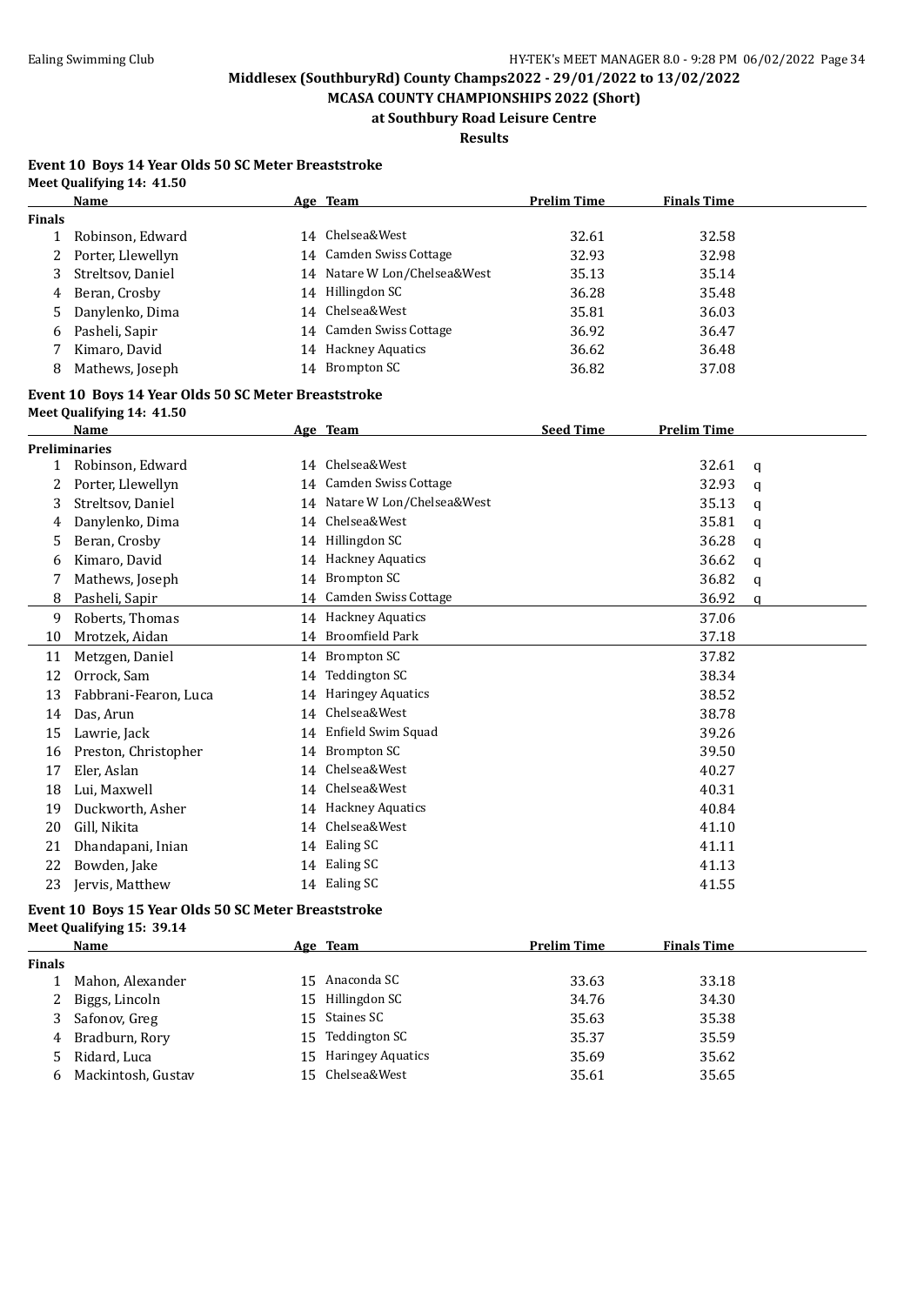Middlesex (SouthburyRd) County Champs2022 - 29/01/2022 to 13/02/2022

MCASA COUNTY CHAMPIONSHIPS 2022 (Short)

at Southbury Road Leisure Centre

Results

### Event 10 Boys 14 Year Olds 50 SC Meter Breaststroke

Meet Qualifying 14: 41.50

| | Name | Age | Team | Prelim Time | Finals Time |
|---|---|---|---|---|---|
| **Finals** | | | | | |
| 1 | Robinson, Edward | 14 | Chelsea&West | 32.61 | 32.58 |
| 2 | Porter, Llewellyn | 14 | Camden Swiss Cottage | 32.93 | 32.98 |
| 3 | Streltsov, Daniel | 14 | Natare W Lon/Chelsea&West | 35.13 | 35.14 |
| 4 | Beran, Crosby | 14 | Hillingdon SC | 36.28 | 35.48 |
| 5 | Danylenko, Dima | 14 | Chelsea&West | 35.81 | 36.03 |
| 6 | Pasheli, Sapir | 14 | Camden Swiss Cottage | 36.92 | 36.47 |
| 7 | Kimaro, David | 14 | Hackney Aquatics | 36.62 | 36.48 |
| 8 | Mathews, Joseph | 14 | Brompton SC | 36.82 | 37.08 |

### Event 10 Boys 14 Year Olds 50 SC Meter Breaststroke

Meet Qualifying 14: 41.50

| | Name | Age | Team | Seed Time | Prelim Time | |
|---|---|---|---|---|---|---|
| **Preliminaries** | | | | | | |
| 1 | Robinson, Edward | 14 | Chelsea&West | | 32.61 | q |
| 2 | Porter, Llewellyn | 14 | Camden Swiss Cottage | | 32.93 | q |
| 3 | Streltsov, Daniel | 14 | Natare W Lon/Chelsea&West | | 35.13 | q |
| 4 | Danylenko, Dima | 14 | Chelsea&West | | 35.81 | q |
| 5 | Beran, Crosby | 14 | Hillingdon SC | | 36.28 | q |
| 6 | Kimaro, David | 14 | Hackney Aquatics | | 36.62 | q |
| 7 | Mathews, Joseph | 14 | Brompton SC | | 36.82 | q |
| 8 | Pasheli, Sapir | 14 | Camden Swiss Cottage | | 36.92 | q |
| 9 | Roberts, Thomas | 14 | Hackney Aquatics | | 37.06 | |
| 10 | Mrotzek, Aidan | 14 | Broomfield Park | | 37.18 | |
| 11 | Metzgen, Daniel | 14 | Brompton SC | | 37.82 | |
| 12 | Orrock, Sam | 14 | Teddington SC | | 38.34 | |
| 13 | Fabbrani-Fearon, Luca | 14 | Haringey Aquatics | | 38.52 | |
| 14 | Das, Arun | 14 | Chelsea&West | | 38.78 | |
| 15 | Lawrie, Jack | 14 | Enfield Swim Squad | | 39.26 | |
| 16 | Preston, Christopher | 14 | Brompton SC | | 39.50 | |
| 17 | Eler, Aslan | 14 | Chelsea&West | | 40.27 | |
| 18 | Lui, Maxwell | 14 | Chelsea&West | | 40.31 | |
| 19 | Duckworth, Asher | 14 | Hackney Aquatics | | 40.84 | |
| 20 | Gill, Nikita | 14 | Chelsea&West | | 41.10 | |
| 21 | Dhandapani, Inian | 14 | Ealing SC | | 41.11 | |
| 22 | Bowden, Jake | 14 | Ealing SC | | 41.13 | |
| 23 | Jervis, Matthew | 14 | Ealing SC | | 41.55 | |

### Event 10 Boys 15 Year Olds 50 SC Meter Breaststroke

Meet Qualifying 15: 39.14

| | Name | Age | Team | Prelim Time | Finals Time |
|---|---|---|---|---|---|
| **Finals** | | | | | |
| 1 | Mahon, Alexander | 15 | Anaconda SC | 33.63 | 33.18 |
| 2 | Biggs, Lincoln | 15 | Hillingdon SC | 34.76 | 34.30 |
| 3 | Safonov, Greg | 15 | Staines SC | 35.63 | 35.38 |
| 4 | Bradburn, Rory | 15 | Teddington SC | 35.37 | 35.59 |
| 5 | Ridard, Luca | 15 | Haringey Aquatics | 35.69 | 35.62 |
| 6 | Mackintosh, Gustav | 15 | Chelsea&West | 35.61 | 35.65 |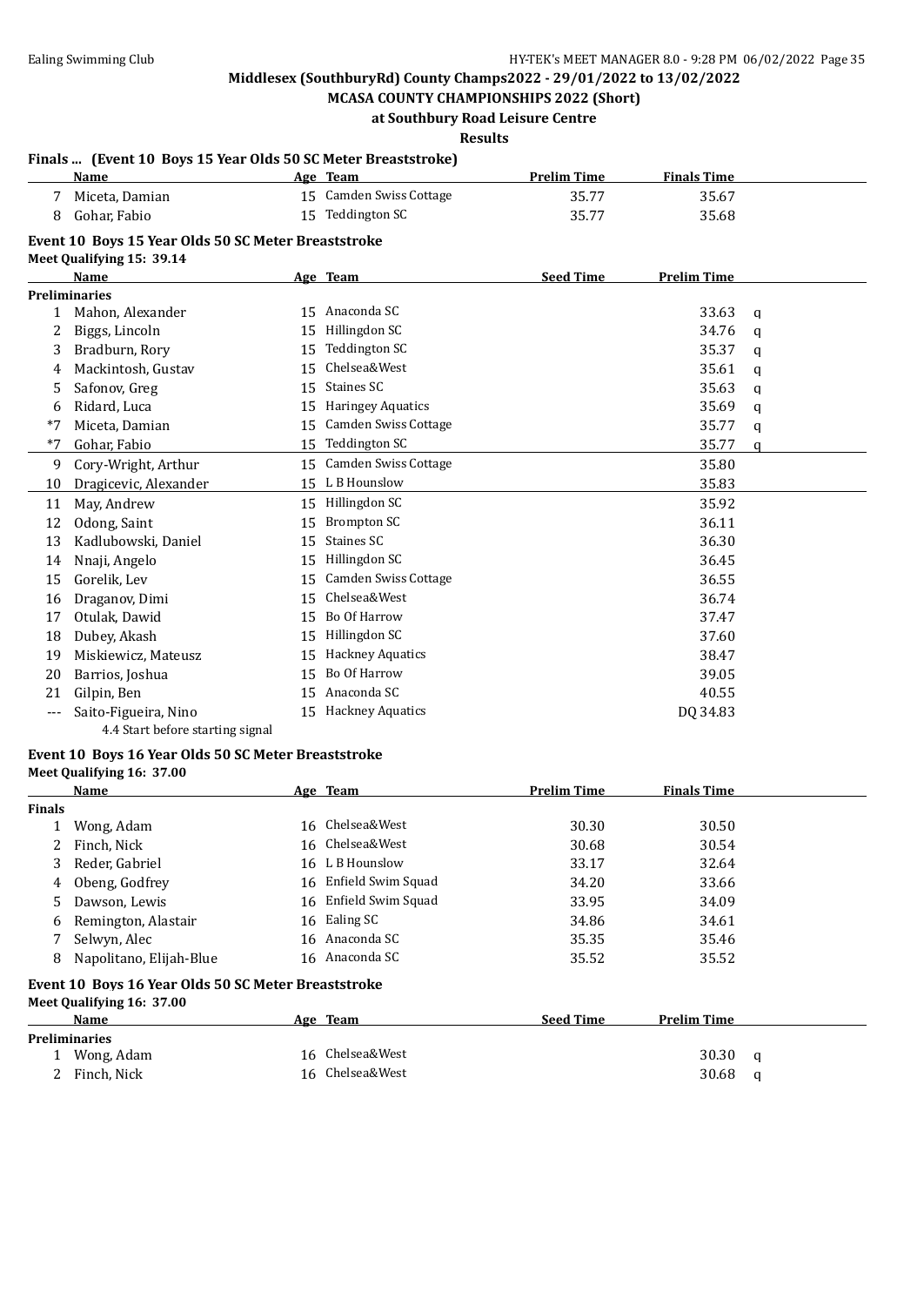## Middlesex (SouthburyRd) County Champs2022 - 29/01/2022 to 13/02/2022

### MCASA COUNTY CHAMPIONSHIPS 2022 (Short)

### at Southbury Road Leisure Centre

### Results

**Finals ... (Event 10 Boys 15 Year Olds 50 SC Meter Breaststroke)**

| | Name | Age | Team | Prelim Time | Finals Time |
|---|---|---|---|---|---|
| 7 | Miceta, Damian | 15 | Camden Swiss Cottage | 35.77 | 35.67 |
| 8 | Gohar, Fabio | 15 | Teddington SC | 35.77 | 35.68 |

**Event 10 Boys 15 Year Olds 50 SC Meter Breaststroke**

Meet Qualifying 15: 39.14

| | Name | Age | Team | Seed Time | Prelim Time | |
|---|---|---|---|---|---|---|
| **Preliminaries** | | | | | | |
| 1 | Mahon, Alexander | 15 | Anaconda SC | | 33.63 | q |
| 2 | Biggs, Lincoln | 15 | Hillingdon SC | | 34.76 | q |
| 3 | Bradburn, Rory | 15 | Teddington SC | | 35.37 | q |
| 4 | Mackintosh, Gustav | 15 | Chelsea&West | | 35.61 | q |
| 5 | Safonov, Greg | 15 | Staines SC | | 35.63 | q |
| 6 | Ridard, Luca | 15 | Haringey Aquatics | | 35.69 | q |
| *7 | Miceta, Damian | 15 | Camden Swiss Cottage | | 35.77 | q |
| *7 | Gohar, Fabio | 15 | Teddington SC | | 35.77 | q |
| 9 | Cory-Wright, Arthur | 15 | Camden Swiss Cottage | | 35.80 | |
| 10 | Dragicevic, Alexander | 15 | L B Hounslow | | 35.83 | |
| 11 | May, Andrew | 15 | Hillingdon SC | | 35.92 | |
| 12 | Odong, Saint | 15 | Brompton SC | | 36.11 | |
| 13 | Kadlubowski, Daniel | 15 | Staines SC | | 36.30 | |
| 14 | Nnaji, Angelo | 15 | Hillingdon SC | | 36.45 | |
| 15 | Gorelik, Lev | 15 | Camden Swiss Cottage | | 36.55 | |
| 16 | Draganov, Dimi | 15 | Chelsea&West | | 36.74 | |
| 17 | Otulak, Dawid | 15 | Bo Of Harrow | | 37.47 | |
| 18 | Dubey, Akash | 15 | Hillingdon SC | | 37.60 | |
| 19 | Miskiewicz, Mateusz | 15 | Hackney Aquatics | | 38.47 | |
| 20 | Barrios, Joshua | 15 | Bo Of Harrow | | 39.05 | |
| 21 | Gilpin, Ben | 15 | Anaconda SC | | 40.55 | |
| --- | Saito-Figueira, Nino | 15 | Hackney Aquatics | | DQ 34.83 | |
| | 4.4 Start before starting signal | | | | | |

**Event 10 Boys 16 Year Olds 50 SC Meter Breaststroke**

Meet Qualifying 16: 37.00

| | Name | Age | Team | Prelim Time | Finals Time |
|---|---|---|---|---|---|
| **Finals** | | | | | |
| 1 | Wong, Adam | 16 | Chelsea&West | 30.30 | 30.50 |
| 2 | Finch, Nick | 16 | Chelsea&West | 30.68 | 30.54 |
| 3 | Reder, Gabriel | 16 | L B Hounslow | 33.17 | 32.64 |
| 4 | Obeng, Godfrey | 16 | Enfield Swim Squad | 34.20 | 33.66 |
| 5 | Dawson, Lewis | 16 | Enfield Swim Squad | 33.95 | 34.09 |
| 6 | Remington, Alastair | 16 | Ealing SC | 34.86 | 34.61 |
| 7 | Selwyn, Alec | 16 | Anaconda SC | 35.35 | 35.46 |
| 8 | Napolitano, Elijah-Blue | 16 | Anaconda SC | 35.52 | 35.52 |

**Event 10 Boys 16 Year Olds 50 SC Meter Breaststroke**

Meet Qualifying 16: 37.00

| | Name | Age | Team | Seed Time | Prelim Time | |
|---|---|---|---|---|---|---|
| **Preliminaries** | | | | | | |
| 1 | Wong, Adam | 16 | Chelsea&West | | 30.30 | q |
| 2 | Finch, Nick | 16 | Chelsea&West | | 30.68 | q |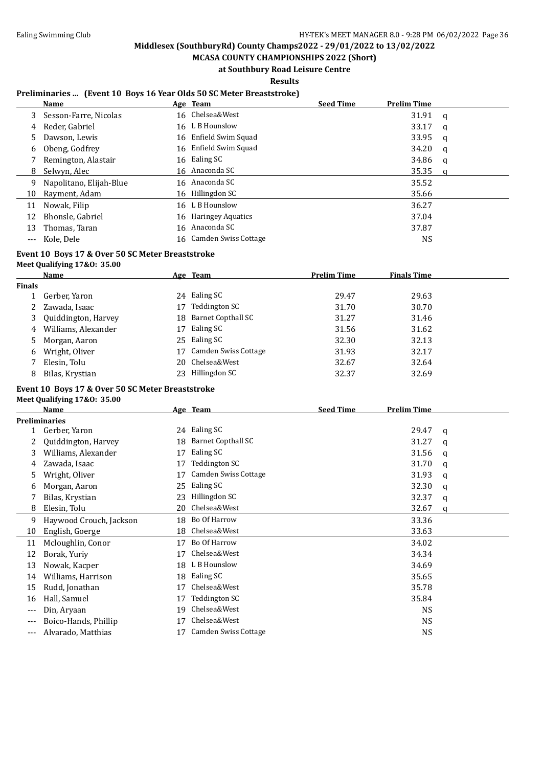Middlesex (SouthburyRd) County Champs2022 - 29/01/2022 to 13/02/2022

MCASA COUNTY CHAMPIONSHIPS 2022 (Short)

at Southbury Road Leisure Centre

Results

### Preliminaries ... (Event 10 Boys 16 Year Olds 50 SC Meter Breaststroke)

| | Name | Age | Team | Seed Time | Prelim Time | |
|---|---|---|---|---|---|---|
| 3 | Sesson-Farre, Nicolas | 16 | Chelsea&West | | 31.91 | q |
| 4 | Reder, Gabriel | 16 | L B Hounslow | | 33.17 | q |
| 5 | Dawson, Lewis | 16 | Enfield Swim Squad | | 33.95 | q |
| 6 | Obeng, Godfrey | 16 | Enfield Swim Squad | | 34.20 | q |
| 7 | Remington, Alastair | 16 | Ealing SC | | 34.86 | q |
| 8 | Selwyn, Alec | 16 | Anaconda SC | | 35.35 | q |
| 9 | Napolitano, Elijah-Blue | 16 | Anaconda SC | | 35.52 | |
| 10 | Rayment, Adam | 16 | Hillingdon SC | | 35.66 | |
| 11 | Nowak, Filip | 16 | L B Hounslow | | 36.27 | |
| 12 | Bhonsle, Gabriel | 16 | Haringey Aquatics | | 37.04 | |
| 13 | Thomas, Taran | 16 | Anaconda SC | | 37.87 | |
| --- | Kole, Dele | 16 | Camden Swiss Cottage | | NS | |

### Event 10 Boys 17 & Over 50 SC Meter Breaststroke

Meet Qualifying 17&O: 35.00

| | Name | Age | Team | Prelim Time | Finals Time |
|---|---|---|---|---|---|
| **Finals** | | | | | |
| 1 | Gerber, Yaron | 24 | Ealing SC | 29.47 | 29.63 |
| 2 | Zawada, Isaac | 17 | Teddington SC | 31.70 | 30.70 |
| 3 | Quiddington, Harvey | 18 | Barnet Copthall SC | 31.27 | 31.46 |
| 4 | Williams, Alexander | 17 | Ealing SC | 31.56 | 31.62 |
| 5 | Morgan, Aaron | 25 | Ealing SC | 32.30 | 32.13 |
| 6 | Wright, Oliver | 17 | Camden Swiss Cottage | 31.93 | 32.17 |
| 7 | Elesin, Tolu | 20 | Chelsea&West | 32.67 | 32.64 |
| 8 | Bilas, Krystian | 23 | Hillingdon SC | 32.37 | 32.69 |

### Event 10 Boys 17 & Over 50 SC Meter Breaststroke

Meet Qualifying 17&O: 35.00

| | Name | Age | Team | Seed Time | Prelim Time | |
|---|---|---|---|---|---|---|
| **Preliminaries** | | | | | | |
| 1 | Gerber, Yaron | 24 | Ealing SC | | 29.47 | q |
| 2 | Quiddington, Harvey | 18 | Barnet Copthall SC | | 31.27 | q |
| 3 | Williams, Alexander | 17 | Ealing SC | | 31.56 | q |
| 4 | Zawada, Isaac | 17 | Teddington SC | | 31.70 | q |
| 5 | Wright, Oliver | 17 | Camden Swiss Cottage | | 31.93 | q |
| 6 | Morgan, Aaron | 25 | Ealing SC | | 32.30 | q |
| 7 | Bilas, Krystian | 23 | Hillingdon SC | | 32.37 | q |
| 8 | Elesin, Tolu | 20 | Chelsea&West | | 32.67 | q |
| 9 | Haywood Crouch, Jackson | 18 | Bo Of Harrow | | 33.36 | |
| 10 | English, Goerge | 18 | Chelsea&West | | 33.63 | |
| 11 | Mcloughlin, Conor | 17 | Bo Of Harrow | | 34.02 | |
| 12 | Borak, Yuriy | 17 | Chelsea&West | | 34.34 | |
| 13 | Nowak, Kacper | 18 | L B Hounslow | | 34.69 | |
| 14 | Williams, Harrison | 18 | Ealing SC | | 35.65 | |
| 15 | Rudd, Jonathan | 17 | Chelsea&West | | 35.78 | |
| 16 | Hall, Samuel | 17 | Teddington SC | | 35.84 | |
| --- | Din, Aryaan | 19 | Chelsea&West | | NS | |
| --- | Boico-Hands, Phillip | 17 | Chelsea&West | | NS | |
| --- | Alvarado, Matthias | 17 | Camden Swiss Cottage | | NS | |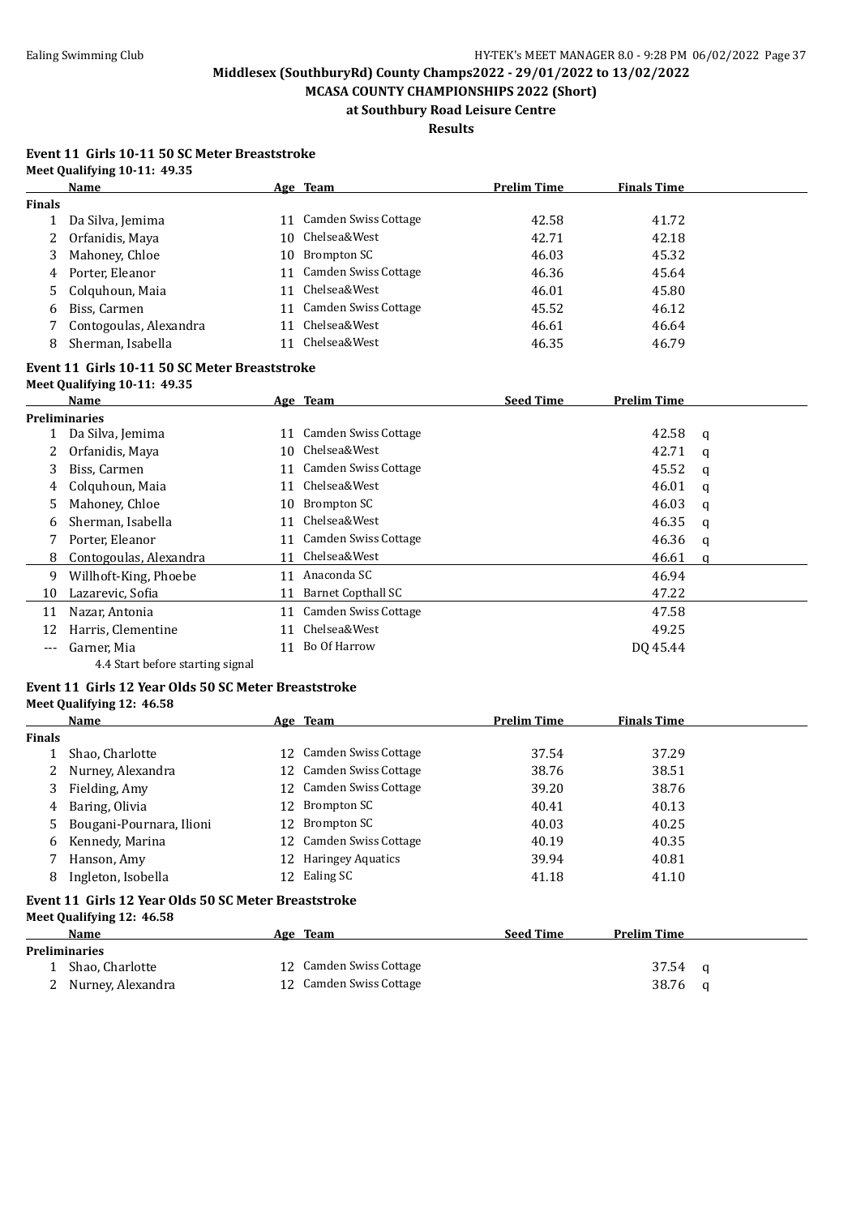# Middlesex (SouthburyRd) County Champs2022 - 29/01/2022 to 13/02/2022

## MCASA COUNTY CHAMPIONSHIPS 2022 (Short)

### at Southbury Road Leisure Centre

### Results

**Event 11 Girls 10-11 50 SC Meter Breaststroke**

**Meet Qualifying 10-11: 49.35**

| | Name | Age | Team | Prelim Time | Finals Time |
|---|---|---|---|---|---|
| **Finals** | | | | | |
| 1 | Da Silva, Jemima | 11 | Camden Swiss Cottage | 42.58 | 41.72 |
| 2 | Orfanidis, Maya | 10 | Chelsea&West | 42.71 | 42.18 |
| 3 | Mahoney, Chloe | 10 | Brompton SC | 46.03 | 45.32 |
| 4 | Porter, Eleanor | 11 | Camden Swiss Cottage | 46.36 | 45.64 |
| 5 | Colquhoun, Maia | 11 | Chelsea&West | 46.01 | 45.80 |
| 6 | Biss, Carmen | 11 | Camden Swiss Cottage | 45.52 | 46.12 |
| 7 | Contogoulas, Alexandra | 11 | Chelsea&West | 46.61 | 46.64 |
| 8 | Sherman, Isabella | 11 | Chelsea&West | 46.35 | 46.79 |

**Event 11 Girls 10-11 50 SC Meter Breaststroke**

**Meet Qualifying 10-11: 49.35**

| | Name | Age | Team | Seed Time | Prelim Time | |
|---|---|---|---|---|---|---|
| **Preliminaries** | | | | | | |
| 1 | Da Silva, Jemima | 11 | Camden Swiss Cottage | | 42.58 | q |
| 2 | Orfanidis, Maya | 10 | Chelsea&West | | 42.71 | q |
| 3 | Biss, Carmen | 11 | Camden Swiss Cottage | | 45.52 | q |
| 4 | Colquhoun, Maia | 11 | Chelsea&West | | 46.01 | q |
| 5 | Mahoney, Chloe | 10 | Brompton SC | | 46.03 | q |
| 6 | Sherman, Isabella | 11 | Chelsea&West | | 46.35 | q |
| 7 | Porter, Eleanor | 11 | Camden Swiss Cottage | | 46.36 | q |
| 8 | Contogoulas, Alexandra | 11 | Chelsea&West | | 46.61 | q |
| 9 | Willhoft-King, Phoebe | 11 | Anaconda SC | | 46.94 | |
| 10 | Lazarevic, Sofia | 11 | Barnet Copthall SC | | 47.22 | |
| 11 | Nazar, Antonia | 11 | Camden Swiss Cottage | | 47.58 | |
| 12 | Harris, Clementine | 11 | Chelsea&West | | 49.25 | |
| --- | Garner, Mia | 11 | Bo Of Harrow | | DQ 45.44 | |
| | 4.4 Start before starting signal | | | | | |

**Event 11 Girls 12 Year Olds 50 SC Meter Breaststroke**

**Meet Qualifying 12: 46.58**

| | Name | Age | Team | Prelim Time | Finals Time |
|---|---|---|---|---|---|
| **Finals** | | | | | |
| 1 | Shao, Charlotte | 12 | Camden Swiss Cottage | 37.54 | 37.29 |
| 2 | Nurney, Alexandra | 12 | Camden Swiss Cottage | 38.76 | 38.51 |
| 3 | Fielding, Amy | 12 | Camden Swiss Cottage | 39.20 | 38.76 |
| 4 | Baring, Olivia | 12 | Brompton SC | 40.41 | 40.13 |
| 5 | Bougani-Pournara, Ilioni | 12 | Brompton SC | 40.03 | 40.25 |
| 6 | Kennedy, Marina | 12 | Camden Swiss Cottage | 40.19 | 40.35 |
| 7 | Hanson, Amy | 12 | Haringey Aquatics | 39.94 | 40.81 |
| 8 | Ingleton, Isobella | 12 | Ealing SC | 41.18 | 41.10 |

**Event 11 Girls 12 Year Olds 50 SC Meter Breaststroke**

**Meet Qualifying 12: 46.58**

| | Name | Age | Team | Seed Time | Prelim Time | |
|---|---|---|---|---|---|---|
| **Preliminaries** | | | | | | |
| 1 | Shao, Charlotte | 12 | Camden Swiss Cottage | | 37.54 | q |
| 2 | Nurney, Alexandra | 12 | Camden Swiss Cottage | | 38.76 | q |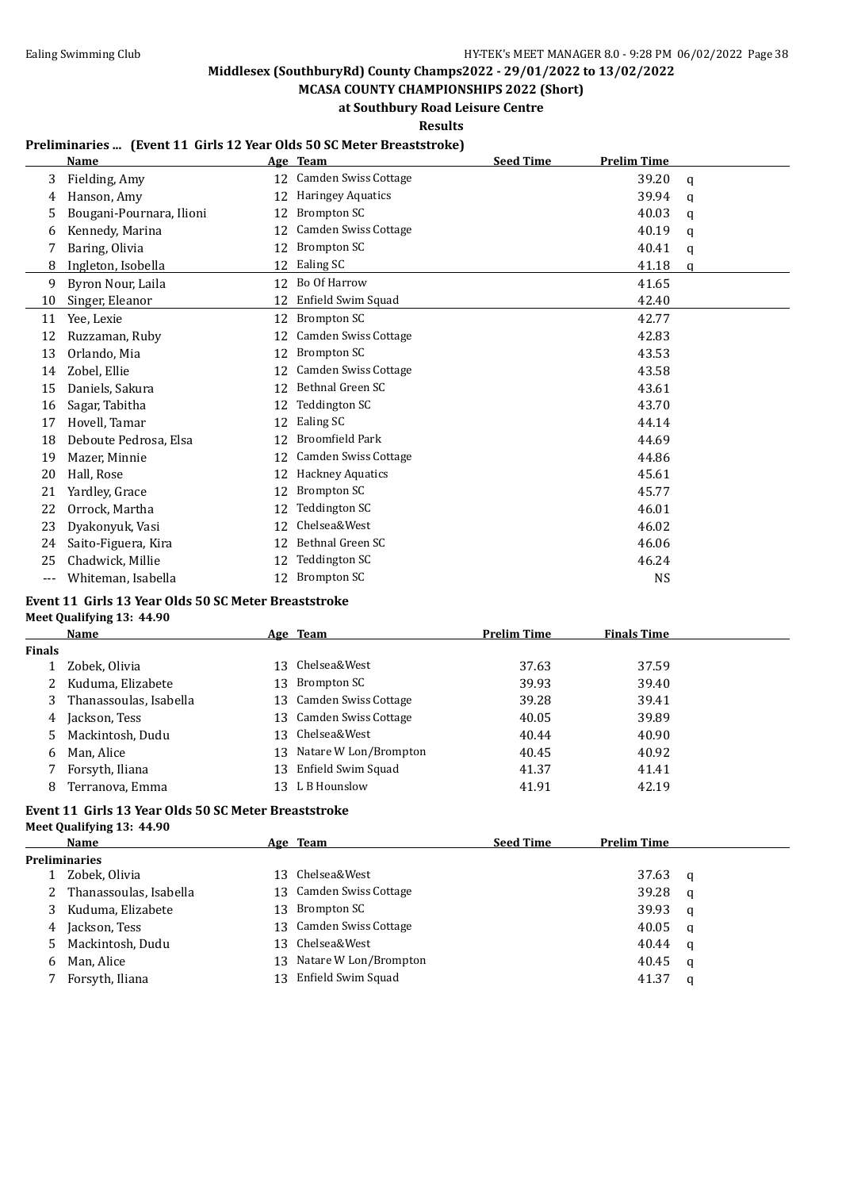**Middlesex (SouthburyRd) County Champs2022 - 29/01/2022 to 13/02/2022**

**MCASA COUNTY CHAMPIONSHIPS 2022 (Short)**

**at Southbury Road Leisure Centre**

**Results**

### Preliminaries ... (Event 11 Girls 12 Year Olds 50 SC Meter Breaststroke)

| | Name | Age | Team | Seed Time | Prelim Time | |
|---|---|---|---|---|---|---|
| 3 | Fielding, Amy | 12 | Camden Swiss Cottage | | 39.20 | q |
| 4 | Hanson, Amy | 12 | Haringey Aquatics | | 39.94 | q |
| 5 | Bougani-Pournara, Ilioni | 12 | Brompton SC | | 40.03 | q |
| 6 | Kennedy, Marina | 12 | Camden Swiss Cottage | | 40.19 | q |
| 7 | Baring, Olivia | 12 | Brompton SC | | 40.41 | q |
| 8 | Ingleton, Isobella | 12 | Ealing SC | | 41.18 | q |
| 9 | Byron Nour, Laila | 12 | Bo Of Harrow | | 41.65 | |
| 10 | Singer, Eleanor | 12 | Enfield Swim Squad | | 42.40 | |
| 11 | Yee, Lexie | 12 | Brompton SC | | 42.77 | |
| 12 | Ruzzaman, Ruby | 12 | Camden Swiss Cottage | | 42.83 | |
| 13 | Orlando, Mia | 12 | Brompton SC | | 43.53 | |
| 14 | Zobel, Ellie | 12 | Camden Swiss Cottage | | 43.58 | |
| 15 | Daniels, Sakura | 12 | Bethnal Green SC | | 43.61 | |
| 16 | Sagar, Tabitha | 12 | Teddington SC | | 43.70 | |
| 17 | Hovell, Tamar | 12 | Ealing SC | | 44.14 | |
| 18 | Deboute Pedrosa, Elsa | 12 | Broomfield Park | | 44.69 | |
| 19 | Mazer, Minnie | 12 | Camden Swiss Cottage | | 44.86 | |
| 20 | Hall, Rose | 12 | Hackney Aquatics | | 45.61 | |
| 21 | Yardley, Grace | 12 | Brompton SC | | 45.77 | |
| 22 | Orrock, Martha | 12 | Teddington SC | | 46.01 | |
| 23 | Dyakonyuk, Vasi | 12 | Chelsea&West | | 46.02 | |
| 24 | Saito-Figuera, Kira | 12 | Bethnal Green SC | | 46.06 | |
| 25 | Chadwick, Millie | 12 | Teddington SC | | 46.24 | |
| --- | Whiteman, Isabella | 12 | Brompton SC | | NS | |

### Event 11 Girls 13 Year Olds 50 SC Meter Breaststroke

**Meet Qualifying 13: 44.90**

| | Name | Age | Team | Prelim Time | Finals Time |
|---|---|---|---|---|---|
| **Finals** | | | | | |
| 1 | Zobek, Olivia | 13 | Chelsea&West | 37.63 | 37.59 |
| 2 | Kuduma, Elizabete | 13 | Brompton SC | 39.93 | 39.40 |
| 3 | Thanassoulas, Isabella | 13 | Camden Swiss Cottage | 39.28 | 39.41 |
| 4 | Jackson, Tess | 13 | Camden Swiss Cottage | 40.05 | 39.89 |
| 5 | Mackintosh, Dudu | 13 | Chelsea&West | 40.44 | 40.90 |
| 6 | Man, Alice | 13 | Natare W Lon/Brompton | 40.45 | 40.92 |
| 7 | Forsyth, Iliana | 13 | Enfield Swim Squad | 41.37 | 41.41 |
| 8 | Terranova, Emma | 13 | L B Hounslow | 41.91 | 42.19 |

### Event 11 Girls 13 Year Olds 50 SC Meter Breaststroke

**Meet Qualifying 13: 44.90**

| | Name | Age | Team | Seed Time | Prelim Time | |
|---|---|---|---|---|---|---|
| **Preliminaries** | | | | | | |
| 1 | Zobek, Olivia | 13 | Chelsea&West | | 37.63 | q |
| 2 | Thanassoulas, Isabella | 13 | Camden Swiss Cottage | | 39.28 | q |
| 3 | Kuduma, Elizabete | 13 | Brompton SC | | 39.93 | q |
| 4 | Jackson, Tess | 13 | Camden Swiss Cottage | | 40.05 | q |
| 5 | Mackintosh, Dudu | 13 | Chelsea&West | | 40.44 | q |
| 6 | Man, Alice | 13 | Natare W Lon/Brompton | | 40.45 | q |
| 7 | Forsyth, Iliana | 13 | Enfield Swim Squad | | 41.37 | q |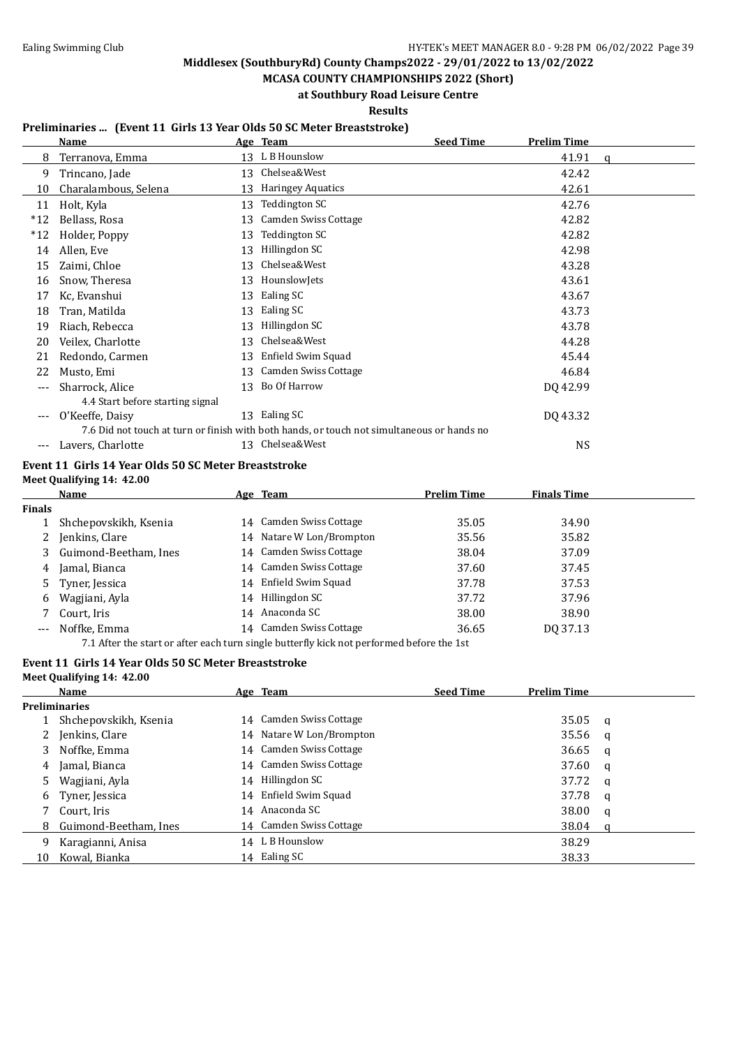## Middlesex (SouthburyRd) County Champs2022 - 29/01/2022 to 13/02/2022

### MCASA COUNTY CHAMPIONSHIPS 2022 (Short)

### at Southbury Road Leisure Centre

### Results

**Preliminaries ... (Event 11 Girls 13 Year Olds 50 SC Meter Breaststroke)**

| | Name | Age | Team | Seed Time | Prelim Time | |
|---|---|---|---|---|---|---|
| 8 | Terranova, Emma | 13 | L B Hounslow | | 41.91 | q |
| 9 | Trincano, Jade | 13 | Chelsea&West | | 42.42 | |
| 10 | Charalambous, Selena | 13 | Haringey Aquatics | | 42.61 | |
| 11 | Holt, Kyla | 13 | Teddington SC | | 42.76 | |
| *12 | Bellass, Rosa | 13 | Camden Swiss Cottage | | 42.82 | |
| *12 | Holder, Poppy | 13 | Teddington SC | | 42.82 | |
| 14 | Allen, Eve | 13 | Hillingdon SC | | 42.98 | |
| 15 | Zaimi, Chloe | 13 | Chelsea&West | | 43.28 | |
| 16 | Snow, Theresa | 13 | HounslowJets | | 43.61 | |
| 17 | Kc, Evanshui | 13 | Ealing SC | | 43.67 | |
| 18 | Tran, Matilda | 13 | Ealing SC | | 43.73 | |
| 19 | Riach, Rebecca | 13 | Hillingdon SC | | 43.78 | |
| 20 | Veilex, Charlotte | 13 | Chelsea&West | | 44.28 | |
| 21 | Redondo, Carmen | 13 | Enfield Swim Squad | | 45.44 | |
| 22 | Musto, Emi | 13 | Camden Swiss Cottage | | 46.84 | |
| --- | Sharrock, Alice | 13 | Bo Of Harrow | | DQ 42.99 | |
| | 4.4 Start before starting signal | | | | | |
| --- | O'Keeffe, Daisy | 13 | Ealing SC | | DQ 43.32 | |
| | 7.6 Did not touch at turn or finish with both hands, or touch not simultaneous or hands no | | | | | |
| --- | Lavers, Charlotte | 13 | Chelsea&West | | NS | |

**Event 11 Girls 14 Year Olds 50 SC Meter Breaststroke**

**Meet Qualifying 14: 42.00**

| | Name | Age | Team | Prelim Time | Finals Time |
|---|---|---|---|---|---|
| **Finals** | | | | | |
| 1 | Shchepovskikh, Ksenia | 14 | Camden Swiss Cottage | 35.05 | 34.90 |
| 2 | Jenkins, Clare | 14 | Natare W Lon/Brompton | 35.56 | 35.82 |
| 3 | Guimond-Beetham, Ines | 14 | Camden Swiss Cottage | 38.04 | 37.09 |
| 4 | Jamal, Bianca | 14 | Camden Swiss Cottage | 37.60 | 37.45 |
| 5 | Tyner, Jessica | 14 | Enfield Swim Squad | 37.78 | 37.53 |
| 6 | Wagjiani, Ayla | 14 | Hillingdon SC | 37.72 | 37.96 |
| 7 | Court, Iris | 14 | Anaconda SC | 38.00 | 38.90 |
| --- | Noffke, Emma | 14 | Camden Swiss Cottage | 36.65 | DQ 37.13 |
| | 7.1 After the start or after each turn single butterfly kick not performed before the 1st | | | | |

**Event 11 Girls 14 Year Olds 50 SC Meter Breaststroke**

**Meet Qualifying 14: 42.00**

| | Name | Age | Team | Seed Time | Prelim Time | |
|---|---|---|---|---|---|---|
| **Preliminaries** | | | | | | |
| 1 | Shchepovskikh, Ksenia | 14 | Camden Swiss Cottage | | 35.05 | q |
| 2 | Jenkins, Clare | 14 | Natare W Lon/Brompton | | 35.56 | q |
| 3 | Noffke, Emma | 14 | Camden Swiss Cottage | | 36.65 | q |
| 4 | Jamal, Bianca | 14 | Camden Swiss Cottage | | 37.60 | q |
| 5 | Wagjiani, Ayla | 14 | Hillingdon SC | | 37.72 | q |
| 6 | Tyner, Jessica | 14 | Enfield Swim Squad | | 37.78 | q |
| 7 | Court, Iris | 14 | Anaconda SC | | 38.00 | q |
| 8 | Guimond-Beetham, Ines | 14 | Camden Swiss Cottage | | 38.04 | q |
| 9 | Karagianni, Anisa | 14 | L B Hounslow | | 38.29 | |
| 10 | Kowal, Bianka | 14 | Ealing SC | | 38.33 | |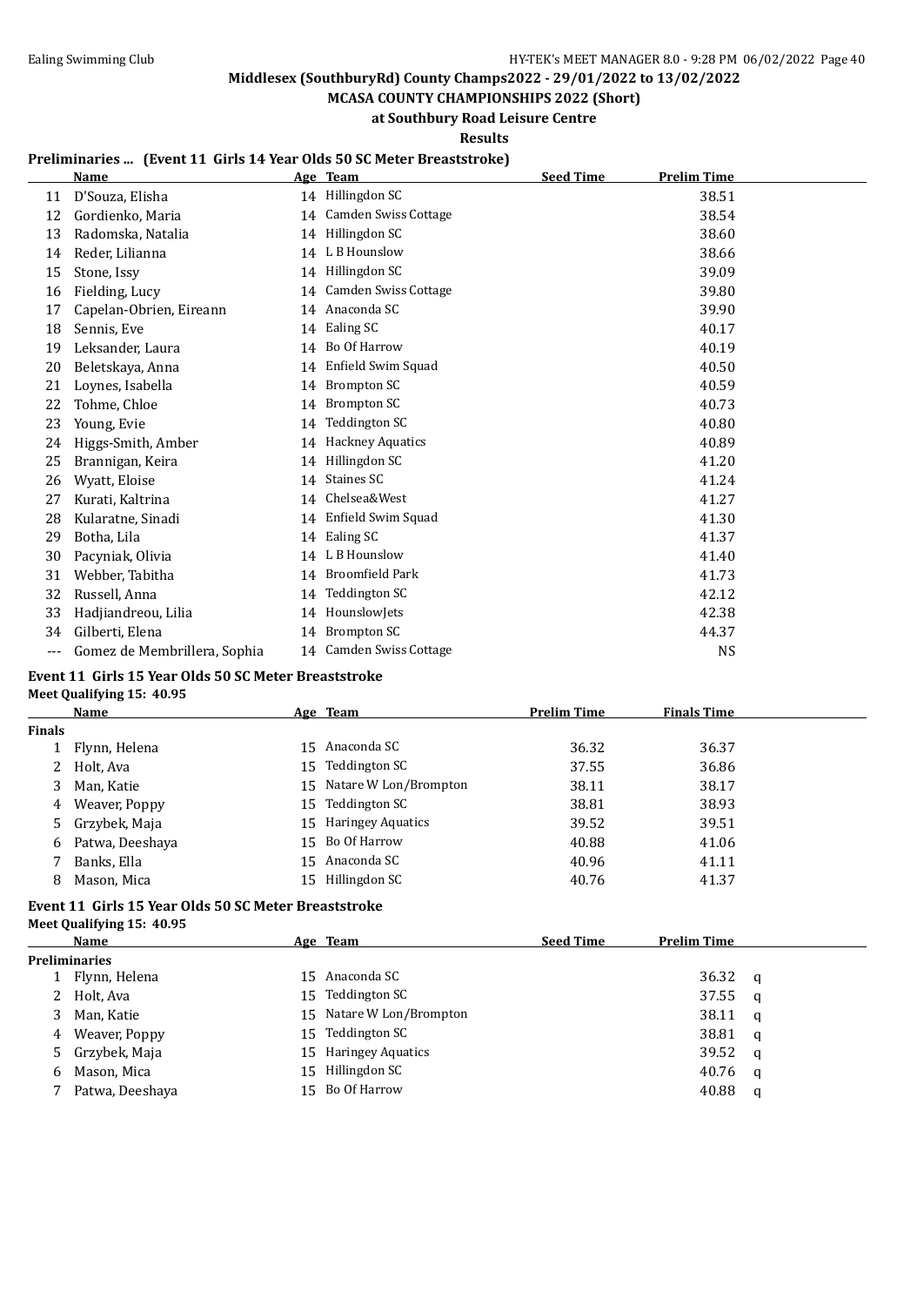**Middlesex (SouthburyRd) County Champs2022 - 29/01/2022 to 13/02/2022**

**MCASA COUNTY CHAMPIONSHIPS 2022 (Short)**

**at Southbury Road Leisure Centre**

**Results**

### Preliminaries ... (Event 11 Girls 14 Year Olds 50 SC Meter Breaststroke)

| | Name | Age | Team | Seed Time | Prelim Time |
|---|---|---|---|---|---|
| 11 | D'Souza, Elisha | 14 | Hillingdon SC | | 38.51 |
| 12 | Gordienko, Maria | 14 | Camden Swiss Cottage | | 38.54 |
| 13 | Radomska, Natalia | 14 | Hillingdon SC | | 38.60 |
| 14 | Reder, Lilianna | 14 | L B Hounslow | | 38.66 |
| 15 | Stone, Issy | 14 | Hillingdon SC | | 39.09 |
| 16 | Fielding, Lucy | 14 | Camden Swiss Cottage | | 39.80 |
| 17 | Capelan-Obrien, Eireann | 14 | Anaconda SC | | 39.90 |
| 18 | Sennis, Eve | 14 | Ealing SC | | 40.17 |
| 19 | Leksander, Laura | 14 | Bo Of Harrow | | 40.19 |
| 20 | Beletskaya, Anna | 14 | Enfield Swim Squad | | 40.50 |
| 21 | Loynes, Isabella | 14 | Brompton SC | | 40.59 |
| 22 | Tohme, Chloe | 14 | Brompton SC | | 40.73 |
| 23 | Young, Evie | 14 | Teddington SC | | 40.80 |
| 24 | Higgs-Smith, Amber | 14 | Hackney Aquatics | | 40.89 |
| 25 | Brannigan, Keira | 14 | Hillingdon SC | | 41.20 |
| 26 | Wyatt, Eloise | 14 | Staines SC | | 41.24 |
| 27 | Kurati, Kaltrina | 14 | Chelsea&West | | 41.27 |
| 28 | Kularatne, Sinadi | 14 | Enfield Swim Squad | | 41.30 |
| 29 | Botha, Lila | 14 | Ealing SC | | 41.37 |
| 30 | Pacyniak, Olivia | 14 | L B Hounslow | | 41.40 |
| 31 | Webber, Tabitha | 14 | Broomfield Park | | 41.73 |
| 32 | Russell, Anna | 14 | Teddington SC | | 42.12 |
| 33 | Hadjiandreou, Lilia | 14 | HounslowJets | | 42.38 |
| 34 | Gilberti, Elena | 14 | Brompton SC | | 44.37 |
| --- | Gomez de Membrillera, Sophia | 14 | Camden Swiss Cottage | | NS |

### Event 11 Girls 15 Year Olds 50 SC Meter Breaststroke

Meet Qualifying 15: 40.95

| | Name | Age | Team | Prelim Time | Finals Time |
|---|---|---|---|---|---|
| **Finals** | | | | | |
| 1 | Flynn, Helena | 15 | Anaconda SC | 36.32 | 36.37 |
| 2 | Holt, Ava | 15 | Teddington SC | 37.55 | 36.86 |
| 3 | Man, Katie | 15 | Natare W Lon/Brompton | 38.11 | 38.17 |
| 4 | Weaver, Poppy | 15 | Teddington SC | 38.81 | 38.93 |
| 5 | Grzybek, Maja | 15 | Haringey Aquatics | 39.52 | 39.51 |
| 6 | Patwa, Deeshaya | 15 | Bo Of Harrow | 40.88 | 41.06 |
| 7 | Banks, Ella | 15 | Anaconda SC | 40.96 | 41.11 |
| 8 | Mason, Mica | 15 | Hillingdon SC | 40.76 | 41.37 |

### Event 11 Girls 15 Year Olds 50 SC Meter Breaststroke

Meet Qualifying 15: 40.95

| | Name | Age | Team | Seed Time | Prelim Time | |
|---|---|---|---|---|---|---|
| **Preliminaries** | | | | | | |
| 1 | Flynn, Helena | 15 | Anaconda SC | | 36.32 | q |
| 2 | Holt, Ava | 15 | Teddington SC | | 37.55 | q |
| 3 | Man, Katie | 15 | Natare W Lon/Brompton | | 38.11 | q |
| 4 | Weaver, Poppy | 15 | Teddington SC | | 38.81 | q |
| 5 | Grzybek, Maja | 15 | Haringey Aquatics | | 39.52 | q |
| 6 | Mason, Mica | 15 | Hillingdon SC | | 40.76 | q |
| 7 | Patwa, Deeshaya | 15 | Bo Of Harrow | | 40.88 | q |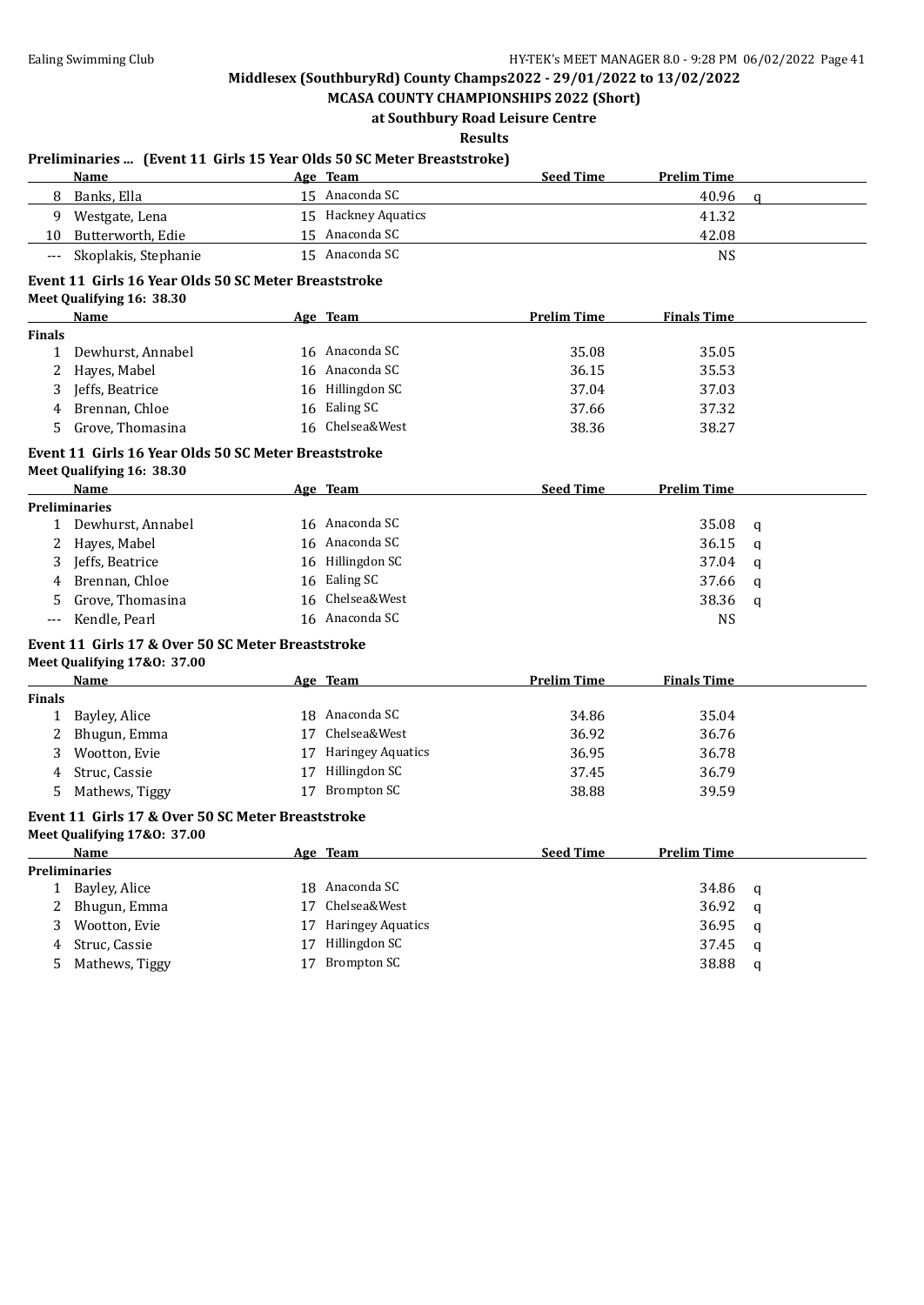Middlesex (SouthburyRd) County Champs2022 - 29/01/2022 to 13/02/2022

MCASA COUNTY CHAMPIONSHIPS 2022 (Short)

at Southbury Road Leisure Centre

Results

**Preliminaries ... (Event 11 Girls 15 Year Olds 50 SC Meter Breaststroke)**

| | Name | Age | Team | Seed Time | Prelim Time | |
|---|---|---|---|---|---|---|
| 8 | Banks, Ella | 15 | Anaconda SC | | 40.96 | q |
| 9 | Westgate, Lena | 15 | Hackney Aquatics | | 41.32 | |
| 10 | Butterworth, Edie | 15 | Anaconda SC | | 42.08 | |
| --- | Skoplakis, Stephanie | 15 | Anaconda SC | | NS | |

**Event 11 Girls 16 Year Olds 50 SC Meter Breaststroke**

Meet Qualifying 16: 38.30

| | Name | Age | Team | Prelim Time | Finals Time |
|---|---|---|---|---|---|
| **Finals** | | | | | |
| 1 | Dewhurst, Annabel | 16 | Anaconda SC | 35.08 | 35.05 |
| 2 | Hayes, Mabel | 16 | Anaconda SC | 36.15 | 35.53 |
| 3 | Jeffs, Beatrice | 16 | Hillingdon SC | 37.04 | 37.03 |
| 4 | Brennan, Chloe | 16 | Ealing SC | 37.66 | 37.32 |
| 5 | Grove, Thomasina | 16 | Chelsea&West | 38.36 | 38.27 |

**Event 11 Girls 16 Year Olds 50 SC Meter Breaststroke**

Meet Qualifying 16: 38.30

| | Name | Age | Team | Seed Time | Prelim Time | |
|---|---|---|---|---|---|---|
| **Preliminaries** | | | | | | |
| 1 | Dewhurst, Annabel | 16 | Anaconda SC | | 35.08 | q |
| 2 | Hayes, Mabel | 16 | Anaconda SC | | 36.15 | q |
| 3 | Jeffs, Beatrice | 16 | Hillingdon SC | | 37.04 | q |
| 4 | Brennan, Chloe | 16 | Ealing SC | | 37.66 | q |
| 5 | Grove, Thomasina | 16 | Chelsea&West | | 38.36 | q |
| --- | Kendle, Pearl | 16 | Anaconda SC | | NS | |

**Event 11 Girls 17 & Over 50 SC Meter Breaststroke**

Meet Qualifying 17&O: 37.00

| | Name | Age | Team | Prelim Time | Finals Time |
|---|---|---|---|---|---|
| **Finals** | | | | | |
| 1 | Bayley, Alice | 18 | Anaconda SC | 34.86 | 35.04 |
| 2 | Bhugun, Emma | 17 | Chelsea&West | 36.92 | 36.76 |
| 3 | Wootton, Evie | 17 | Haringey Aquatics | 36.95 | 36.78 |
| 4 | Struc, Cassie | 17 | Hillingdon SC | 37.45 | 36.79 |
| 5 | Mathews, Tiggy | 17 | Brompton SC | 38.88 | 39.59 |

**Event 11 Girls 17 & Over 50 SC Meter Breaststroke**

Meet Qualifying 17&O: 37.00

| | Name | Age | Team | Seed Time | Prelim Time | |
|---|---|---|---|---|---|---|
| **Preliminaries** | | | | | | |
| 1 | Bayley, Alice | 18 | Anaconda SC | | 34.86 | q |
| 2 | Bhugun, Emma | 17 | Chelsea&West | | 36.92 | q |
| 3 | Wootton, Evie | 17 | Haringey Aquatics | | 36.95 | q |
| 4 | Struc, Cassie | 17 | Hillingdon SC | | 37.45 | q |
| 5 | Mathews, Tiggy | 17 | Brompton SC | | 38.88 | q |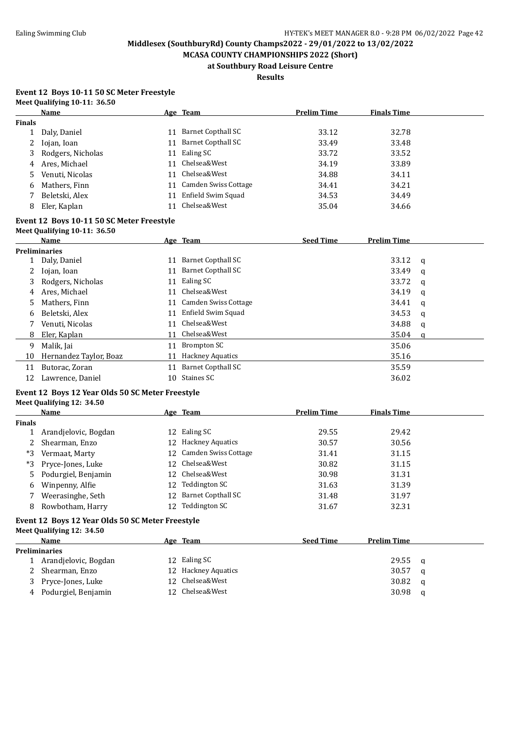## Middlesex (SouthburyRd) County Champs2022 - 29/01/2022 to 13/02/2022

### MCASA COUNTY CHAMPIONSHIPS 2022 (Short)

### at Southbury Road Leisure Centre

### Results

**Event 12 Boys 10-11 50 SC Meter Freestyle**

**Meet Qualifying 10-11: 36.50**

| | Name | Age | Team | Prelim Time | Finals Time |
|---|---|---|---|---|---|
| **Finals** | | | | | |
| 1 | Daly, Daniel | 11 | Barnet Copthall SC | 33.12 | 32.78 |
| 2 | Iojan, Ioan | 11 | Barnet Copthall SC | 33.49 | 33.48 |
| 3 | Rodgers, Nicholas | 11 | Ealing SC | 33.72 | 33.52 |
| 4 | Ares, Michael | 11 | Chelsea&West | 34.19 | 33.89 |
| 5 | Venuti, Nicolas | 11 | Chelsea&West | 34.88 | 34.11 |
| 6 | Mathers, Finn | 11 | Camden Swiss Cottage | 34.41 | 34.21 |
| 7 | Beletski, Alex | 11 | Enfield Swim Squad | 34.53 | 34.49 |
| 8 | Eler, Kaplan | 11 | Chelsea&West | 35.04 | 34.66 |

**Event 12 Boys 10-11 50 SC Meter Freestyle**

**Meet Qualifying 10-11: 36.50**

| | Name | Age | Team | Seed Time | Prelim Time | |
|---|---|---|---|---|---|---|
| **Preliminaries** | | | | | | |
| 1 | Daly, Daniel | 11 | Barnet Copthall SC | | 33.12 | q |
| 2 | Iojan, Ioan | 11 | Barnet Copthall SC | | 33.49 | q |
| 3 | Rodgers, Nicholas | 11 | Ealing SC | | 33.72 | q |
| 4 | Ares, Michael | 11 | Chelsea&West | | 34.19 | q |
| 5 | Mathers, Finn | 11 | Camden Swiss Cottage | | 34.41 | q |
| 6 | Beletski, Alex | 11 | Enfield Swim Squad | | 34.53 | q |
| 7 | Venuti, Nicolas | 11 | Chelsea&West | | 34.88 | q |
| 8 | Eler, Kaplan | 11 | Chelsea&West | | 35.04 | q |
| 9 | Malik, Jai | 11 | Brompton SC | | 35.06 | |
| 10 | Hernandez Taylor, Boaz | 11 | Hackney Aquatics | | 35.16 | |
| 11 | Butorac, Zoran | 11 | Barnet Copthall SC | | 35.59 | |
| 12 | Lawrence, Daniel | 10 | Staines SC | | 36.02 | |

**Event 12 Boys 12 Year Olds 50 SC Meter Freestyle**

**Meet Qualifying 12: 34.50**

| | Name | Age | Team | Prelim Time | Finals Time |
|---|---|---|---|---|---|
| **Finals** | | | | | |
| 1 | Arandjelovic, Bogdan | 12 | Ealing SC | 29.55 | 29.42 |
| 2 | Shearman, Enzo | 12 | Hackney Aquatics | 30.57 | 30.56 |
| *3 | Vermaat, Marty | 12 | Camden Swiss Cottage | 31.41 | 31.15 |
| *3 | Pryce-Jones, Luke | 12 | Chelsea&West | 30.82 | 31.15 |
| 5 | Podurgiel, Benjamin | 12 | Chelsea&West | 30.98 | 31.31 |
| 6 | Winpenny, Alfie | 12 | Teddington SC | 31.63 | 31.39 |
| 7 | Weerasinghe, Seth | 12 | Barnet Copthall SC | 31.48 | 31.97 |
| 8 | Rowbotham, Harry | 12 | Teddington SC | 31.67 | 32.31 |

**Event 12 Boys 12 Year Olds 50 SC Meter Freestyle**

**Meet Qualifying 12: 34.50**

| | Name | Age | Team | Seed Time | Prelim Time | |
|---|---|---|---|---|---|---|
| **Preliminaries** | | | | | | |
| 1 | Arandjelovic, Bogdan | 12 | Ealing SC | | 29.55 | q |
| 2 | Shearman, Enzo | 12 | Hackney Aquatics | | 30.57 | q |
| 3 | Pryce-Jones, Luke | 12 | Chelsea&West | | 30.82 | q |
| 4 | Podurgiel, Benjamin | 12 | Chelsea&West | | 30.98 | q |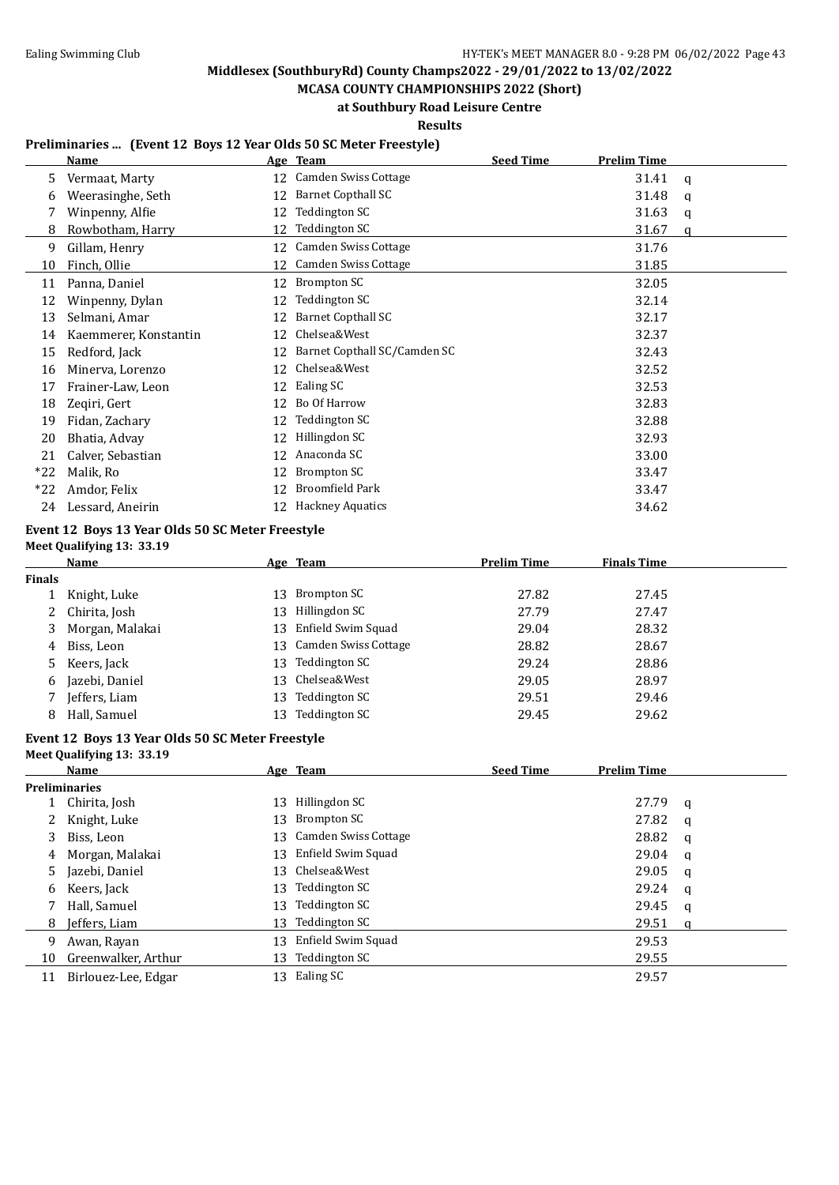Middlesex (SouthburyRd) County Champs2022 - 29/01/2022 to 13/02/2022

MCASA COUNTY CHAMPIONSHIPS 2022 (Short)

at Southbury Road Leisure Centre

Results

### Preliminaries ... (Event 12 Boys 12 Year Olds 50 SC Meter Freestyle)

| | Name | Age | Team | Seed Time | Prelim Time | |
|---|---|---|---|---|---|---|
| 5 | Vermaat, Marty | 12 | Camden Swiss Cottage | | 31.41 | q |
| 6 | Weerasinghe, Seth | 12 | Barnet Copthall SC | | 31.48 | q |
| 7 | Winpenny, Alfie | 12 | Teddington SC | | 31.63 | q |
| 8 | Rowbotham, Harry | 12 | Teddington SC | | 31.67 | q |
| 9 | Gillam, Henry | 12 | Camden Swiss Cottage | | 31.76 | |
| 10 | Finch, Ollie | 12 | Camden Swiss Cottage | | 31.85 | |
| 11 | Panna, Daniel | 12 | Brompton SC | | 32.05 | |
| 12 | Winpenny, Dylan | 12 | Teddington SC | | 32.14 | |
| 13 | Selmani, Amar | 12 | Barnet Copthall SC | | 32.17 | |
| 14 | Kaemmerer, Konstantin | 12 | Chelsea&West | | 32.37 | |
| 15 | Redford, Jack | 12 | Barnet Copthall SC/Camden SC | | 32.43 | |
| 16 | Minerva, Lorenzo | 12 | Chelsea&West | | 32.52 | |
| 17 | Frainer-Law, Leon | 12 | Ealing SC | | 32.53 | |
| 18 | Zeqiri, Gert | 12 | Bo Of Harrow | | 32.83 | |
| 19 | Fidan, Zachary | 12 | Teddington SC | | 32.88 | |
| 20 | Bhatia, Advay | 12 | Hillingdon SC | | 32.93 | |
| 21 | Calver, Sebastian | 12 | Anaconda SC | | 33.00 | |
| *22 | Malik, Ro | 12 | Brompton SC | | 33.47 | |
| *22 | Amdor, Felix | 12 | Broomfield Park | | 33.47 | |
| 24 | Lessard, Aneirin | 12 | Hackney Aquatics | | 34.62 | |

### Event 12 Boys 13 Year Olds 50 SC Meter Freestyle

Meet Qualifying 13: 33.19

| | Name | Age | Team | Prelim Time | Finals Time |
|---|---|---|---|---|---|
| **Finals** | | | | | |
| 1 | Knight, Luke | 13 | Brompton SC | 27.82 | 27.45 |
| 2 | Chirita, Josh | 13 | Hillingdon SC | 27.79 | 27.47 |
| 3 | Morgan, Malakai | 13 | Enfield Swim Squad | 29.04 | 28.32 |
| 4 | Biss, Leon | 13 | Camden Swiss Cottage | 28.82 | 28.67 |
| 5 | Keers, Jack | 13 | Teddington SC | 29.24 | 28.86 |
| 6 | Jazebi, Daniel | 13 | Chelsea&West | 29.05 | 28.97 |
| 7 | Jeffers, Liam | 13 | Teddington SC | 29.51 | 29.46 |
| 8 | Hall, Samuel | 13 | Teddington SC | 29.45 | 29.62 |

### Event 12 Boys 13 Year Olds 50 SC Meter Freestyle

Meet Qualifying 13: 33.19

| | Name | Age | Team | Seed Time | Prelim Time | |
|---|---|---|---|---|---|---|
| **Preliminaries** | | | | | | |
| 1 | Chirita, Josh | 13 | Hillingdon SC | | 27.79 | q |
| 2 | Knight, Luke | 13 | Brompton SC | | 27.82 | q |
| 3 | Biss, Leon | 13 | Camden Swiss Cottage | | 28.82 | q |
| 4 | Morgan, Malakai | 13 | Enfield Swim Squad | | 29.04 | q |
| 5 | Jazebi, Daniel | 13 | Chelsea&West | | 29.05 | q |
| 6 | Keers, Jack | 13 | Teddington SC | | 29.24 | q |
| 7 | Hall, Samuel | 13 | Teddington SC | | 29.45 | q |
| 8 | Jeffers, Liam | 13 | Teddington SC | | 29.51 | q |
| 9 | Awan, Rayan | 13 | Enfield Swim Squad | | 29.53 | |
| 10 | Greenwalker, Arthur | 13 | Teddington SC | | 29.55 | |
| 11 | Birlouez-Lee, Edgar | 13 | Ealing SC | | 29.57 | |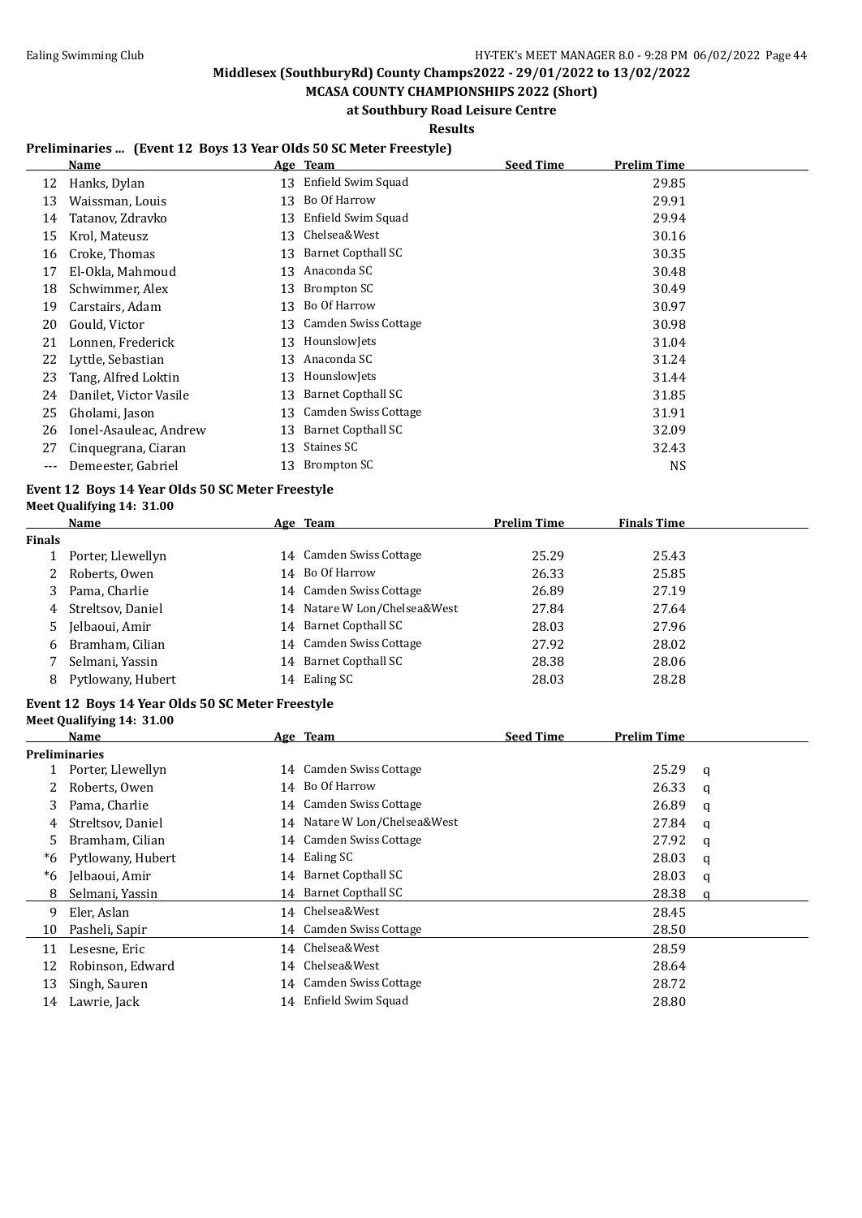# Middlesex (SouthburyRd) County Champs2022 - 29/01/2022 to 13/02/2022

## MCASA COUNTY CHAMPIONSHIPS 2022 (Short)

### at Southbury Road Leisure Centre

### Results

**Preliminaries ... (Event 12 Boys 13 Year Olds 50 SC Meter Freestyle)**

| | Name | Age | Team | Seed Time | Prelim Time |
|---|---|---|---|---|---|
| 12 | Hanks, Dylan | 13 | Enfield Swim Squad | | 29.85 |
| 13 | Waissman, Louis | 13 | Bo Of Harrow | | 29.91 |
| 14 | Tatanov, Zdravko | 13 | Enfield Swim Squad | | 29.94 |
| 15 | Krol, Mateusz | 13 | Chelsea&West | | 30.16 |
| 16 | Croke, Thomas | 13 | Barnet Copthall SC | | 30.35 |
| 17 | El-Okla, Mahmoud | 13 | Anaconda SC | | 30.48 |
| 18 | Schwimmer, Alex | 13 | Brompton SC | | 30.49 |
| 19 | Carstairs, Adam | 13 | Bo Of Harrow | | 30.97 |
| 20 | Gould, Victor | 13 | Camden Swiss Cottage | | 30.98 |
| 21 | Lonnen, Frederick | 13 | HounslowJets | | 31.04 |
| 22 | Lyttle, Sebastian | 13 | Anaconda SC | | 31.24 |
| 23 | Tang, Alfred Loktin | 13 | HounslowJets | | 31.44 |
| 24 | Danilet, Victor Vasile | 13 | Barnet Copthall SC | | 31.85 |
| 25 | Gholami, Jason | 13 | Camden Swiss Cottage | | 31.91 |
| 26 | Ionel-Asauleac, Andrew | 13 | Barnet Copthall SC | | 32.09 |
| 27 | Cinquegrana, Ciaran | 13 | Staines SC | | 32.43 |
| --- | Demeester, Gabriel | 13 | Brompton SC | | NS |

**Event 12 Boys 14 Year Olds 50 SC Meter Freestyle**

**Meet Qualifying 14: 31.00**

| | Name | Age | Team | Prelim Time | Finals Time |
|---|---|---|---|---|---|
| **Finals** | | | | | |
| 1 | Porter, Llewellyn | 14 | Camden Swiss Cottage | 25.29 | 25.43 |
| 2 | Roberts, Owen | 14 | Bo Of Harrow | 26.33 | 25.85 |
| 3 | Pama, Charlie | 14 | Camden Swiss Cottage | 26.89 | 27.19 |
| 4 | Streltsov, Daniel | 14 | Natare W Lon/Chelsea&West | 27.84 | 27.64 |
| 5 | Jelbaoui, Amir | 14 | Barnet Copthall SC | 28.03 | 27.96 |
| 6 | Bramham, Cilian | 14 | Camden Swiss Cottage | 27.92 | 28.02 |
| 7 | Selmani, Yassin | 14 | Barnet Copthall SC | 28.38 | 28.06 |
| 8 | Pytlowany, Hubert | 14 | Ealing SC | 28.03 | 28.28 |

**Event 12 Boys 14 Year Olds 50 SC Meter Freestyle**

**Meet Qualifying 14: 31.00**

| | Name | Age | Team | Seed Time | Prelim Time | |
|---|---|---|---|---|---|---|
| **Preliminaries** | | | | | | |
| 1 | Porter, Llewellyn | 14 | Camden Swiss Cottage | | 25.29 | q |
| 2 | Roberts, Owen | 14 | Bo Of Harrow | | 26.33 | q |
| 3 | Pama, Charlie | 14 | Camden Swiss Cottage | | 26.89 | q |
| 4 | Streltsov, Daniel | 14 | Natare W Lon/Chelsea&West | | 27.84 | q |
| 5 | Bramham, Cilian | 14 | Camden Swiss Cottage | | 27.92 | q |
| *6 | Pytlowany, Hubert | 14 | Ealing SC | | 28.03 | q |
| *6 | Jelbaoui, Amir | 14 | Barnet Copthall SC | | 28.03 | q |
| 8 | Selmani, Yassin | 14 | Barnet Copthall SC | | 28.38 | q |
| 9 | Eler, Aslan | 14 | Chelsea&West | | 28.45 | |
| 10 | Pasheli, Sapir | 14 | Camden Swiss Cottage | | 28.50 | |
| 11 | Lesesne, Eric | 14 | Chelsea&West | | 28.59 | |
| 12 | Robinson, Edward | 14 | Chelsea&West | | 28.64 | |
| 13 | Singh, Sauren | 14 | Camden Swiss Cottage | | 28.72 | |
| 14 | Lawrie, Jack | 14 | Enfield Swim Squad | | 28.80 | |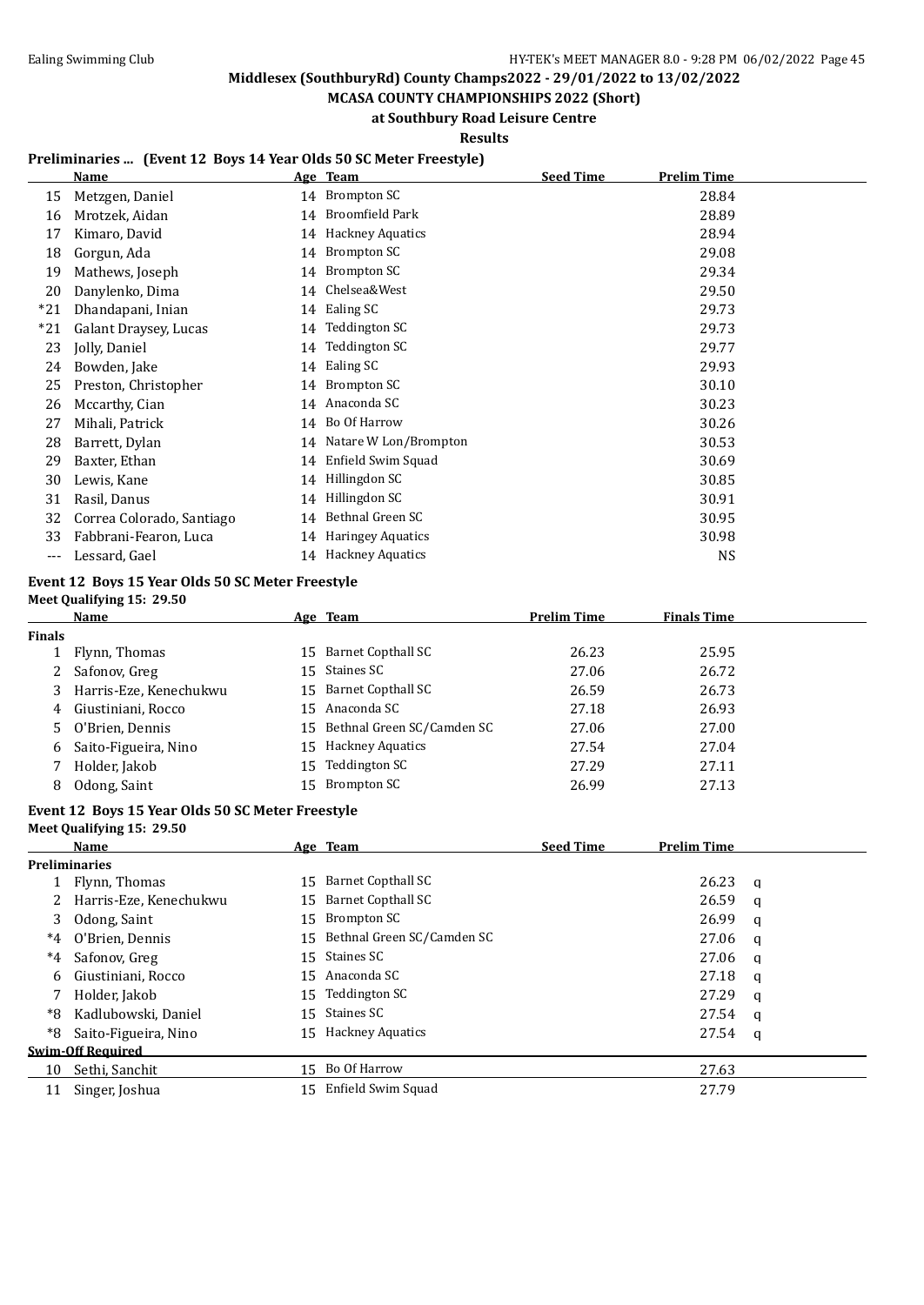Middlesex (SouthburyRd) County Champs2022 - 29/01/2022 to 13/02/2022

MCASA COUNTY CHAMPIONSHIPS 2022 (Short)

at Southbury Road Leisure Centre

Results

### Preliminaries ... (Event 12 Boys 14 Year Olds 50 SC Meter Freestyle)

| | Name | Age | Team | Seed Time | Prelim Time |
|---|---|---|---|---|---|
| 15 | Metzgen, Daniel | 14 | Brompton SC | | 28.84 |
| 16 | Mrotzek, Aidan | 14 | Broomfield Park | | 28.89 |
| 17 | Kimaro, David | 14 | Hackney Aquatics | | 28.94 |
| 18 | Gorgun, Ada | 14 | Brompton SC | | 29.08 |
| 19 | Mathews, Joseph | 14 | Brompton SC | | 29.34 |
| 20 | Danylenko, Dima | 14 | Chelsea&West | | 29.50 |
| *21 | Dhandapani, Inian | 14 | Ealing SC | | 29.73 |
| *21 | Galant Draysey, Lucas | 14 | Teddington SC | | 29.73 |
| 23 | Jolly, Daniel | 14 | Teddington SC | | 29.77 |
| 24 | Bowden, Jake | 14 | Ealing SC | | 29.93 |
| 25 | Preston, Christopher | 14 | Brompton SC | | 30.10 |
| 26 | Mccarthy, Cian | 14 | Anaconda SC | | 30.23 |
| 27 | Mihali, Patrick | 14 | Bo Of Harrow | | 30.26 |
| 28 | Barrett, Dylan | 14 | Natare W Lon/Brompton | | 30.53 |
| 29 | Baxter, Ethan | 14 | Enfield Swim Squad | | 30.69 |
| 30 | Lewis, Kane | 14 | Hillingdon SC | | 30.85 |
| 31 | Rasil, Danus | 14 | Hillingdon SC | | 30.91 |
| 32 | Correa Colorado, Santiago | 14 | Bethnal Green SC | | 30.95 |
| 33 | Fabbrani-Fearon, Luca | 14 | Haringey Aquatics | | 30.98 |
| --- | Lessard, Gael | 14 | Hackney Aquatics | | NS |

### Event 12 Boys 15 Year Olds 50 SC Meter Freestyle

Meet Qualifying 15: 29.50

| | Name | Age | Team | Prelim Time | Finals Time |
|---|---|---|---|---|---|
| **Finals** | | | | | |
| 1 | Flynn, Thomas | 15 | Barnet Copthall SC | 26.23 | 25.95 |
| 2 | Safonov, Greg | 15 | Staines SC | 27.06 | 26.72 |
| 3 | Harris-Eze, Kenechukwu | 15 | Barnet Copthall SC | 26.59 | 26.73 |
| 4 | Giustiniani, Rocco | 15 | Anaconda SC | 27.18 | 26.93 |
| 5 | O'Brien, Dennis | 15 | Bethnal Green SC/Camden SC | 27.06 | 27.00 |
| 6 | Saito-Figueira, Nino | 15 | Hackney Aquatics | 27.54 | 27.04 |
| 7 | Holder, Jakob | 15 | Teddington SC | 27.29 | 27.11 |
| 8 | Odong, Saint | 15 | Brompton SC | 26.99 | 27.13 |

### Event 12 Boys 15 Year Olds 50 SC Meter Freestyle

Meet Qualifying 15: 29.50

| | Name | Age | Team | Seed Time | Prelim Time | |
|---|---|---|---|---|---|---|
| **Preliminaries** | | | | | | |
| 1 | Flynn, Thomas | 15 | Barnet Copthall SC | | 26.23 | q |
| 2 | Harris-Eze, Kenechukwu | 15 | Barnet Copthall SC | | 26.59 | q |
| 3 | Odong, Saint | 15 | Brompton SC | | 26.99 | q |
| *4 | O'Brien, Dennis | 15 | Bethnal Green SC/Camden SC | | 27.06 | q |
| *4 | Safonov, Greg | 15 | Staines SC | | 27.06 | q |
| 6 | Giustiniani, Rocco | 15 | Anaconda SC | | 27.18 | q |
| 7 | Holder, Jakob | 15 | Teddington SC | | 27.29 | q |
| *8 | Kadlubowski, Daniel | 15 | Staines SC | | 27.54 | q |
| *8 | Saito-Figueira, Nino | 15 | Hackney Aquatics | | 27.54 | q |
| **Swim-Off Required** | | | | | | |
| 10 | Sethi, Sanchit | 15 | Bo Of Harrow | | 27.63 | |
| 11 | Singer, Joshua | 15 | Enfield Swim Squad | | 27.79 | |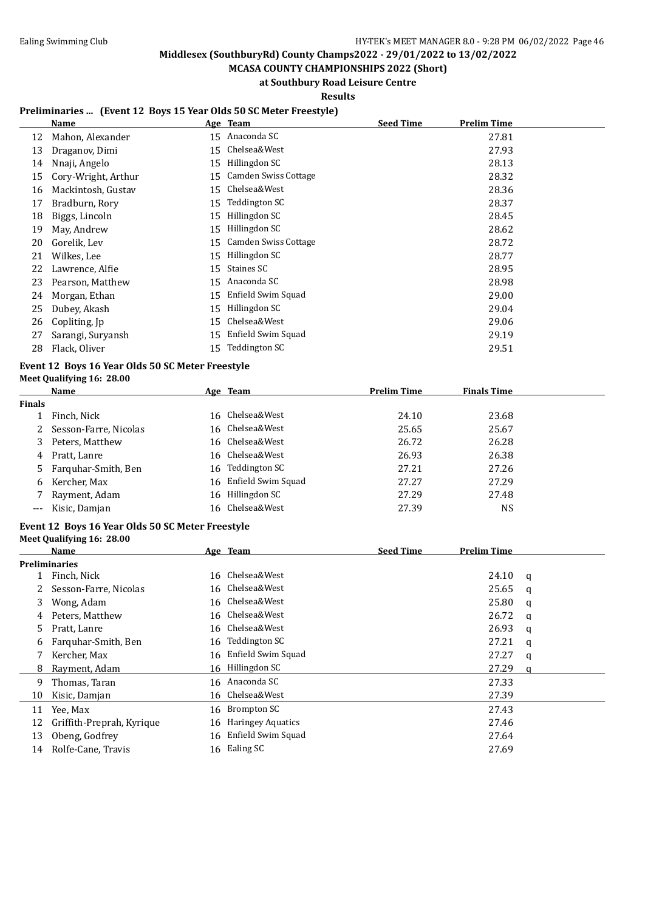## Middlesex (SouthburyRd) County Champs2022 - 29/01/2022 to 13/02/2022

**MCASA COUNTY CHAMPIONSHIPS 2022 (Short)**

**at Southbury Road Leisure Centre**

**Results**

### Preliminaries ... (Event 12 Boys 15 Year Olds 50 SC Meter Freestyle)

| | Name | Age | Team | Seed Time | Prelim Time |
|---|---|---|---|---|---|
| 12 | Mahon, Alexander | 15 | Anaconda SC | | 27.81 |
| 13 | Draganov, Dimi | 15 | Chelsea&West | | 27.93 |
| 14 | Nnaji, Angelo | 15 | Hillingdon SC | | 28.13 |
| 15 | Cory-Wright, Arthur | 15 | Camden Swiss Cottage | | 28.32 |
| 16 | Mackintosh, Gustav | 15 | Chelsea&West | | 28.36 |
| 17 | Bradburn, Rory | 15 | Teddington SC | | 28.37 |
| 18 | Biggs, Lincoln | 15 | Hillingdon SC | | 28.45 |
| 19 | May, Andrew | 15 | Hillingdon SC | | 28.62 |
| 20 | Gorelik, Lev | 15 | Camden Swiss Cottage | | 28.72 |
| 21 | Wilkes, Lee | 15 | Hillingdon SC | | 28.77 |
| 22 | Lawrence, Alfie | 15 | Staines SC | | 28.95 |
| 23 | Pearson, Matthew | 15 | Anaconda SC | | 28.98 |
| 24 | Morgan, Ethan | 15 | Enfield Swim Squad | | 29.00 |
| 25 | Dubey, Akash | 15 | Hillingdon SC | | 29.04 |
| 26 | Copliting, Jp | 15 | Chelsea&West | | 29.06 |
| 27 | Sarangi, Suryansh | 15 | Enfield Swim Squad | | 29.19 |
| 28 | Flack, Oliver | 15 | Teddington SC | | 29.51 |

### Event 12 Boys 16 Year Olds 50 SC Meter Freestyle

**Meet Qualifying 16: 28.00**

| | Name | Age | Team | Prelim Time | Finals Time |
|---|---|---|---|---|---|
| **Finals** | | | | | |
| 1 | Finch, Nick | 16 | Chelsea&West | 24.10 | 23.68 |
| 2 | Sesson-Farre, Nicolas | 16 | Chelsea&West | 25.65 | 25.67 |
| 3 | Peters, Matthew | 16 | Chelsea&West | 26.72 | 26.28 |
| 4 | Pratt, Lanre | 16 | Chelsea&West | 26.93 | 26.38 |
| 5 | Farquhar-Smith, Ben | 16 | Teddington SC | 27.21 | 27.26 |
| 6 | Kercher, Max | 16 | Enfield Swim Squad | 27.27 | 27.29 |
| 7 | Rayment, Adam | 16 | Hillingdon SC | 27.29 | 27.48 |
| --- | Kisic, Damjan | 16 | Chelsea&West | 27.39 | NS |

### Event 12 Boys 16 Year Olds 50 SC Meter Freestyle

**Meet Qualifying 16: 28.00**

| | Name | Age | Team | Seed Time | Prelim Time | |
|---|---|---|---|---|---|---|
| **Preliminaries** | | | | | | |
| 1 | Finch, Nick | 16 | Chelsea&West | | 24.10 | q |
| 2 | Sesson-Farre, Nicolas | 16 | Chelsea&West | | 25.65 | q |
| 3 | Wong, Adam | 16 | Chelsea&West | | 25.80 | q |
| 4 | Peters, Matthew | 16 | Chelsea&West | | 26.72 | q |
| 5 | Pratt, Lanre | 16 | Chelsea&West | | 26.93 | q |
| 6 | Farquhar-Smith, Ben | 16 | Teddington SC | | 27.21 | q |
| 7 | Kercher, Max | 16 | Enfield Swim Squad | | 27.27 | q |
| 8 | Rayment, Adam | 16 | Hillingdon SC | | 27.29 | q |
| 9 | Thomas, Taran | 16 | Anaconda SC | | 27.33 | |
| 10 | Kisic, Damjan | 16 | Chelsea&West | | 27.39 | |
| 11 | Yee, Max | 16 | Brompton SC | | 27.43 | |
| 12 | Griffith-Preprah, Kyrique | 16 | Haringey Aquatics | | 27.46 | |
| 13 | Obeng, Godfrey | 16 | Enfield Swim Squad | | 27.64 | |
| 14 | Rolfe-Cane, Travis | 16 | Ealing SC | | 27.69 | |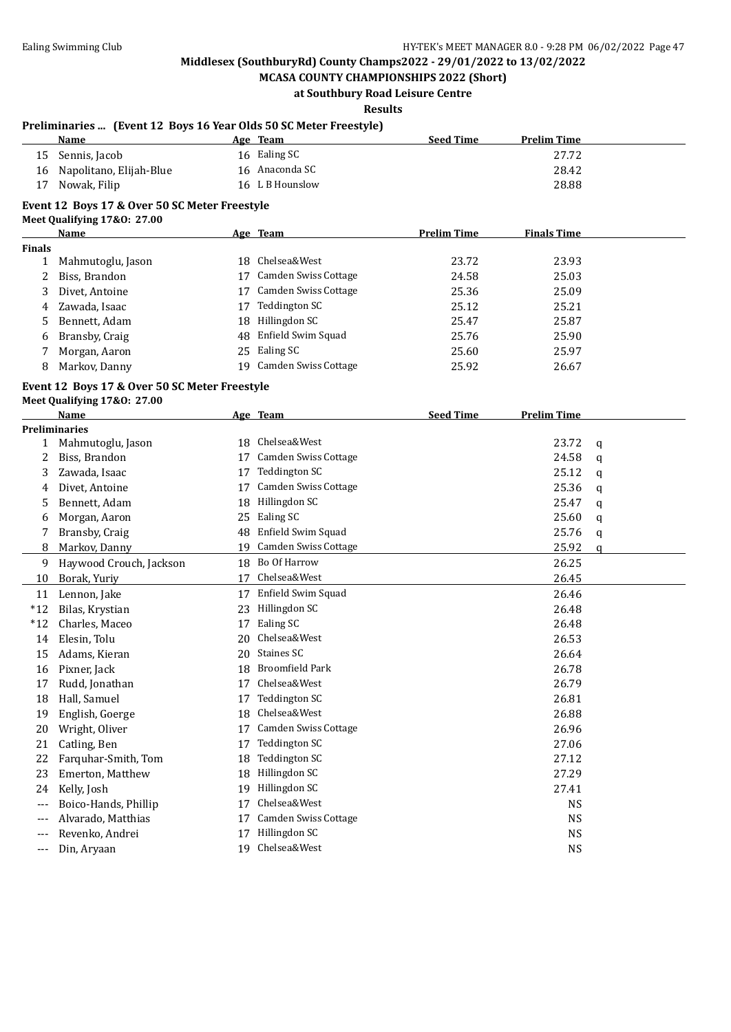## Middlesex (SouthburyRd) County Champs2022 - 29/01/2022 to 13/02/2022

### MCASA COUNTY CHAMPIONSHIPS 2022 (Short)

### at Southbury Road Leisure Centre

### Results

**Preliminaries ... (Event 12 Boys 16 Year Olds 50 SC Meter Freestyle)**

| | Name | Age | Team | Seed Time | Prelim Time |
|---|---|---|---|---|---|
| 15 | Sennis, Jacob | 16 | Ealing SC | | 27.72 |
| 16 | Napolitano, Elijah-Blue | 16 | Anaconda SC | | 28.42 |
| 17 | Nowak, Filip | 16 | L B Hounslow | | 28.88 |

**Event 12 Boys 17 & Over 50 SC Meter Freestyle**

**Meet Qualifying 17&O: 27.00**

| | Name | Age | Team | Prelim Time | Finals Time |
|---|---|---|---|---|---|
| **Finals** | | | | | |
| 1 | Mahmutoglu, Jason | 18 | Chelsea&West | 23.72 | 23.93 |
| 2 | Biss, Brandon | 17 | Camden Swiss Cottage | 24.58 | 25.03 |
| 3 | Divet, Antoine | 17 | Camden Swiss Cottage | 25.36 | 25.09 |
| 4 | Zawada, Isaac | 17 | Teddington SC | 25.12 | 25.21 |
| 5 | Bennett, Adam | 18 | Hillingdon SC | 25.47 | 25.87 |
| 6 | Bransby, Craig | 48 | Enfield Swim Squad | 25.76 | 25.90 |
| 7 | Morgan, Aaron | 25 | Ealing SC | 25.60 | 25.97 |
| 8 | Markov, Danny | 19 | Camden Swiss Cottage | 25.92 | 26.67 |

**Event 12 Boys 17 & Over 50 SC Meter Freestyle**

**Meet Qualifying 17&O: 27.00**

| | Name | Age | Team | Seed Time | Prelim Time | |
|---|---|---|---|---|---|---|
| **Preliminaries** | | | | | | |
| 1 | Mahmutoglu, Jason | 18 | Chelsea&West | | 23.72 | q |
| 2 | Biss, Brandon | 17 | Camden Swiss Cottage | | 24.58 | q |
| 3 | Zawada, Isaac | 17 | Teddington SC | | 25.12 | q |
| 4 | Divet, Antoine | 17 | Camden Swiss Cottage | | 25.36 | q |
| 5 | Bennett, Adam | 18 | Hillingdon SC | | 25.47 | q |
| 6 | Morgan, Aaron | 25 | Ealing SC | | 25.60 | q |
| 7 | Bransby, Craig | 48 | Enfield Swim Squad | | 25.76 | q |
| 8 | Markov, Danny | 19 | Camden Swiss Cottage | | 25.92 | q |
| 9 | Haywood Crouch, Jackson | 18 | Bo Of Harrow | | 26.25 | |
| 10 | Borak, Yuriy | 17 | Chelsea&West | | 26.45 | |
| 11 | Lennon, Jake | 17 | Enfield Swim Squad | | 26.46 | |
| *12 | Bilas, Krystian | 23 | Hillingdon SC | | 26.48 | |
| *12 | Charles, Maceo | 17 | Ealing SC | | 26.48 | |
| 14 | Elesin, Tolu | 20 | Chelsea&West | | 26.53 | |
| 15 | Adams, Kieran | 20 | Staines SC | | 26.64 | |
| 16 | Pixner, Jack | 18 | Broomfield Park | | 26.78 | |
| 17 | Rudd, Jonathan | 17 | Chelsea&West | | 26.79 | |
| 18 | Hall, Samuel | 17 | Teddington SC | | 26.81 | |
| 19 | English, Goerge | 18 | Chelsea&West | | 26.88 | |
| 20 | Wright, Oliver | 17 | Camden Swiss Cottage | | 26.96 | |
| 21 | Catling, Ben | 17 | Teddington SC | | 27.06 | |
| 22 | Farquhar-Smith, Tom | 18 | Teddington SC | | 27.12 | |
| 23 | Emerton, Matthew | 18 | Hillingdon SC | | 27.29 | |
| 24 | Kelly, Josh | 19 | Hillingdon SC | | 27.41 | |
| --- | Boico-Hands, Phillip | 17 | Chelsea&West | | NS | |
| --- | Alvarado, Matthias | 17 | Camden Swiss Cottage | | NS | |
| --- | Revenko, Andrei | 17 | Hillingdon SC | | NS | |
| --- | Din, Aryaan | 19 | Chelsea&West | | NS | |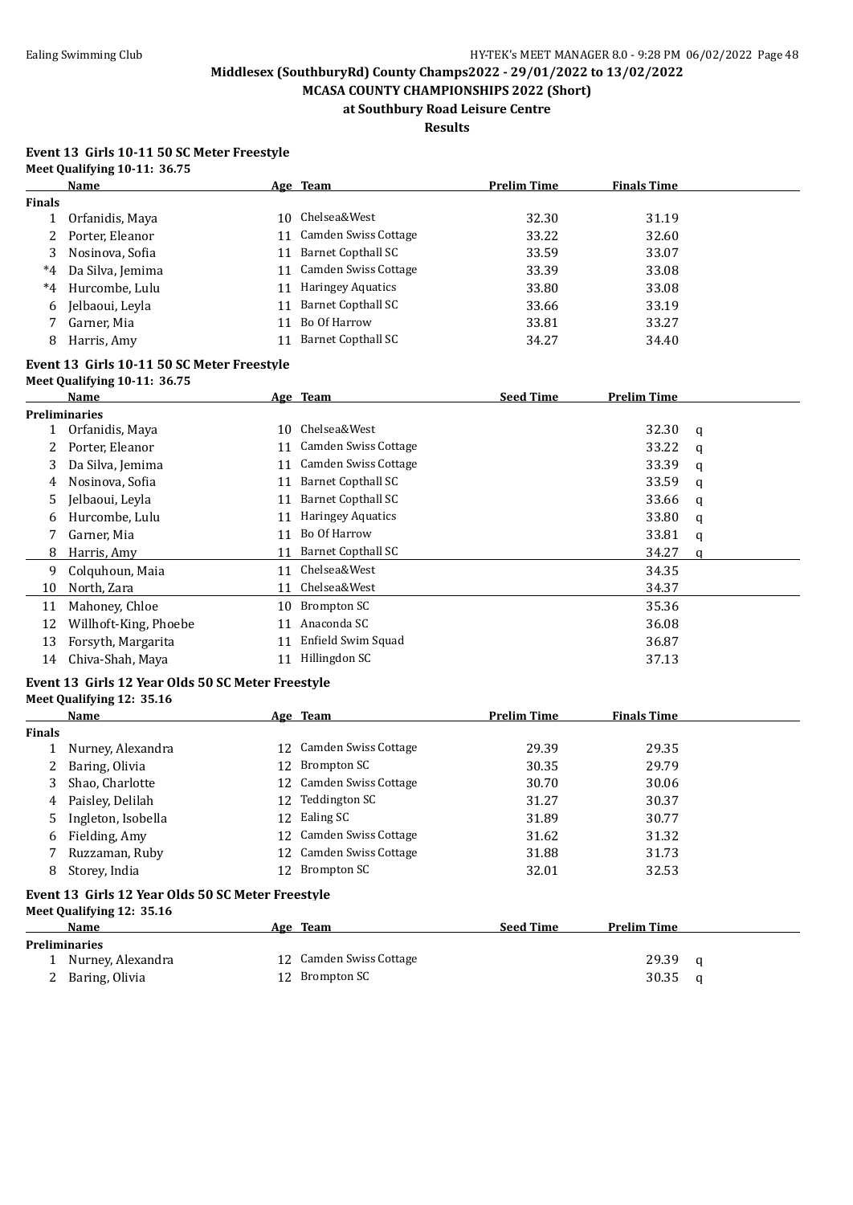## Middlesex (SouthburyRd) County Champs2022 - 29/01/2022 to 13/02/2022

### MCASA COUNTY CHAMPIONSHIPS 2022 (Short)

### at Southbury Road Leisure Centre

### Results

**Event 13 Girls 10-11 50 SC Meter Freestyle**

**Meet Qualifying 10-11: 36.75**

| | Name | Age | Team | Prelim Time | Finals Time |
|---|---|---|---|---|---|
| **Finals** | | | | | |
| 1 | Orfanidis, Maya | 10 | Chelsea&West | 32.30 | 31.19 |
| 2 | Porter, Eleanor | 11 | Camden Swiss Cottage | 33.22 | 32.60 |
| 3 | Nosinova, Sofia | 11 | Barnet Copthall SC | 33.59 | 33.07 |
| *4 | Da Silva, Jemima | 11 | Camden Swiss Cottage | 33.39 | 33.08 |
| *4 | Hurcombe, Lulu | 11 | Haringey Aquatics | 33.80 | 33.08 |
| 6 | Jelbaoui, Leyla | 11 | Barnet Copthall SC | 33.66 | 33.19 |
| 7 | Garner, Mia | 11 | Bo Of Harrow | 33.81 | 33.27 |
| 8 | Harris, Amy | 11 | Barnet Copthall SC | 34.27 | 34.40 |

**Event 13 Girls 10-11 50 SC Meter Freestyle**

**Meet Qualifying 10-11: 36.75**

| | Name | Age | Team | Seed Time | Prelim Time | |
|---|---|---|---|---|---|---|
| **Preliminaries** | | | | | | |
| 1 | Orfanidis, Maya | 10 | Chelsea&West | | 32.30 | q |
| 2 | Porter, Eleanor | 11 | Camden Swiss Cottage | | 33.22 | q |
| 3 | Da Silva, Jemima | 11 | Camden Swiss Cottage | | 33.39 | q |
| 4 | Nosinova, Sofia | 11 | Barnet Copthall SC | | 33.59 | q |
| 5 | Jelbaoui, Leyla | 11 | Barnet Copthall SC | | 33.66 | q |
| 6 | Hurcombe, Lulu | 11 | Haringey Aquatics | | 33.80 | q |
| 7 | Garner, Mia | 11 | Bo Of Harrow | | 33.81 | q |
| 8 | Harris, Amy | 11 | Barnet Copthall SC | | 34.27 | q |
| 9 | Colquhoun, Maia | 11 | Chelsea&West | | 34.35 | |
| 10 | North, Zara | 11 | Chelsea&West | | 34.37 | |
| 11 | Mahoney, Chloe | 10 | Brompton SC | | 35.36 | |
| 12 | Willhoft-King, Phoebe | 11 | Anaconda SC | | 36.08 | |
| 13 | Forsyth, Margarita | 11 | Enfield Swim Squad | | 36.87 | |
| 14 | Chiva-Shah, Maya | 11 | Hillingdon SC | | 37.13 | |

**Event 13 Girls 12 Year Olds 50 SC Meter Freestyle**

**Meet Qualifying 12: 35.16**

| | Name | Age | Team | Prelim Time | Finals Time |
|---|---|---|---|---|---|
| **Finals** | | | | | |
| 1 | Nurney, Alexandra | 12 | Camden Swiss Cottage | 29.39 | 29.35 |
| 2 | Baring, Olivia | 12 | Brompton SC | 30.35 | 29.79 |
| 3 | Shao, Charlotte | 12 | Camden Swiss Cottage | 30.70 | 30.06 |
| 4 | Paisley, Delilah | 12 | Teddington SC | 31.27 | 30.37 |
| 5 | Ingleton, Isobella | 12 | Ealing SC | 31.89 | 30.77 |
| 6 | Fielding, Amy | 12 | Camden Swiss Cottage | 31.62 | 31.32 |
| 7 | Ruzzaman, Ruby | 12 | Camden Swiss Cottage | 31.88 | 31.73 |
| 8 | Storey, India | 12 | Brompton SC | 32.01 | 32.53 |

**Event 13 Girls 12 Year Olds 50 SC Meter Freestyle**

**Meet Qualifying 12: 35.16**

| | Name | Age | Team | Seed Time | Prelim Time | |
|---|---|---|---|---|---|---|
| **Preliminaries** | | | | | | |
| 1 | Nurney, Alexandra | 12 | Camden Swiss Cottage | | 29.39 | q |
| 2 | Baring, Olivia | 12 | Brompton SC | | 30.35 | q |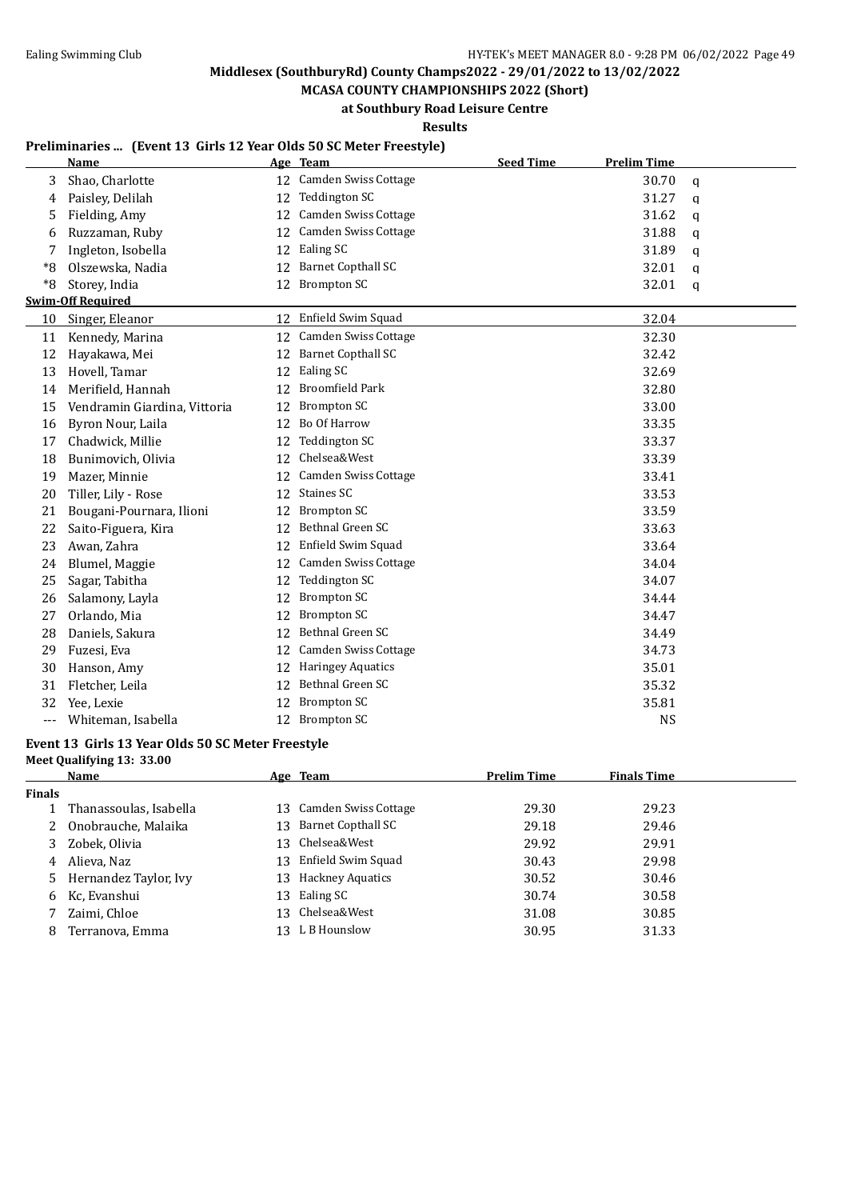# Middlesex (SouthburyRd) County Champs2022 - 29/01/2022 to 13/02/2022

## MCASA COUNTY CHAMPIONSHIPS 2022 (Short)

### at Southbury Road Leisure Centre

### Results

**Preliminaries ... (Event 13 Girls 12 Year Olds 50 SC Meter Freestyle)**

| | Name | Age | Team | Seed Time | Prelim Time | |
|---|---|---|---|---|---|---|
| 3 | Shao, Charlotte | 12 | Camden Swiss Cottage | | 30.70 | q |
| 4 | Paisley, Delilah | 12 | Teddington SC | | 31.27 | q |
| 5 | Fielding, Amy | 12 | Camden Swiss Cottage | | 31.62 | q |
| 6 | Ruzzaman, Ruby | 12 | Camden Swiss Cottage | | 31.88 | q |
| 7 | Ingleton, Isobella | 12 | Ealing SC | | 31.89 | q |
| *8 | Olszewska, Nadia | 12 | Barnet Copthall SC | | 32.01 | q |
| *8 | Storey, India | 12 | Brompton SC | | 32.01 | q |
| **Swim-Off Required** | | | | | | |
| 10 | Singer, Eleanor | 12 | Enfield Swim Squad | | 32.04 | |
| 11 | Kennedy, Marina | 12 | Camden Swiss Cottage | | 32.30 | |
| 12 | Hayakawa, Mei | 12 | Barnet Copthall SC | | 32.42 | |
| 13 | Hovell, Tamar | 12 | Ealing SC | | 32.69 | |
| 14 | Merifield, Hannah | 12 | Broomfield Park | | 32.80 | |
| 15 | Vendramin Giardina, Vittoria | 12 | Brompton SC | | 33.00 | |
| 16 | Byron Nour, Laila | 12 | Bo Of Harrow | | 33.35 | |
| 17 | Chadwick, Millie | 12 | Teddington SC | | 33.37 | |
| 18 | Bunimovich, Olivia | 12 | Chelsea&West | | 33.39 | |
| 19 | Mazer, Minnie | 12 | Camden Swiss Cottage | | 33.41 | |
| 20 | Tiller, Lily - Rose | 12 | Staines SC | | 33.53 | |
| 21 | Bougani-Pournara, Ilioni | 12 | Brompton SC | | 33.59 | |
| 22 | Saito-Figuera, Kira | 12 | Bethnal Green SC | | 33.63 | |
| 23 | Awan, Zahra | 12 | Enfield Swim Squad | | 33.64 | |
| 24 | Blumel, Maggie | 12 | Camden Swiss Cottage | | 34.04 | |
| 25 | Sagar, Tabitha | 12 | Teddington SC | | 34.07 | |
| 26 | Salamony, Layla | 12 | Brompton SC | | 34.44 | |
| 27 | Orlando, Mia | 12 | Brompton SC | | 34.47 | |
| 28 | Daniels, Sakura | 12 | Bethnal Green SC | | 34.49 | |
| 29 | Fuzesi, Eva | 12 | Camden Swiss Cottage | | 34.73 | |
| 30 | Hanson, Amy | 12 | Haringey Aquatics | | 35.01 | |
| 31 | Fletcher, Leila | 12 | Bethnal Green SC | | 35.32 | |
| 32 | Yee, Lexie | 12 | Brompton SC | | 35.81 | |
| --- | Whiteman, Isabella | 12 | Brompton SC | | NS | |

**Event 13 Girls 13 Year Olds 50 SC Meter Freestyle**

**Meet Qualifying 13: 33.00**

| | Name | Age | Team | Prelim Time | Finals Time |
|---|---|---|---|---|---|
| **Finals** | | | | | |
| 1 | Thanassoulas, Isabella | 13 | Camden Swiss Cottage | 29.30 | 29.23 |
| 2 | Onobrauche, Malaika | 13 | Barnet Copthall SC | 29.18 | 29.46 |
| 3 | Zobek, Olivia | 13 | Chelsea&West | 29.92 | 29.91 |
| 4 | Alieva, Naz | 13 | Enfield Swim Squad | 30.43 | 29.98 |
| 5 | Hernandez Taylor, Ivy | 13 | Hackney Aquatics | 30.52 | 30.46 |
| 6 | Kc, Evanshui | 13 | Ealing SC | 30.74 | 30.58 |
| 7 | Zaimi, Chloe | 13 | Chelsea&West | 31.08 | 30.85 |
| 8 | Terranova, Emma | 13 | L B Hounslow | 30.95 | 31.33 |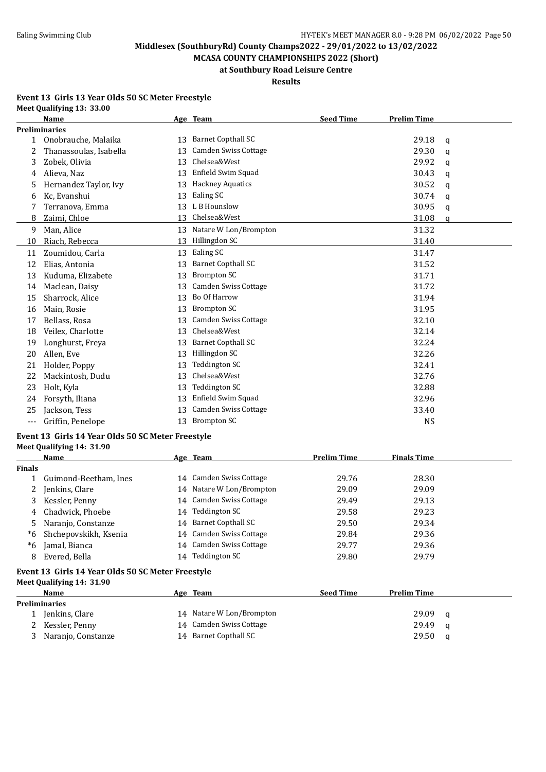**Middlesex (SouthburyRd) County Champs2022 - 29/01/2022 to 13/02/2022**

**MCASA COUNTY CHAMPIONSHIPS 2022 (Short)**

**at Southbury Road Leisure Centre**

**Results**

### Event 13 Girls 13 Year Olds 50 SC Meter Freestyle

**Meet Qualifying 13: 33.00**

| | Name | Age | Team | Seed Time | Prelim Time | |
|---|---|---|---|---|---|---|
| **Preliminaries** | | | | | | |
| 1 | Onobrauche, Malaika | 13 | Barnet Copthall SC | | 29.18 | q |
| 2 | Thanassoulas, Isabella | 13 | Camden Swiss Cottage | | 29.30 | q |
| 3 | Zobek, Olivia | 13 | Chelsea&West | | 29.92 | q |
| 4 | Alieva, Naz | 13 | Enfield Swim Squad | | 30.43 | q |
| 5 | Hernandez Taylor, Ivy | 13 | Hackney Aquatics | | 30.52 | q |
| 6 | Kc, Evanshui | 13 | Ealing SC | | 30.74 | q |
| 7 | Terranova, Emma | 13 | L B Hounslow | | 30.95 | q |
| 8 | Zaimi, Chloe | 13 | Chelsea&West | | 31.08 | q |
| 9 | Man, Alice | 13 | Natare W Lon/Brompton | | 31.32 | |
| 10 | Riach, Rebecca | 13 | Hillingdon SC | | 31.40 | |
| 11 | Zoumidou, Carla | 13 | Ealing SC | | 31.47 | |
| 12 | Elias, Antonia | 13 | Barnet Copthall SC | | 31.52 | |
| 13 | Kuduma, Elizabete | 13 | Brompton SC | | 31.71 | |
| 14 | Maclean, Daisy | 13 | Camden Swiss Cottage | | 31.72 | |
| 15 | Sharrock, Alice | 13 | Bo Of Harrow | | 31.94 | |
| 16 | Main, Rosie | 13 | Brompton SC | | 31.95 | |
| 17 | Bellass, Rosa | 13 | Camden Swiss Cottage | | 32.10 | |
| 18 | Veilex, Charlotte | 13 | Chelsea&West | | 32.14 | |
| 19 | Longhurst, Freya | 13 | Barnet Copthall SC | | 32.24 | |
| 20 | Allen, Eve | 13 | Hillingdon SC | | 32.26 | |
| 21 | Holder, Poppy | 13 | Teddington SC | | 32.41 | |
| 22 | Mackintosh, Dudu | 13 | Chelsea&West | | 32.76 | |
| 23 | Holt, Kyla | 13 | Teddington SC | | 32.88 | |
| 24 | Forsyth, Iliana | 13 | Enfield Swim Squad | | 32.96 | |
| 25 | Jackson, Tess | 13 | Camden Swiss Cottage | | 33.40 | |
| --- | Griffin, Penelope | 13 | Brompton SC | | NS | |

### Event 13 Girls 14 Year Olds 50 SC Meter Freestyle

**Meet Qualifying 14: 31.90**

| | Name | Age | Team | Prelim Time | Finals Time |
|---|---|---|---|---|---|
| **Finals** | | | | | |
| 1 | Guimond-Beetham, Ines | 14 | Camden Swiss Cottage | 29.76 | 28.30 |
| 2 | Jenkins, Clare | 14 | Natare W Lon/Brompton | 29.09 | 29.09 |
| 3 | Kessler, Penny | 14 | Camden Swiss Cottage | 29.49 | 29.13 |
| 4 | Chadwick, Phoebe | 14 | Teddington SC | 29.58 | 29.23 |
| 5 | Naranjo, Constanze | 14 | Barnet Copthall SC | 29.50 | 29.34 |
| *6 | Shchepovskikh, Ksenia | 14 | Camden Swiss Cottage | 29.84 | 29.36 |
| *6 | Jamal, Bianca | 14 | Camden Swiss Cottage | 29.77 | 29.36 |
| 8 | Evered, Bella | 14 | Teddington SC | 29.80 | 29.79 |

### Event 13 Girls 14 Year Olds 50 SC Meter Freestyle

**Meet Qualifying 14: 31.90**

| | Name | Age | Team | Seed Time | Prelim Time | |
|---|---|---|---|---|---|---|
| **Preliminaries** | | | | | | |
| 1 | Jenkins, Clare | 14 | Natare W Lon/Brompton | | 29.09 | q |
| 2 | Kessler, Penny | 14 | Camden Swiss Cottage | | 29.49 | q |
| 3 | Naranjo, Constanze | 14 | Barnet Copthall SC | | 29.50 | q |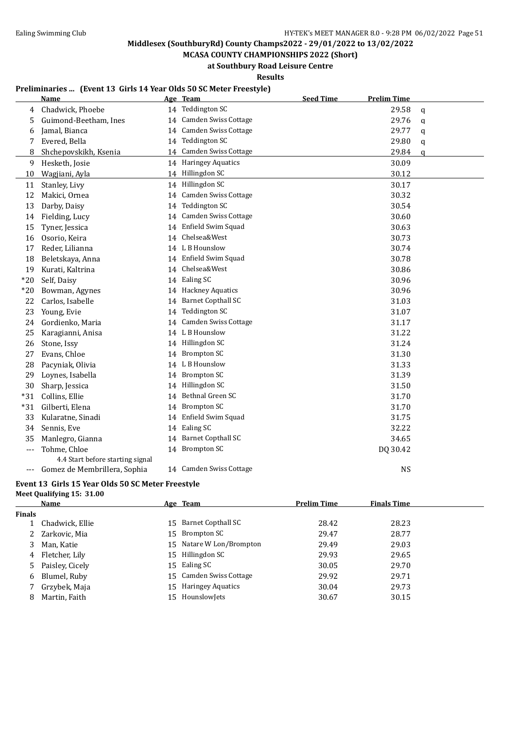Middlesex (SouthburyRd) County Champs2022 - 29/01/2022 to 13/02/2022

**MCASA COUNTY CHAMPIONSHIPS 2022 (Short)**

**at Southbury Road Leisure Centre**

**Results**

### Preliminaries ... (Event 13 Girls 14 Year Olds 50 SC Meter Freestyle)

| | Name | Age | Team | Seed Time | Prelim Time | |
|---|---|---|---|---|---|---|
| 4 | Chadwick, Phoebe | 14 | Teddington SC | | 29.58 | q |
| 5 | Guimond-Beetham, Ines | 14 | Camden Swiss Cottage | | 29.76 | q |
| 6 | Jamal, Bianca | 14 | Camden Swiss Cottage | | 29.77 | q |
| 7 | Evered, Bella | 14 | Teddington SC | | 29.80 | q |
| 8 | Shchepovskikh, Ksenia | 14 | Camden Swiss Cottage | | 29.84 | q |
| 9 | Hesketh, Josie | 14 | Haringey Aquatics | | 30.09 | |
| 10 | Wagjiani, Ayla | 14 | Hillingdon SC | | 30.12 | |
| 11 | Stanley, Livy | 14 | Hillingdon SC | | 30.17 | |
| 12 | Makici, Ornea | 14 | Camden Swiss Cottage | | 30.32 | |
| 13 | Darby, Daisy | 14 | Teddington SC | | 30.54 | |
| 14 | Fielding, Lucy | 14 | Camden Swiss Cottage | | 30.60 | |
| 15 | Tyner, Jessica | 14 | Enfield Swim Squad | | 30.63 | |
| 16 | Osorio, Keira | 14 | Chelsea&West | | 30.73 | |
| 17 | Reder, Lilianna | 14 | L B Hounslow | | 30.74 | |
| 18 | Beletskaya, Anna | 14 | Enfield Swim Squad | | 30.78 | |
| 19 | Kurati, Kaltrina | 14 | Chelsea&West | | 30.86 | |
| *20 | Self, Daisy | 14 | Ealing SC | | 30.96 | |
| *20 | Bowman, Agynes | 14 | Hackney Aquatics | | 30.96 | |
| 22 | Carlos, Isabelle | 14 | Barnet Copthall SC | | 31.03 | |
| 23 | Young, Evie | 14 | Teddington SC | | 31.07 | |
| 24 | Gordienko, Maria | 14 | Camden Swiss Cottage | | 31.17 | |
| 25 | Karagianni, Anisa | 14 | L B Hounslow | | 31.22 | |
| 26 | Stone, Issy | 14 | Hillingdon SC | | 31.24 | |
| 27 | Evans, Chloe | 14 | Brompton SC | | 31.30 | |
| 28 | Pacyniak, Olivia | 14 | L B Hounslow | | 31.33 | |
| 29 | Loynes, Isabella | 14 | Brompton SC | | 31.39 | |
| 30 | Sharp, Jessica | 14 | Hillingdon SC | | 31.50 | |
| *31 | Collins, Ellie | 14 | Bethnal Green SC | | 31.70 | |
| *31 | Gilberti, Elena | 14 | Brompton SC | | 31.70 | |
| 33 | Kularatne, Sinadi | 14 | Enfield Swim Squad | | 31.75 | |
| 34 | Sennis, Eve | 14 | Ealing SC | | 32.22 | |
| 35 | Manlegro, Gianna | 14 | Barnet Copthall SC | | 34.65 | |
| --- | Tohme, Chloe | 14 | Brompton SC | | DQ 30.42 | |
| | 4.4 Start before starting signal | | | | | |
| --- | Gomez de Membrillera, Sophia | 14 | Camden Swiss Cottage | | NS | |

### Event 13 Girls 15 Year Olds 50 SC Meter Freestyle

Meet Qualifying 15: 31.00

| | Name | Age | Team | Prelim Time | Finals Time |
|---|---|---|---|---|---|
| **Finals** | | | | | |
| 1 | Chadwick, Ellie | 15 | Barnet Copthall SC | 28.42 | 28.23 |
| 2 | Zarkovic, Mia | 15 | Brompton SC | 29.47 | 28.77 |
| 3 | Man, Katie | 15 | Natare W Lon/Brompton | 29.49 | 29.03 |
| 4 | Fletcher, Lily | 15 | Hillingdon SC | 29.93 | 29.65 |
| 5 | Paisley, Cicely | 15 | Ealing SC | 30.05 | 29.70 |
| 6 | Blumel, Ruby | 15 | Camden Swiss Cottage | 29.92 | 29.71 |
| 7 | Grzybek, Maja | 15 | Haringey Aquatics | 30.04 | 29.73 |
| 8 | Martin, Faith | 15 | HounslowJets | 30.67 | 30.15 |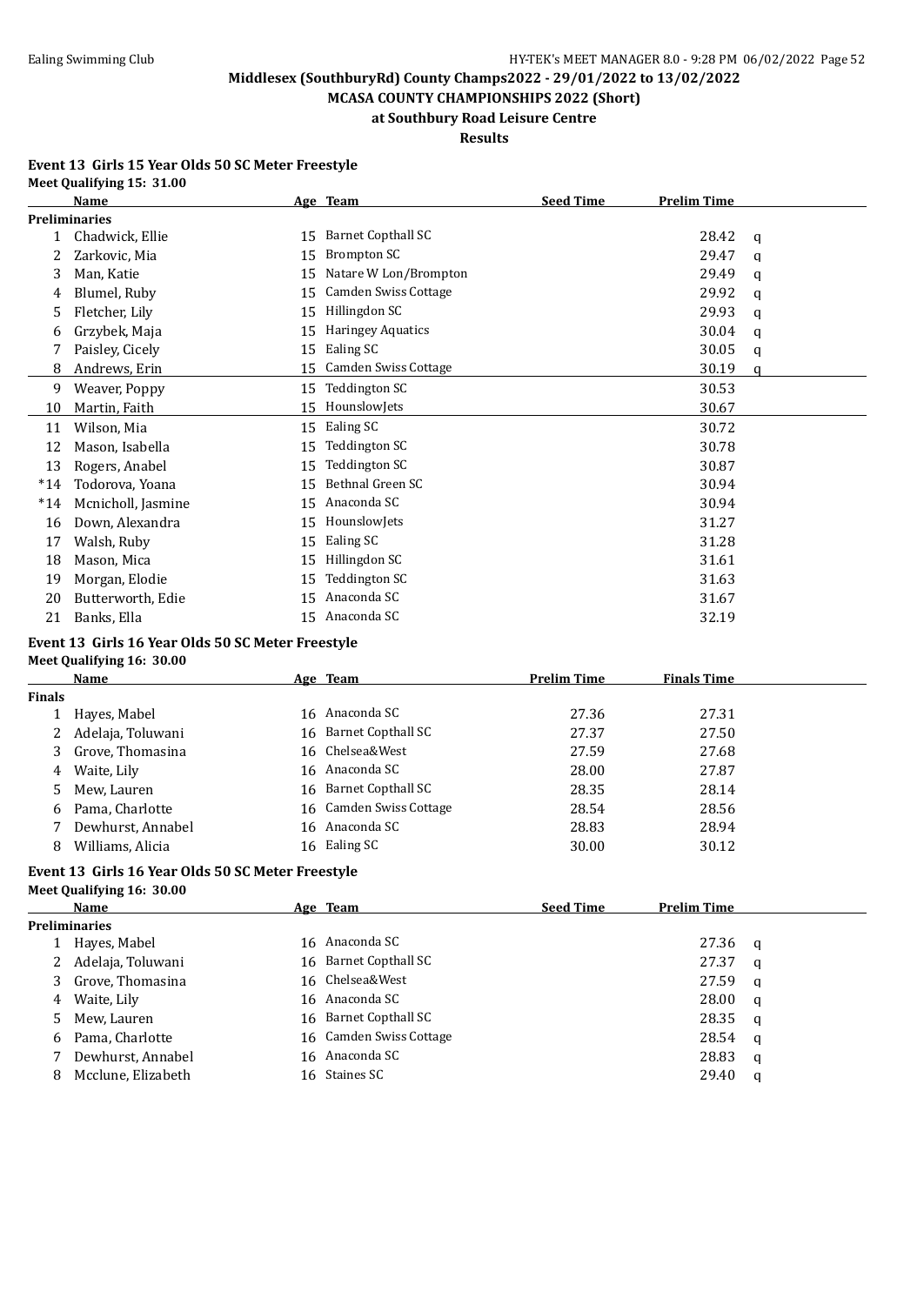Middlesex (SouthburyRd) County Champs2022 - 29/01/2022 to 13/02/2022

MCASA COUNTY CHAMPIONSHIPS 2022 (Short)

at Southbury Road Leisure Centre

Results

### Event 13 Girls 15 Year Olds 50 SC Meter Freestyle

Meet Qualifying 15: 31.00

| | Name | Age | Team | Seed Time | Prelim Time | |
|---|---|---|---|---|---|---|
| **Preliminaries** | | | | | | |
| 1 | Chadwick, Ellie | 15 | Barnet Copthall SC | | 28.42 | q |
| 2 | Zarkovic, Mia | 15 | Brompton SC | | 29.47 | q |
| 3 | Man, Katie | 15 | Natare W Lon/Brompton | | 29.49 | q |
| 4 | Blumel, Ruby | 15 | Camden Swiss Cottage | | 29.92 | q |
| 5 | Fletcher, Lily | 15 | Hillingdon SC | | 29.93 | q |
| 6 | Grzybek, Maja | 15 | Haringey Aquatics | | 30.04 | q |
| 7 | Paisley, Cicely | 15 | Ealing SC | | 30.05 | q |
| 8 | Andrews, Erin | 15 | Camden Swiss Cottage | | 30.19 | q |
| 9 | Weaver, Poppy | 15 | Teddington SC | | 30.53 | |
| 10 | Martin, Faith | 15 | HounslowJets | | 30.67 | |
| 11 | Wilson, Mia | 15 | Ealing SC | | 30.72 | |
| 12 | Mason, Isabella | 15 | Teddington SC | | 30.78 | |
| 13 | Rogers, Anabel | 15 | Teddington SC | | 30.87 | |
| *14 | Todorova, Yoana | 15 | Bethnal Green SC | | 30.94 | |
| *14 | Mcnicholl, Jasmine | 15 | Anaconda SC | | 30.94 | |
| 16 | Down, Alexandra | 15 | HounslowJets | | 31.27 | |
| 17 | Walsh, Ruby | 15 | Ealing SC | | 31.28 | |
| 18 | Mason, Mica | 15 | Hillingdon SC | | 31.61 | |
| 19 | Morgan, Elodie | 15 | Teddington SC | | 31.63 | |
| 20 | Butterworth, Edie | 15 | Anaconda SC | | 31.67 | |
| 21 | Banks, Ella | 15 | Anaconda SC | | 32.19 | |

### Event 13 Girls 16 Year Olds 50 SC Meter Freestyle

Meet Qualifying 16: 30.00

| | Name | Age | Team | Prelim Time | Finals Time |
|---|---|---|---|---|---|
| **Finals** | | | | | |
| 1 | Hayes, Mabel | 16 | Anaconda SC | 27.36 | 27.31 |
| 2 | Adelaja, Toluwani | 16 | Barnet Copthall SC | 27.37 | 27.50 |
| 3 | Grove, Thomasina | 16 | Chelsea&West | 27.59 | 27.68 |
| 4 | Waite, Lily | 16 | Anaconda SC | 28.00 | 27.87 |
| 5 | Mew, Lauren | 16 | Barnet Copthall SC | 28.35 | 28.14 |
| 6 | Pama, Charlotte | 16 | Camden Swiss Cottage | 28.54 | 28.56 |
| 7 | Dewhurst, Annabel | 16 | Anaconda SC | 28.83 | 28.94 |
| 8 | Williams, Alicia | 16 | Ealing SC | 30.00 | 30.12 |

### Event 13 Girls 16 Year Olds 50 SC Meter Freestyle

Meet Qualifying 16: 30.00

| | Name | Age | Team | Seed Time | Prelim Time | |
|---|---|---|---|---|---|---|
| **Preliminaries** | | | | | | |
| 1 | Hayes, Mabel | 16 | Anaconda SC | | 27.36 | q |
| 2 | Adelaja, Toluwani | 16 | Barnet Copthall SC | | 27.37 | q |
| 3 | Grove, Thomasina | 16 | Chelsea&West | | 27.59 | q |
| 4 | Waite, Lily | 16 | Anaconda SC | | 28.00 | q |
| 5 | Mew, Lauren | 16 | Barnet Copthall SC | | 28.35 | q |
| 6 | Pama, Charlotte | 16 | Camden Swiss Cottage | | 28.54 | q |
| 7 | Dewhurst, Annabel | 16 | Anaconda SC | | 28.83 | q |
| 8 | Mcclune, Elizabeth | 16 | Staines SC | | 29.40 | q |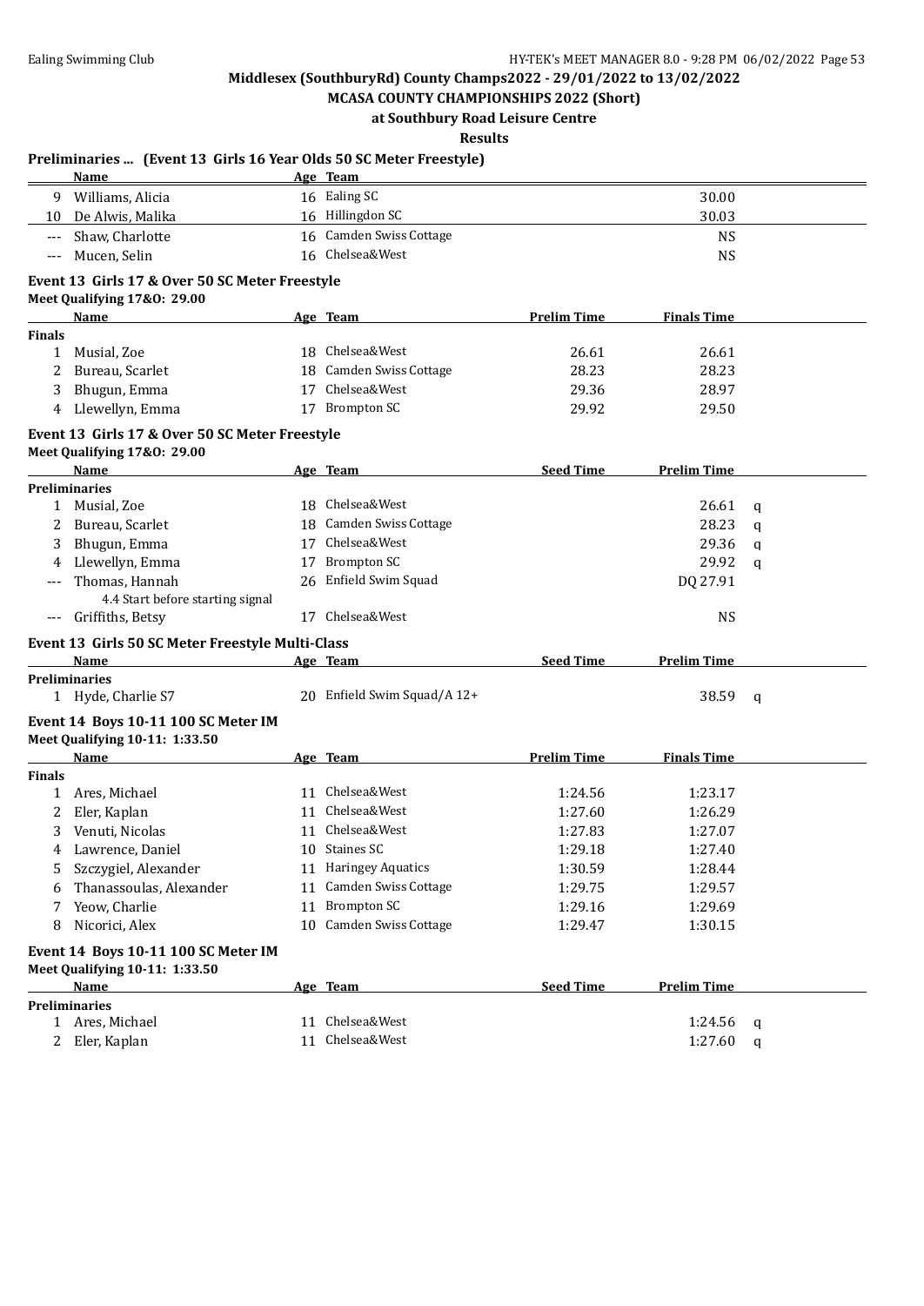**Middlesex (SouthburyRd) County Champs2022 - 29/01/2022 to 13/02/2022**

**MCASA COUNTY CHAMPIONSHIPS 2022 (Short)**

**at Southbury Road Leisure Centre**

**Results**

### Preliminaries ... (Event 13 Girls 16 Year Olds 50 SC Meter Freestyle)

| | Name | Age | Team | | |
|---|---|---|---|---|---|
| 9 | Williams, Alicia | 16 | Ealing SC | 30.00 | |
| 10 | De Alwis, Malika | 16 | Hillingdon SC | 30.03 | |
| --- | Shaw, Charlotte | 16 | Camden Swiss Cottage | NS | |
| --- | Mucen, Selin | 16 | Chelsea&West | NS | |

### Event 13 Girls 17 & Over 50 SC Meter Freestyle

Meet Qualifying 17&O: 29.00

| | Name | Age | Team | Prelim Time | Finals Time |
|---|---|---|---|---|---|
| **Finals** | | | | | |
| 1 | Musial, Zoe | 18 | Chelsea&West | 26.61 | 26.61 |
| 2 | Bureau, Scarlet | 18 | Camden Swiss Cottage | 28.23 | 28.23 |
| 3 | Bhugun, Emma | 17 | Chelsea&West | 29.36 | 28.97 |
| 4 | Llewellyn, Emma | 17 | Brompton SC | 29.92 | 29.50 |

### Event 13 Girls 17 & Over 50 SC Meter Freestyle

Meet Qualifying 17&O: 29.00

| | Name | Age | Team | Seed Time | Prelim Time | |
|---|---|---|---|---|---|---|
| **Preliminaries** | | | | | | |
| 1 | Musial, Zoe | 18 | Chelsea&West | | 26.61 | q |
| 2 | Bureau, Scarlet | 18 | Camden Swiss Cottage | | 28.23 | q |
| 3 | Bhugun, Emma | 17 | Chelsea&West | | 29.36 | q |
| 4 | Llewellyn, Emma | 17 | Brompton SC | | 29.92 | q |
| --- | Thomas, Hannah | 26 | Enfield Swim Squad | | DQ 27.91 | |
| | 4.4 Start before starting signal | | | | | |
| --- | Griffiths, Betsy | 17 | Chelsea&West | | NS | |

### Event 13 Girls 50 SC Meter Freestyle Multi-Class

| | Name | Age | Team | Seed Time | Prelim Time | |
|---|---|---|---|---|---|---|
| **Preliminaries** | | | | | | |
| 1 | Hyde, Charlie S7 | 20 | Enfield Swim Squad/A 12+ | | 38.59 | q |

### Event 14 Boys 10-11 100 SC Meter IM

Meet Qualifying 10-11: 1:33.50

| | Name | Age | Team | Prelim Time | Finals Time |
|---|---|---|---|---|---|
| **Finals** | | | | | |
| 1 | Ares, Michael | 11 | Chelsea&West | 1:24.56 | 1:23.17 |
| 2 | Eler, Kaplan | 11 | Chelsea&West | 1:27.60 | 1:26.29 |
| 3 | Venuti, Nicolas | 11 | Chelsea&West | 1:27.83 | 1:27.07 |
| 4 | Lawrence, Daniel | 10 | Staines SC | 1:29.18 | 1:27.40 |
| 5 | Szczygiel, Alexander | 11 | Haringey Aquatics | 1:30.59 | 1:28.44 |
| 6 | Thanassoulas, Alexander | 11 | Camden Swiss Cottage | 1:29.75 | 1:29.57 |
| 7 | Yeow, Charlie | 11 | Brompton SC | 1:29.16 | 1:29.69 |
| 8 | Nicorici, Alex | 10 | Camden Swiss Cottage | 1:29.47 | 1:30.15 |

### Event 14 Boys 10-11 100 SC Meter IM

Meet Qualifying 10-11: 1:33.50

| | Name | Age | Team | Seed Time | Prelim Time | |
|---|---|---|---|---|---|---|
| **Preliminaries** | | | | | | |
| 1 | Ares, Michael | 11 | Chelsea&West | | 1:24.56 | q |
| 2 | Eler, Kaplan | 11 | Chelsea&West | | 1:27.60 | q |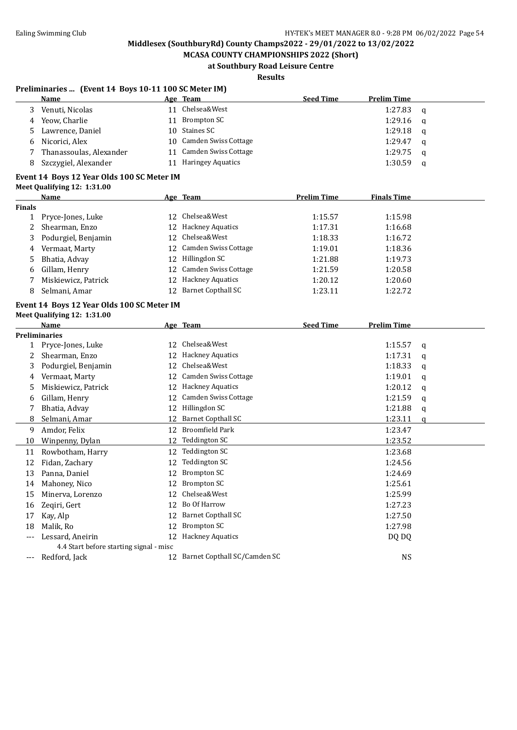Middlesex (SouthburyRd) County Champs2022 - 29/01/2022 to 13/02/2022

MCASA COUNTY CHAMPIONSHIPS 2022 (Short)

at Southbury Road Leisure Centre

Results

## Preliminaries ... (Event 14 Boys 10-11 100 SC Meter IM)

| | Name | Age | Team | Seed Time | Prelim Time | |
|---|---|---|---|---|---|---|
| 3 | Venuti, Nicolas | 11 | Chelsea&West | | 1:27.83 | q |
| 4 | Yeow, Charlie | 11 | Brompton SC | | 1:29.16 | q |
| 5 | Lawrence, Daniel | 10 | Staines SC | | 1:29.18 | q |
| 6 | Nicorici, Alex | 10 | Camden Swiss Cottage | | 1:29.47 | q |
| 7 | Thanassoulas, Alexander | 11 | Camden Swiss Cottage | | 1:29.75 | q |
| 8 | Szczygiel, Alexander | 11 | Haringey Aquatics | | 1:30.59 | q |

## Event 14 Boys 12 Year Olds 100 SC Meter IM

Meet Qualifying 12: 1:31.00

| | Name | Age | Team | Prelim Time | Finals Time |
|---|---|---|---|---|---|
| **Finals** | | | | | |
| 1 | Pryce-Jones, Luke | 12 | Chelsea&West | 1:15.57 | 1:15.98 |
| 2 | Shearman, Enzo | 12 | Hackney Aquatics | 1:17.31 | 1:16.68 |
| 3 | Podurgiel, Benjamin | 12 | Chelsea&West | 1:18.33 | 1:16.72 |
| 4 | Vermaat, Marty | 12 | Camden Swiss Cottage | 1:19.01 | 1:18.36 |
| 5 | Bhatia, Advay | 12 | Hillingdon SC | 1:21.88 | 1:19.73 |
| 6 | Gillam, Henry | 12 | Camden Swiss Cottage | 1:21.59 | 1:20.58 |
| 7 | Miskiewicz, Patrick | 12 | Hackney Aquatics | 1:20.12 | 1:20.60 |
| 8 | Selmani, Amar | 12 | Barnet Copthall SC | 1:23.11 | 1:22.72 |

## Event 14 Boys 12 Year Olds 100 SC Meter IM

Meet Qualifying 12: 1:31.00

| | Name | Age | Team | Seed Time | Prelim Time | |
|---|---|---|---|---|---|---|
| **Preliminaries** | | | | | | |
| 1 | Pryce-Jones, Luke | 12 | Chelsea&West | | 1:15.57 | q |
| 2 | Shearman, Enzo | 12 | Hackney Aquatics | | 1:17.31 | q |
| 3 | Podurgiel, Benjamin | 12 | Chelsea&West | | 1:18.33 | q |
| 4 | Vermaat, Marty | 12 | Camden Swiss Cottage | | 1:19.01 | q |
| 5 | Miskiewicz, Patrick | 12 | Hackney Aquatics | | 1:20.12 | q |
| 6 | Gillam, Henry | 12 | Camden Swiss Cottage | | 1:21.59 | q |
| 7 | Bhatia, Advay | 12 | Hillingdon SC | | 1:21.88 | q |
| 8 | Selmani, Amar | 12 | Barnet Copthall SC | | 1:23.11 | q |
| 9 | Amdor, Felix | 12 | Broomfield Park | | 1:23.47 | |
| 10 | Winpenny, Dylan | 12 | Teddington SC | | 1:23.52 | |
| 11 | Rowbotham, Harry | 12 | Teddington SC | | 1:23.68 | |
| 12 | Fidan, Zachary | 12 | Teddington SC | | 1:24.56 | |
| 13 | Panna, Daniel | 12 | Brompton SC | | 1:24.69 | |
| 14 | Mahoney, Nico | 12 | Brompton SC | | 1:25.61 | |
| 15 | Minerva, Lorenzo | 12 | Chelsea&West | | 1:25.99 | |
| 16 | Zeqiri, Gert | 12 | Bo Of Harrow | | 1:27.23 | |
| 17 | Kay, Alp | 12 | Barnet Copthall SC | | 1:27.50 | |
| 18 | Malik, Ro | 12 | Brompton SC | | 1:27.98 | |
| --- | Lessard, Aneirin | 12 | Hackney Aquatics | | DQ DQ | |
| | 4.4 Start before starting signal - misc | | | | | |
| --- | Redford, Jack | 12 | Barnet Copthall SC/Camden SC | | NS | |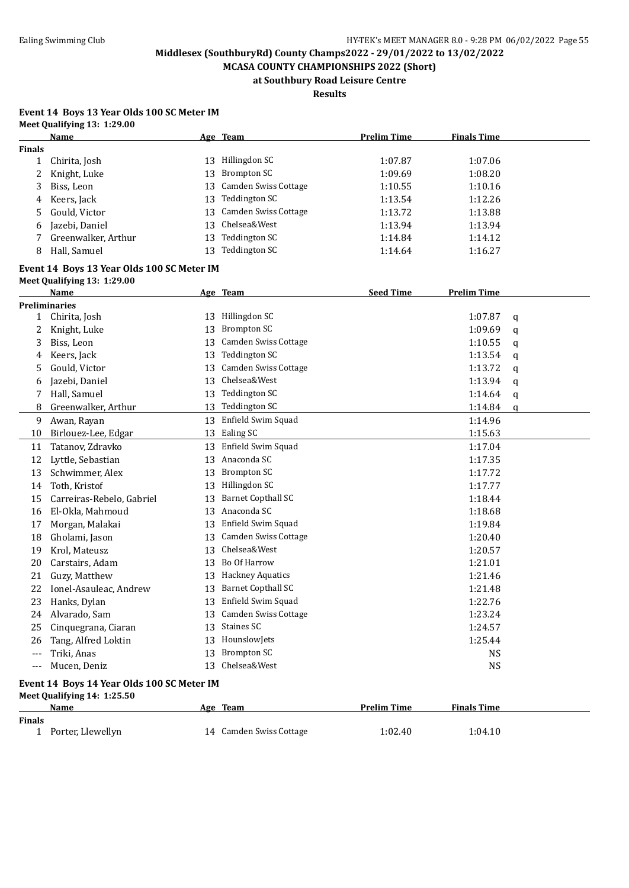Middlesex (SouthburyRd) County Champs2022 - 29/01/2022 to 13/02/2022

MCASA COUNTY CHAMPIONSHIPS 2022 (Short)

at Southbury Road Leisure Centre

Results

**Event 14 Boys 13 Year Olds 100 SC Meter IM**

**Meet Qualifying 13: 1:29.00**

| | Name | Age | Team | Prelim Time | Finals Time |
|---|---|---|---|---|---|
| **Finals** | | | | | |
| 1 | Chirita, Josh | 13 | Hillingdon SC | 1:07.87 | 1:07.06 |
| 2 | Knight, Luke | 13 | Brompton SC | 1:09.69 | 1:08.20 |
| 3 | Biss, Leon | 13 | Camden Swiss Cottage | 1:10.55 | 1:10.16 |
| 4 | Keers, Jack | 13 | Teddington SC | 1:13.54 | 1:12.26 |
| 5 | Gould, Victor | 13 | Camden Swiss Cottage | 1:13.72 | 1:13.88 |
| 6 | Jazebi, Daniel | 13 | Chelsea&West | 1:13.94 | 1:13.94 |
| 7 | Greenwalker, Arthur | 13 | Teddington SC | 1:14.84 | 1:14.12 |
| 8 | Hall, Samuel | 13 | Teddington SC | 1:14.64 | 1:16.27 |

**Event 14 Boys 13 Year Olds 100 SC Meter IM**

**Meet Qualifying 13: 1:29.00**

| | Name | Age | Team | Seed Time | Prelim Time | |
|---|---|---|---|---|---|---|
| **Preliminaries** | | | | | | |
| 1 | Chirita, Josh | 13 | Hillingdon SC | | 1:07.87 | q |
| 2 | Knight, Luke | 13 | Brompton SC | | 1:09.69 | q |
| 3 | Biss, Leon | 13 | Camden Swiss Cottage | | 1:10.55 | q |
| 4 | Keers, Jack | 13 | Teddington SC | | 1:13.54 | q |
| 5 | Gould, Victor | 13 | Camden Swiss Cottage | | 1:13.72 | q |
| 6 | Jazebi, Daniel | 13 | Chelsea&West | | 1:13.94 | q |
| 7 | Hall, Samuel | 13 | Teddington SC | | 1:14.64 | q |
| 8 | Greenwalker, Arthur | 13 | Teddington SC | | 1:14.84 | q |
| 9 | Awan, Rayan | 13 | Enfield Swim Squad | | 1:14.96 | |
| 10 | Birlouez-Lee, Edgar | 13 | Ealing SC | | 1:15.63 | |
| 11 | Tatanov, Zdravko | 13 | Enfield Swim Squad | | 1:17.04 | |
| 12 | Lyttle, Sebastian | 13 | Anaconda SC | | 1:17.35 | |
| 13 | Schwimmer, Alex | 13 | Brompton SC | | 1:17.72 | |
| 14 | Toth, Kristof | 13 | Hillingdon SC | | 1:17.77 | |
| 15 | Carreiras-Rebelo, Gabriel | 13 | Barnet Copthall SC | | 1:18.44 | |
| 16 | El-Okla, Mahmoud | 13 | Anaconda SC | | 1:18.68 | |
| 17 | Morgan, Malakai | 13 | Enfield Swim Squad | | 1:19.84 | |
| 18 | Gholami, Jason | 13 | Camden Swiss Cottage | | 1:20.40 | |
| 19 | Krol, Mateusz | 13 | Chelsea&West | | 1:20.57 | |
| 20 | Carstairs, Adam | 13 | Bo Of Harrow | | 1:21.01 | |
| 21 | Guzy, Matthew | 13 | Hackney Aquatics | | 1:21.46 | |
| 22 | Ionel-Asauleac, Andrew | 13 | Barnet Copthall SC | | 1:21.48 | |
| 23 | Hanks, Dylan | 13 | Enfield Swim Squad | | 1:22.76 | |
| 24 | Alvarado, Sam | 13 | Camden Swiss Cottage | | 1:23.24 | |
| 25 | Cinquegrana, Ciaran | 13 | Staines SC | | 1:24.57 | |
| 26 | Tang, Alfred Loktin | 13 | HounslowJets | | 1:25.44 | |
| --- | Triki, Anas | 13 | Brompton SC | | NS | |
| --- | Mucen, Deniz | 13 | Chelsea&West | | NS | |

**Event 14 Boys 14 Year Olds 100 SC Meter IM**

**Meet Qualifying 14: 1:25.50**

| | Name | Age | Team | Prelim Time | Finals Time |
|---|---|---|---|---|---|
| **Finals** | | | | | |
| 1 | Porter, Llewellyn | 14 | Camden Swiss Cottage | 1:02.40 | 1:04.10 |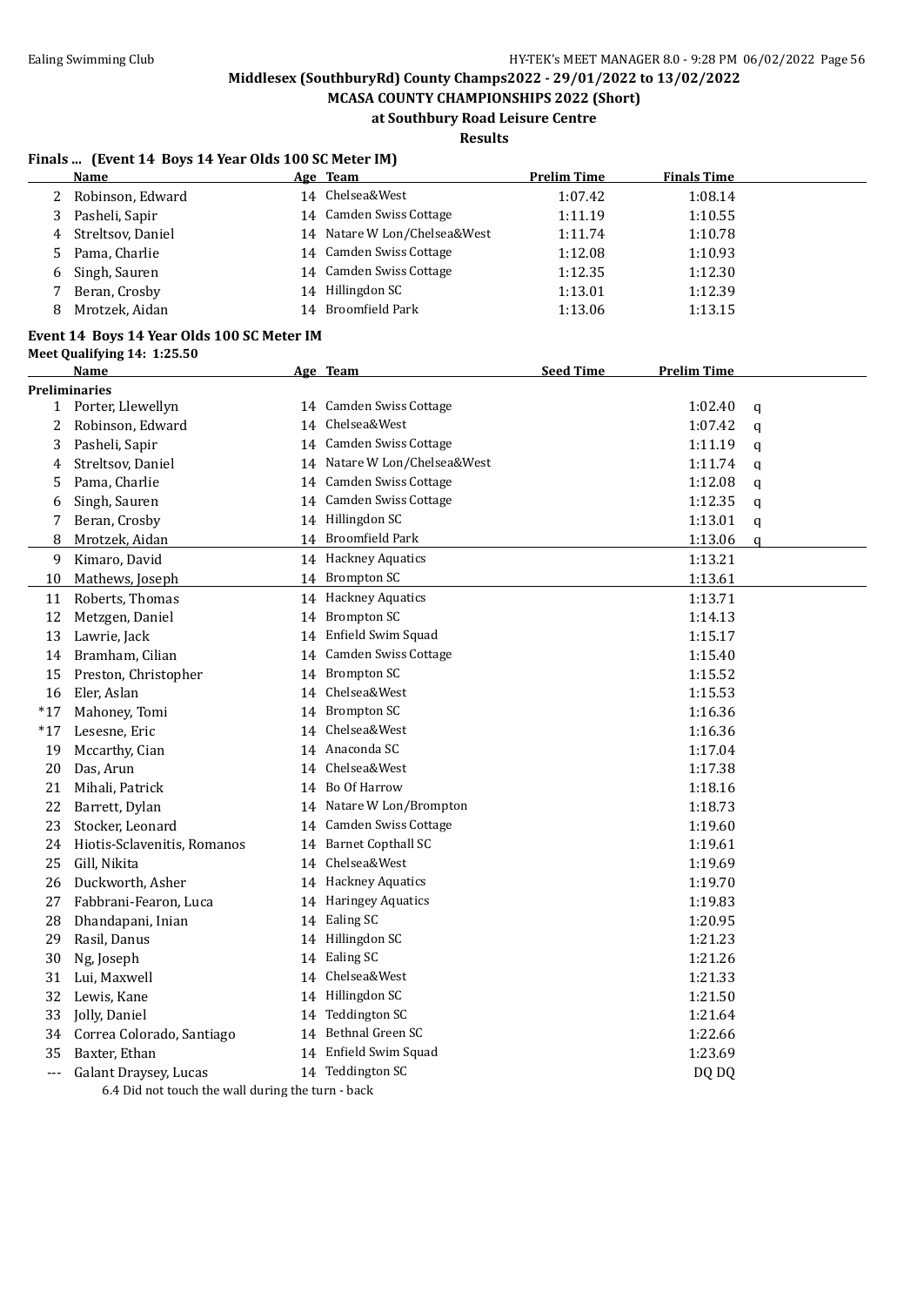## Middlesex (SouthburyRd) County Champs2022 - 29/01/2022 to 13/02/2022

## MCASA COUNTY CHAMPIONSHIPS 2022 (Short)

### at Southbury Road Leisure Centre

### Results

**Finals ... (Event 14 Boys 14 Year Olds 100 SC Meter IM)**

| | Name | Age | Team | Prelim Time | Finals Time |
|---|---|---|---|---|---|
| 2 | Robinson, Edward | 14 | Chelsea&West | 1:07.42 | 1:08.14 |
| 3 | Pasheli, Sapir | 14 | Camden Swiss Cottage | 1:11.19 | 1:10.55 |
| 4 | Streltsov, Daniel | 14 | Natare W Lon/Chelsea&West | 1:11.74 | 1:10.78 |
| 5 | Pama, Charlie | 14 | Camden Swiss Cottage | 1:12.08 | 1:10.93 |
| 6 | Singh, Sauren | 14 | Camden Swiss Cottage | 1:12.35 | 1:12.30 |
| 7 | Beran, Crosby | 14 | Hillingdon SC | 1:13.01 | 1:12.39 |
| 8 | Mrotzek, Aidan | 14 | Broomfield Park | 1:13.06 | 1:13.15 |

**Event 14 Boys 14 Year Olds 100 SC Meter IM**

**Meet Qualifying 14: 1:25.50**

| | Name | Age | Team | Seed Time | Prelim Time | |
|---|---|---|---|---|---|---|
| **Preliminaries** | | | | | | |
| 1 | Porter, Llewellyn | 14 | Camden Swiss Cottage | | 1:02.40 | q |
| 2 | Robinson, Edward | 14 | Chelsea&West | | 1:07.42 | q |
| 3 | Pasheli, Sapir | 14 | Camden Swiss Cottage | | 1:11.19 | q |
| 4 | Streltsov, Daniel | 14 | Natare W Lon/Chelsea&West | | 1:11.74 | q |
| 5 | Pama, Charlie | 14 | Camden Swiss Cottage | | 1:12.08 | q |
| 6 | Singh, Sauren | 14 | Camden Swiss Cottage | | 1:12.35 | q |
| 7 | Beran, Crosby | 14 | Hillingdon SC | | 1:13.01 | q |
| 8 | Mrotzek, Aidan | 14 | Broomfield Park | | 1:13.06 | q |
| 9 | Kimaro, David | 14 | Hackney Aquatics | | 1:13.21 | |
| 10 | Mathews, Joseph | 14 | Brompton SC | | 1:13.61 | |
| 11 | Roberts, Thomas | 14 | Hackney Aquatics | | 1:13.71 | |
| 12 | Metzgen, Daniel | 14 | Brompton SC | | 1:14.13 | |
| 13 | Lawrie, Jack | 14 | Enfield Swim Squad | | 1:15.17 | |
| 14 | Bramham, Cilian | 14 | Camden Swiss Cottage | | 1:15.40 | |
| 15 | Preston, Christopher | 14 | Brompton SC | | 1:15.52 | |
| 16 | Eler, Aslan | 14 | Chelsea&West | | 1:15.53 | |
| *17 | Mahoney, Tomi | 14 | Brompton SC | | 1:16.36 | |
| *17 | Lesesne, Eric | 14 | Chelsea&West | | 1:16.36 | |
| 19 | Mccarthy, Cian | 14 | Anaconda SC | | 1:17.04 | |
| 20 | Das, Arun | 14 | Chelsea&West | | 1:17.38 | |
| 21 | Mihali, Patrick | 14 | Bo Of Harrow | | 1:18.16 | |
| 22 | Barrett, Dylan | 14 | Natare W Lon/Brompton | | 1:18.73 | |
| 23 | Stocker, Leonard | 14 | Camden Swiss Cottage | | 1:19.60 | |
| 24 | Hiotis-Sclavenitis, Romanos | 14 | Barnet Copthall SC | | 1:19.61 | |
| 25 | Gill, Nikita | 14 | Chelsea&West | | 1:19.69 | |
| 26 | Duckworth, Asher | 14 | Hackney Aquatics | | 1:19.70 | |
| 27 | Fabbrani-Fearon, Luca | 14 | Haringey Aquatics | | 1:19.83 | |
| 28 | Dhandapani, Inian | 14 | Ealing SC | | 1:20.95 | |
| 29 | Rasil, Danus | 14 | Hillingdon SC | | 1:21.23 | |
| 30 | Ng, Joseph | 14 | Ealing SC | | 1:21.26 | |
| 31 | Lui, Maxwell | 14 | Chelsea&West | | 1:21.33 | |
| 32 | Lewis, Kane | 14 | Hillingdon SC | | 1:21.50 | |
| 33 | Jolly, Daniel | 14 | Teddington SC | | 1:21.64 | |
| 34 | Correa Colorado, Santiago | 14 | Bethnal Green SC | | 1:22.66 | |
| 35 | Baxter, Ethan | 14 | Enfield Swim Squad | | 1:23.69 | |
| --- | Galant Draysey, Lucas | 14 | Teddington SC | | DQ DQ | |

6.4 Did not touch the wall during the turn - back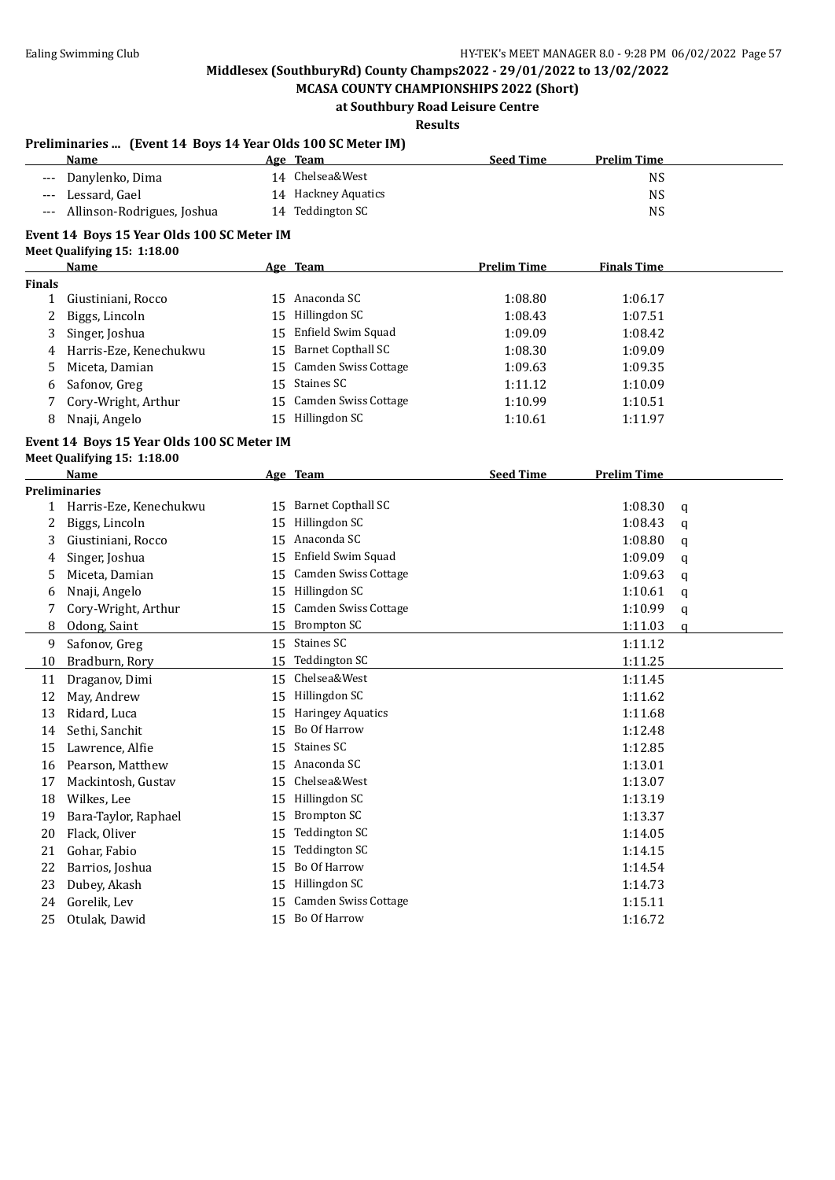Middlesex (SouthburyRd) County Champs2022 - 29/01/2022 to 13/02/2022

MCASA COUNTY CHAMPIONSHIPS 2022 (Short)

at Southbury Road Leisure Centre

Results

**Preliminaries ... (Event 14 Boys 14 Year Olds 100 SC Meter IM)**

| | Name | Age | Team | Seed Time | Prelim Time |
|---|---|---|---|---|---|
| --- | Danylenko, Dima | 14 | Chelsea&West | | NS |
| --- | Lessard, Gael | 14 | Hackney Aquatics | | NS |
| --- | Allinson-Rodrigues, Joshua | 14 | Teddington SC | | NS |

**Event 14 Boys 15 Year Olds 100 SC Meter IM**

**Meet Qualifying 15: 1:18.00**

| | Name | Age | Team | Prelim Time | Finals Time |
|---|---|---|---|---|---|
| **Finals** | | | | | |
| 1 | Giustiniani, Rocco | 15 | Anaconda SC | 1:08.80 | 1:06.17 |
| 2 | Biggs, Lincoln | 15 | Hillingdon SC | 1:08.43 | 1:07.51 |
| 3 | Singer, Joshua | 15 | Enfield Swim Squad | 1:09.09 | 1:08.42 |
| 4 | Harris-Eze, Kenechukwu | 15 | Barnet Copthall SC | 1:08.30 | 1:09.09 |
| 5 | Miceta, Damian | 15 | Camden Swiss Cottage | 1:09.63 | 1:09.35 |
| 6 | Safonov, Greg | 15 | Staines SC | 1:11.12 | 1:10.09 |
| 7 | Cory-Wright, Arthur | 15 | Camden Swiss Cottage | 1:10.99 | 1:10.51 |
| 8 | Nnaji, Angelo | 15 | Hillingdon SC | 1:10.61 | 1:11.97 |

**Event 14 Boys 15 Year Olds 100 SC Meter IM**

**Meet Qualifying 15: 1:18.00**

| | Name | Age | Team | Seed Time | Prelim Time | |
|---|---|---|---|---|---|---|
| **Preliminaries** | | | | | | |
| 1 | Harris-Eze, Kenechukwu | 15 | Barnet Copthall SC | | 1:08.30 | q |
| 2 | Biggs, Lincoln | 15 | Hillingdon SC | | 1:08.43 | q |
| 3 | Giustiniani, Rocco | 15 | Anaconda SC | | 1:08.80 | q |
| 4 | Singer, Joshua | 15 | Enfield Swim Squad | | 1:09.09 | q |
| 5 | Miceta, Damian | 15 | Camden Swiss Cottage | | 1:09.63 | q |
| 6 | Nnaji, Angelo | 15 | Hillingdon SC | | 1:10.61 | q |
| 7 | Cory-Wright, Arthur | 15 | Camden Swiss Cottage | | 1:10.99 | q |
| 8 | Odong, Saint | 15 | Brompton SC | | 1:11.03 | q |
| 9 | Safonov, Greg | 15 | Staines SC | | 1:11.12 | |
| 10 | Bradburn, Rory | 15 | Teddington SC | | 1:11.25 | |
| 11 | Draganov, Dimi | 15 | Chelsea&West | | 1:11.45 | |
| 12 | May, Andrew | 15 | Hillingdon SC | | 1:11.62 | |
| 13 | Ridard, Luca | 15 | Haringey Aquatics | | 1:11.68 | |
| 14 | Sethi, Sanchit | 15 | Bo Of Harrow | | 1:12.48 | |
| 15 | Lawrence, Alfie | 15 | Staines SC | | 1:12.85 | |
| 16 | Pearson, Matthew | 15 | Anaconda SC | | 1:13.01 | |
| 17 | Mackintosh, Gustav | 15 | Chelsea&West | | 1:13.07 | |
| 18 | Wilkes, Lee | 15 | Hillingdon SC | | 1:13.19 | |
| 19 | Bara-Taylor, Raphael | 15 | Brompton SC | | 1:13.37 | |
| 20 | Flack, Oliver | 15 | Teddington SC | | 1:14.05 | |
| 21 | Gohar, Fabio | 15 | Teddington SC | | 1:14.15 | |
| 22 | Barrios, Joshua | 15 | Bo Of Harrow | | 1:14.54 | |
| 23 | Dubey, Akash | 15 | Hillingdon SC | | 1:14.73 | |
| 24 | Gorelik, Lev | 15 | Camden Swiss Cottage | | 1:15.11 | |
| 25 | Otulak, Dawid | 15 | Bo Of Harrow | | 1:16.72 | |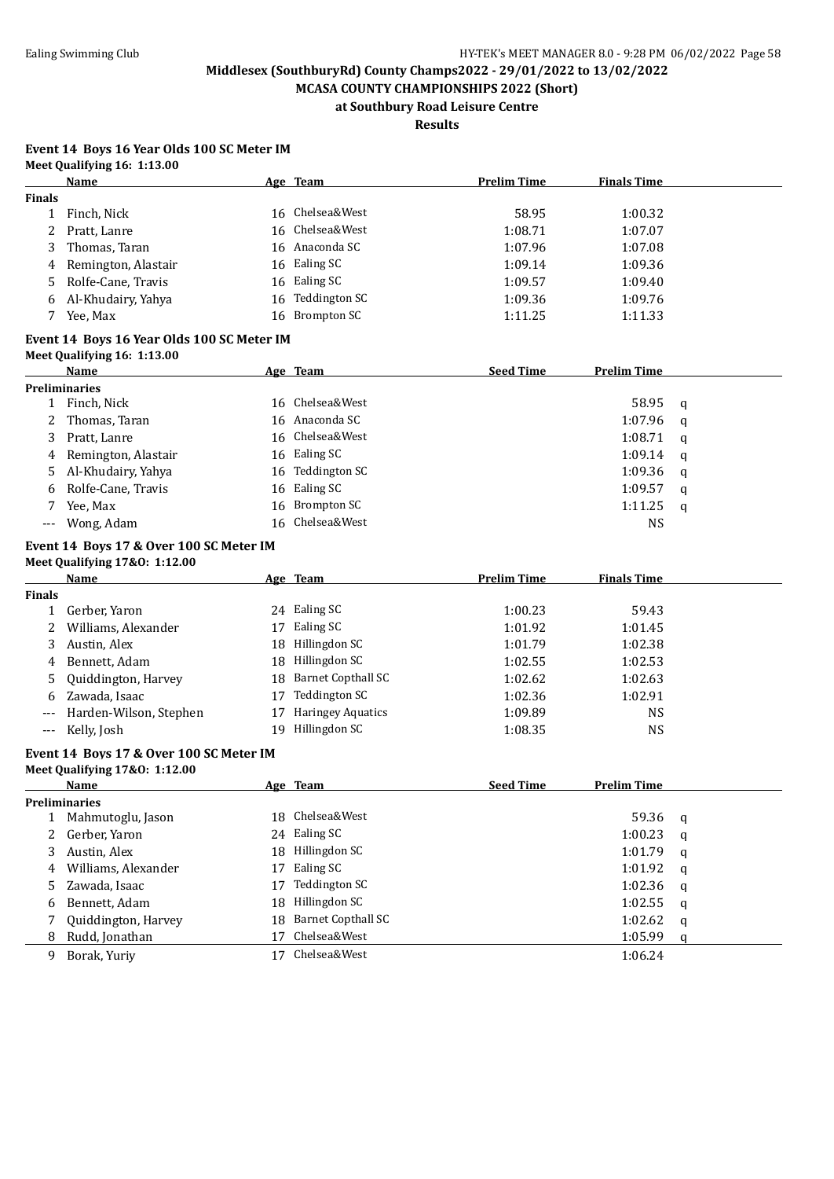**Middlesex (SouthburyRd) County Champs2022 - 29/01/2022 to 13/02/2022**

**MCASA COUNTY CHAMPIONSHIPS 2022 (Short)**

**at Southbury Road Leisure Centre**

**Results**

### Event 14 Boys 16 Year Olds 100 SC Meter IM

**Meet Qualifying 16: 1:13.00**

| | Name | Age | Team | Prelim Time | Finals Time |
|---|---|---|---|---|---|
| **Finals** | | | | | |
| 1 | Finch, Nick | 16 | Chelsea&West | 58.95 | 1:00.32 |
| 2 | Pratt, Lanre | 16 | Chelsea&West | 1:08.71 | 1:07.07 |
| 3 | Thomas, Taran | 16 | Anaconda SC | 1:07.96 | 1:07.08 |
| 4 | Remington, Alastair | 16 | Ealing SC | 1:09.14 | 1:09.36 |
| 5 | Rolfe-Cane, Travis | 16 | Ealing SC | 1:09.57 | 1:09.40 |
| 6 | Al-Khudairy, Yahya | 16 | Teddington SC | 1:09.36 | 1:09.76 |
| 7 | Yee, Max | 16 | Brompton SC | 1:11.25 | 1:11.33 |

### Event 14 Boys 16 Year Olds 100 SC Meter IM

**Meet Qualifying 16: 1:13.00**

| | Name | Age | Team | Seed Time | Prelim Time | |
|---|---|---|---|---|---|---|
| **Preliminaries** | | | | | | |
| 1 | Finch, Nick | 16 | Chelsea&West | | 58.95 | q |
| 2 | Thomas, Taran | 16 | Anaconda SC | | 1:07.96 | q |
| 3 | Pratt, Lanre | 16 | Chelsea&West | | 1:08.71 | q |
| 4 | Remington, Alastair | 16 | Ealing SC | | 1:09.14 | q |
| 5 | Al-Khudairy, Yahya | 16 | Teddington SC | | 1:09.36 | q |
| 6 | Rolfe-Cane, Travis | 16 | Ealing SC | | 1:09.57 | q |
| 7 | Yee, Max | 16 | Brompton SC | | 1:11.25 | q |
| --- | Wong, Adam | 16 | Chelsea&West | | NS | |

### Event 14 Boys 17 & Over 100 SC Meter IM

**Meet Qualifying 17&O: 1:12.00**

| | Name | Age | Team | Prelim Time | Finals Time |
|---|---|---|---|---|---|
| **Finals** | | | | | |
| 1 | Gerber, Yaron | 24 | Ealing SC | 1:00.23 | 59.43 |
| 2 | Williams, Alexander | 17 | Ealing SC | 1:01.92 | 1:01.45 |
| 3 | Austin, Alex | 18 | Hillingdon SC | 1:01.79 | 1:02.38 |
| 4 | Bennett, Adam | 18 | Hillingdon SC | 1:02.55 | 1:02.53 |
| 5 | Quiddington, Harvey | 18 | Barnet Copthall SC | 1:02.62 | 1:02.63 |
| 6 | Zawada, Isaac | 17 | Teddington SC | 1:02.36 | 1:02.91 |
| --- | Harden-Wilson, Stephen | 17 | Haringey Aquatics | 1:09.89 | NS |
| --- | Kelly, Josh | 19 | Hillingdon SC | 1:08.35 | NS |

### Event 14 Boys 17 & Over 100 SC Meter IM

**Meet Qualifying 17&O: 1:12.00**

| | Name | Age | Team | Seed Time | Prelim Time | |
|---|---|---|---|---|---|---|
| **Preliminaries** | | | | | | |
| 1 | Mahmutoglu, Jason | 18 | Chelsea&West | | 59.36 | q |
| 2 | Gerber, Yaron | 24 | Ealing SC | | 1:00.23 | q |
| 3 | Austin, Alex | 18 | Hillingdon SC | | 1:01.79 | q |
| 4 | Williams, Alexander | 17 | Ealing SC | | 1:01.92 | q |
| 5 | Zawada, Isaac | 17 | Teddington SC | | 1:02.36 | q |
| 6 | Bennett, Adam | 18 | Hillingdon SC | | 1:02.55 | q |
| 7 | Quiddington, Harvey | 18 | Barnet Copthall SC | | 1:02.62 | q |
| 8 | Rudd, Jonathan | 17 | Chelsea&West | | 1:05.99 | q |
| 9 | Borak, Yuriy | 17 | Chelsea&West | | 1:06.24 | |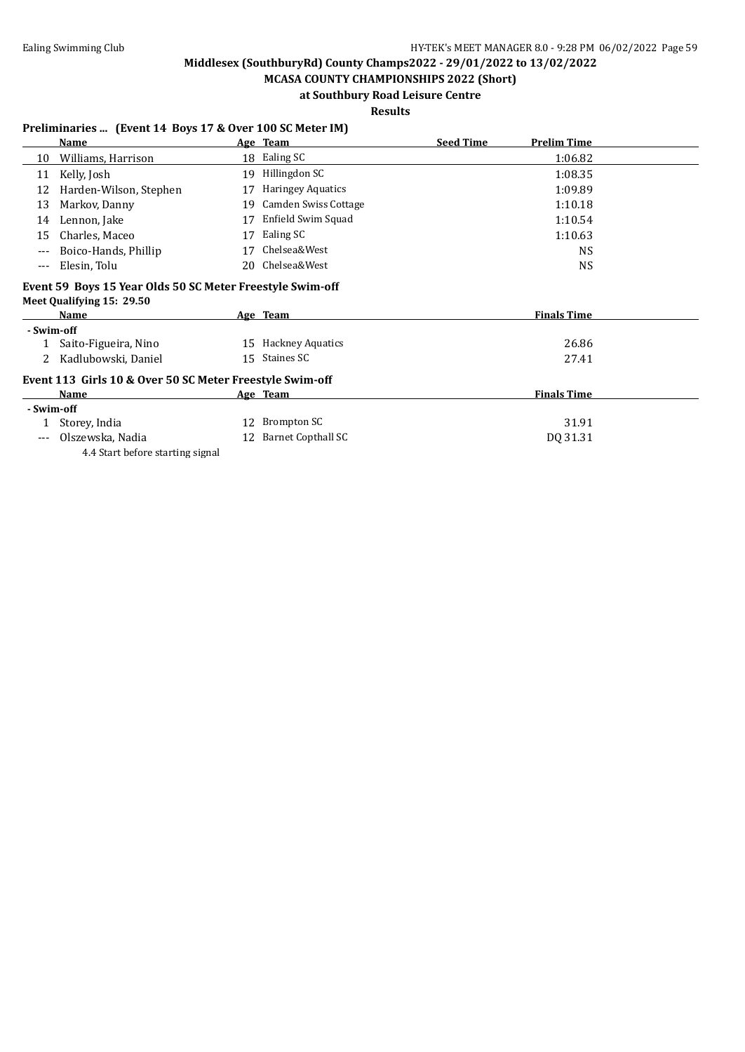## Preliminaries ... (Event 14 Boys 17 & Over 100 SC Meter IM)

| | Name | Age | Team | Seed Time | Prelim Time |
|---|---|---|---|---|---|
| 10 | Williams, Harrison | 18 | Ealing SC | | 1:06.82 |
| 11 | Kelly, Josh | 19 | Hillingdon SC | | 1:08.35 |
| 12 | Harden-Wilson, Stephen | 17 | Haringey Aquatics | | 1:09.89 |
| 13 | Markov, Danny | 19 | Camden Swiss Cottage | | 1:10.18 |
| 14 | Lennon, Jake | 17 | Enfield Swim Squad | | 1:10.54 |
| 15 | Charles, Maceo | 17 | Ealing SC | | 1:10.63 |
| --- | Boico-Hands, Phillip | 17 | Chelsea&West | | NS |
| --- | Elesin, Tolu | 20 | Chelsea&West | | NS |

## Event 59 Boys 15 Year Olds 50 SC Meter Freestyle Swim-off

Meet Qualifying 15: 29.50

| | Name | Age | Team | Finals Time |
|---|---|---|---|---|
| - Swim-off | | | | |
| 1 | Saito-Figueira, Nino | 15 | Hackney Aquatics | 26.86 |
| 2 | Kadlubowski, Daniel | 15 | Staines SC | 27.41 |

## Event 113 Girls 10 & Over 50 SC Meter Freestyle Swim-off

| | Name | Age | Team | Finals Time |
|---|---|---|---|---|
| - Swim-off | | | | |
| 1 | Storey, India | 12 | Brompton SC | 31.91 |
| --- | Olszewska, Nadia | 12 | Barnet Copthall SC | DQ 31.31 |
| | 4.4 Start before starting signal | | | |